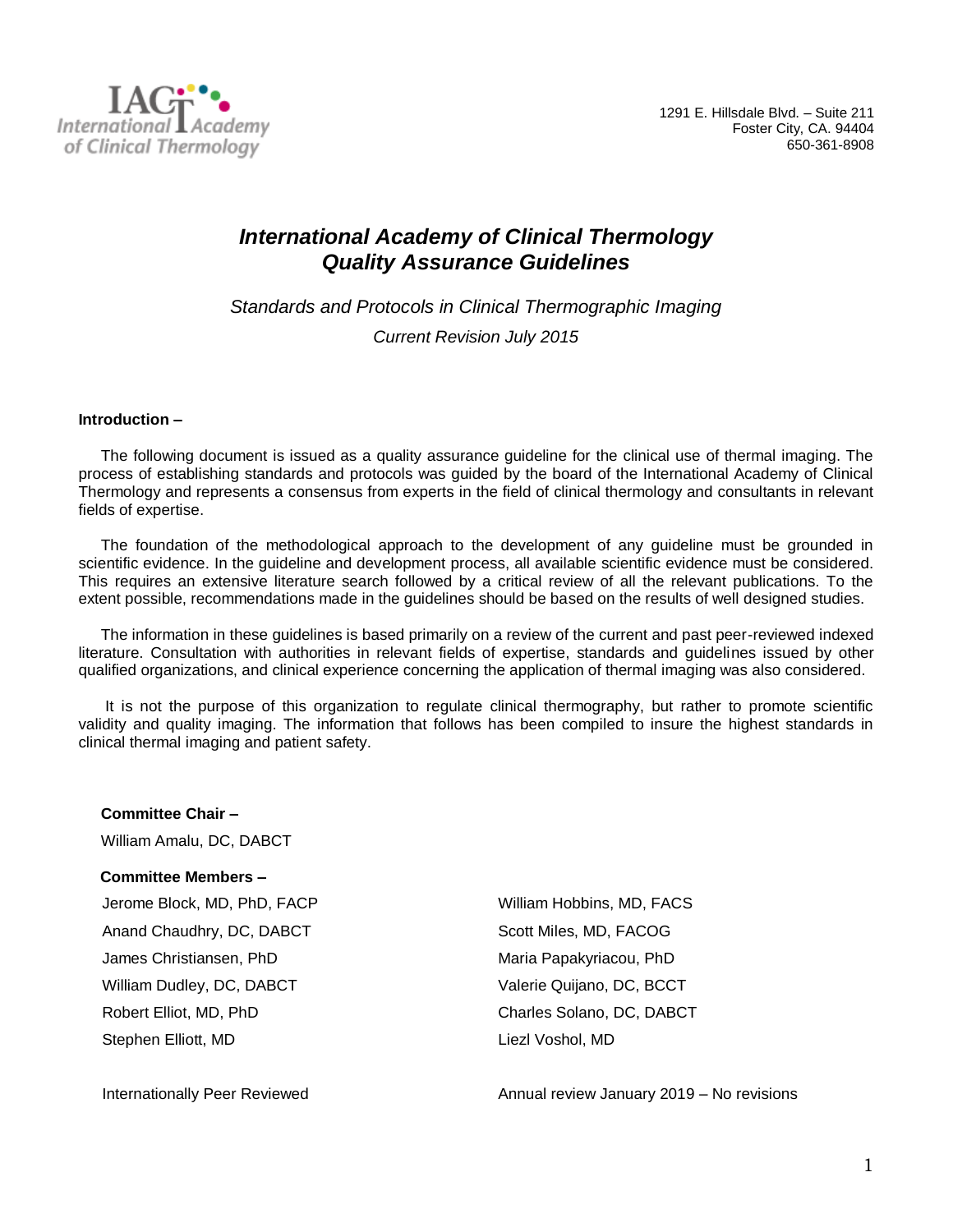International Academy of Clinical Thermology

1291 E. Hillsdale Blvd. – Suite 211
Foster City, CA. 94404
650-361-8908

# *International Academy of Clinical Thermology Quality Assurance Guidelines*

*Standards and Protocols in Clinical Thermographic Imaging*

*Current Revision July 2015*

**Introduction –**

The following document is issued as a quality assurance guideline for the clinical use of thermal imaging. The process of establishing standards and protocols was guided by the board of the International Academy of Clinical Thermology and represents a consensus from experts in the field of clinical thermology and consultants in relevant fields of expertise.

The foundation of the methodological approach to the development of any guideline must be grounded in scientific evidence. In the guideline and development process, all available scientific evidence must be considered. This requires an extensive literature search followed by a critical review of all the relevant publications. To the extent possible, recommendations made in the guidelines should be based on the results of well designed studies.

The information in these guidelines is based primarily on a review of the current and past peer-reviewed indexed literature. Consultation with authorities in relevant fields of expertise, standards and guidelines issued by other qualified organizations, and clinical experience concerning the application of thermal imaging was also considered.

It is not the purpose of this organization to regulate clinical thermography, but rather to promote scientific validity and quality imaging. The information that follows has been compiled to insure the highest standards in clinical thermal imaging and patient safety.

**Committee Chair –**

William Amalu, DC, DABCT

**Committee Members –**

Jerome Block, MD, PhD, FACP
Anand Chaudhry, DC, DABCT
James Christiansen, PhD
William Dudley, DC, DABCT
Robert Elliot, MD, PhD
Stephen Elliott, MD
William Hobbins, MD, FACS
Scott Miles, MD, FACOG
Maria Papakyriacou, PhD
Valerie Quijano, DC, BCCT
Charles Solano, DC, DABCT
Liezl Voshol, MD

Internationally Peer Reviewed

Annual review January 2019 – No revisions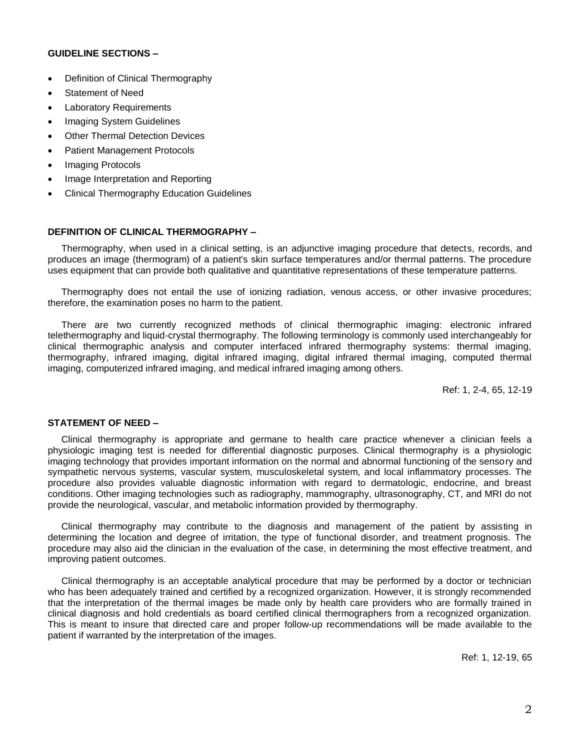**GUIDELINE SECTIONS –**

- Definition of Clinical Thermography
- Statement of Need
- Laboratory Requirements
- Imaging System Guidelines
- Other Thermal Detection Devices
- Patient Management Protocols
- Imaging Protocols
- Image Interpretation and Reporting
- Clinical Thermography Education Guidelines

**DEFINITION OF CLINICAL THERMOGRAPHY –**

Thermography, when used in a clinical setting, is an adjunctive imaging procedure that detects, records, and produces an image (thermogram) of a patient's skin surface temperatures and/or thermal patterns. The procedure uses equipment that can provide both qualitative and quantitative representations of these temperature patterns.

Thermography does not entail the use of ionizing radiation, venous access, or other invasive procedures; therefore, the examination poses no harm to the patient.

There are two currently recognized methods of clinical thermographic imaging: electronic infrared telethermography and liquid-crystal thermography. The following terminology is commonly used interchangeably for clinical thermographic analysis and computer interfaced infrared thermography systems: thermal imaging, thermography, infrared imaging, digital infrared imaging, digital infrared thermal imaging, computed thermal imaging, computerized infrared imaging, and medical infrared imaging among others.

Ref: 1, 2-4, 65, 12-19

**STATEMENT OF NEED –**

Clinical thermography is appropriate and germane to health care practice whenever a clinician feels a physiologic imaging test is needed for differential diagnostic purposes. Clinical thermography is a physiologic imaging technology that provides important information on the normal and abnormal functioning of the sensory and sympathetic nervous systems, vascular system, musculoskeletal system, and local inflammatory processes. The procedure also provides valuable diagnostic information with regard to dermatologic, endocrine, and breast conditions. Other imaging technologies such as radiography, mammography, ultrasonography, CT, and MRI do not provide the neurological, vascular, and metabolic information provided by thermography.

Clinical thermography may contribute to the diagnosis and management of the patient by assisting in determining the location and degree of irritation, the type of functional disorder, and treatment prognosis. The procedure may also aid the clinician in the evaluation of the case, in determining the most effective treatment, and improving patient outcomes.

Clinical thermography is an acceptable analytical procedure that may be performed by a doctor or technician who has been adequately trained and certified by a recognized organization. However, it is strongly recommended that the interpretation of the thermal images be made only by health care providers who are formally trained in clinical diagnosis and hold credentials as board certified clinical thermographers from a recognized organization. This is meant to insure that directed care and proper follow-up recommendations will be made available to the patient if warranted by the interpretation of the images.

Ref: 1, 12-19, 65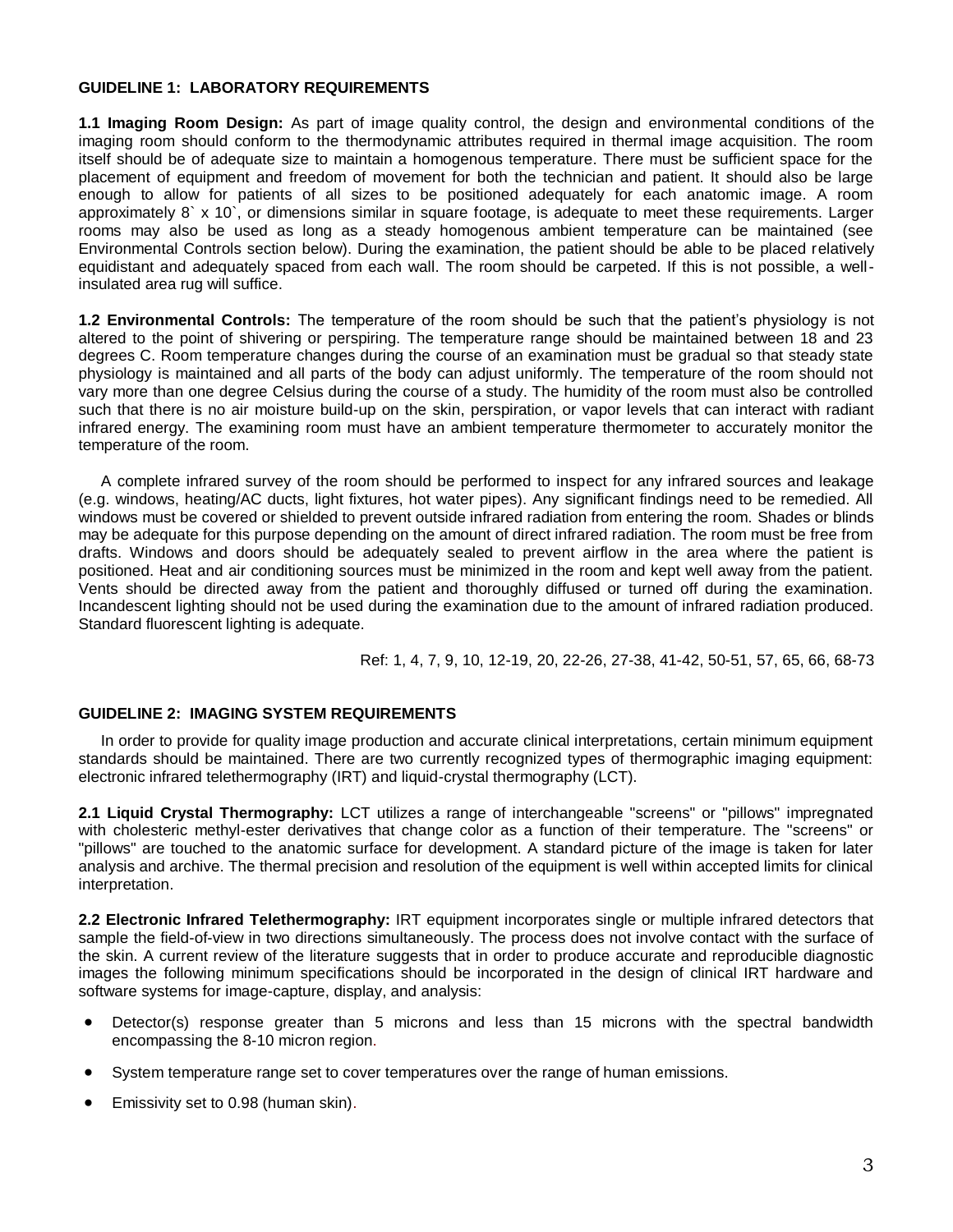## GUIDELINE 1: LABORATORY REQUIREMENTS

**1.1 Imaging Room Design:** As part of image quality control, the design and environmental conditions of the imaging room should conform to the thermodynamic attributes required in thermal image acquisition. The room itself should be of adequate size to maintain a homogenous temperature. There must be sufficient space for the placement of equipment and freedom of movement for both the technician and patient. It should also be large enough to allow for patients of all sizes to be positioned adequately for each anatomic image. A room approximately 8` x 10`, or dimensions similar in square footage, is adequate to meet these requirements. Larger rooms may also be used as long as a steady homogenous ambient temperature can be maintained (see Environmental Controls section below). During the examination, the patient should be able to be placed relatively equidistant and adequately spaced from each wall. The room should be carpeted. If this is not possible, a well-insulated area rug will suffice.

**1.2 Environmental Controls:** The temperature of the room should be such that the patient's physiology is not altered to the point of shivering or perspiring. The temperature range should be maintained between 18 and 23 degrees C. Room temperature changes during the course of an examination must be gradual so that steady state physiology is maintained and all parts of the body can adjust uniformly. The temperature of the room should not vary more than one degree Celsius during the course of a study. The humidity of the room must also be controlled such that there is no air moisture build-up on the skin, perspiration, or vapor levels that can interact with radiant infrared energy. The examining room must have an ambient temperature thermometer to accurately monitor the temperature of the room.

A complete infrared survey of the room should be performed to inspect for any infrared sources and leakage (e.g. windows, heating/AC ducts, light fixtures, hot water pipes). Any significant findings need to be remedied. All windows must be covered or shielded to prevent outside infrared radiation from entering the room. Shades or blinds may be adequate for this purpose depending on the amount of direct infrared radiation. The room must be free from drafts. Windows and doors should be adequately sealed to prevent airflow in the area where the patient is positioned. Heat and air conditioning sources must be minimized in the room and kept well away from the patient. Vents should be directed away from the patient and thoroughly diffused or turned off during the examination. Incandescent lighting should not be used during the examination due to the amount of infrared radiation produced. Standard fluorescent lighting is adequate.

Ref: 1, 4, 7, 9, 10, 12-19, 20, 22-26, 27-38, 41-42, 50-51, 57, 65, 66, 68-73

## GUIDELINE 2: IMAGING SYSTEM REQUIREMENTS

In order to provide for quality image production and accurate clinical interpretations, certain minimum equipment standards should be maintained. There are two currently recognized types of thermographic imaging equipment: electronic infrared telethermography (IRT) and liquid-crystal thermography (LCT).

**2.1 Liquid Crystal Thermography:** LCT utilizes a range of interchangeable "screens" or "pillows" impregnated with cholesteric methyl-ester derivatives that change color as a function of their temperature. The "screens" or "pillows" are touched to the anatomic surface for development. A standard picture of the image is taken for later analysis and archive. The thermal precision and resolution of the equipment is well within accepted limits for clinical interpretation.

**2.2 Electronic Infrared Telethermography:** IRT equipment incorporates single or multiple infrared detectors that sample the field-of-view in two directions simultaneously. The process does not involve contact with the surface of the skin. A current review of the literature suggests that in order to produce accurate and reproducible diagnostic images the following minimum specifications should be incorporated in the design of clinical IRT hardware and software systems for image-capture, display, and analysis:

- Detector(s) response greater than 5 microns and less than 15 microns with the spectral bandwidth encompassing the 8-10 micron region.
- System temperature range set to cover temperatures over the range of human emissions.
- Emissivity set to 0.98 (human skin).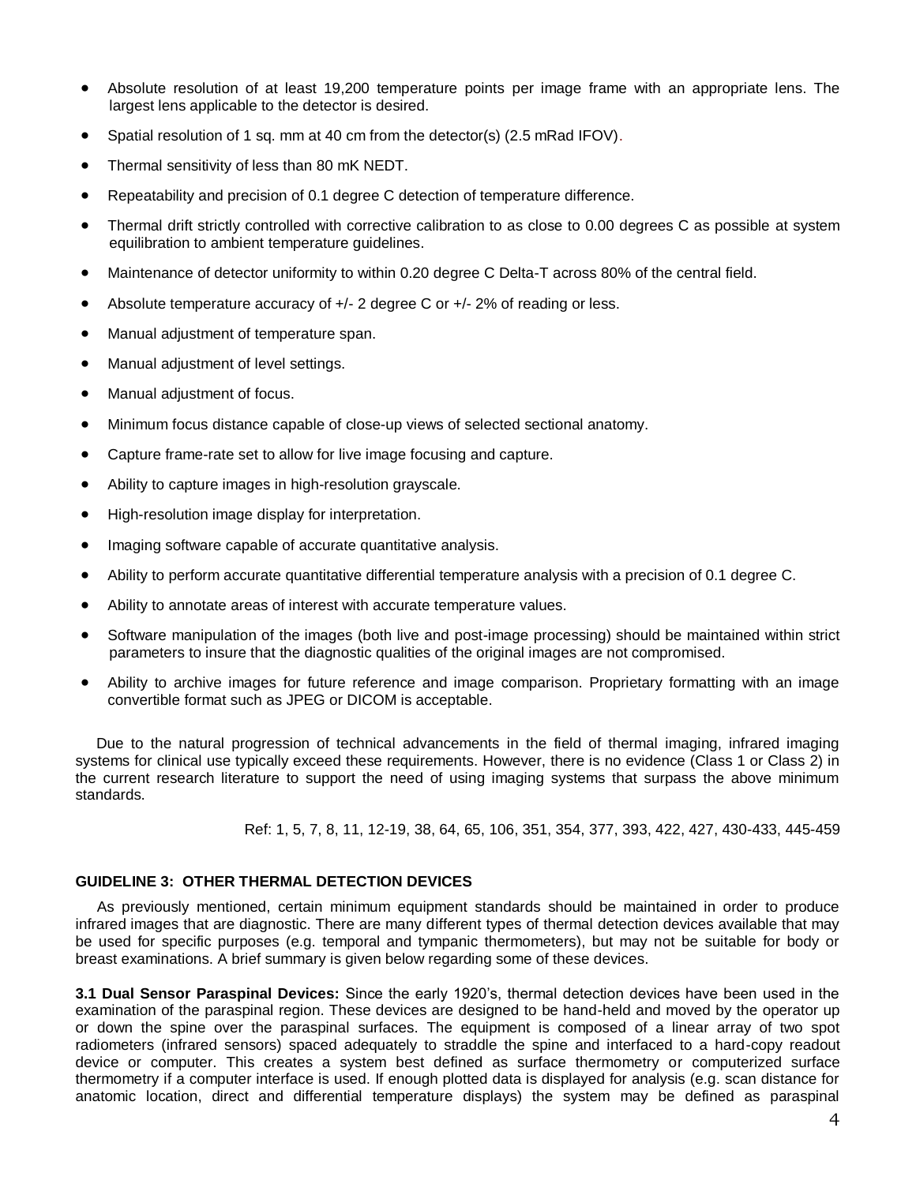- Absolute resolution of at least 19,200 temperature points per image frame with an appropriate lens. The largest lens applicable to the detector is desired.
- Spatial resolution of 1 sq. mm at 40 cm from the detector(s) (2.5 mRad IFOV).
- Thermal sensitivity of less than 80 mK NEDT.
- Repeatability and precision of 0.1 degree C detection of temperature difference.
- Thermal drift strictly controlled with corrective calibration to as close to 0.00 degrees C as possible at system equilibration to ambient temperature guidelines.
- Maintenance of detector uniformity to within 0.20 degree C Delta-T across 80% of the central field.
- Absolute temperature accuracy of +/- 2 degree C or +/- 2% of reading or less.
- Manual adjustment of temperature span.
- Manual adjustment of level settings.
- Manual adjustment of focus.
- Minimum focus distance capable of close-up views of selected sectional anatomy.
- Capture frame-rate set to allow for live image focusing and capture.
- Ability to capture images in high-resolution grayscale.
- High-resolution image display for interpretation.
- Imaging software capable of accurate quantitative analysis.
- Ability to perform accurate quantitative differential temperature analysis with a precision of 0.1 degree C.
- Ability to annotate areas of interest with accurate temperature values.
- Software manipulation of the images (both live and post-image processing) should be maintained within strict parameters to insure that the diagnostic qualities of the original images are not compromised.
- Ability to archive images for future reference and image comparison. Proprietary formatting with an image convertible format such as JPEG or DICOM is acceptable.

Due to the natural progression of technical advancements in the field of thermal imaging, infrared imaging systems for clinical use typically exceed these requirements. However, there is no evidence (Class 1 or Class 2) in the current research literature to support the need of using imaging systems that surpass the above minimum standards.

Ref: 1, 5, 7, 8, 11, 12-19, 38, 64, 65, 106, 351, 354, 377, 393, 422, 427, 430-433, 445-459

**GUIDELINE 3: OTHER THERMAL DETECTION DEVICES**

As previously mentioned, certain minimum equipment standards should be maintained in order to produce infrared images that are diagnostic. There are many different types of thermal detection devices available that may be used for specific purposes (e.g. temporal and tympanic thermometers), but may not be suitable for body or breast examinations. A brief summary is given below regarding some of these devices.

**3.1 Dual Sensor Paraspinal Devices:** Since the early 1920's, thermal detection devices have been used in the examination of the paraspinal region. These devices are designed to be hand-held and moved by the operator up or down the spine over the paraspinal surfaces. The equipment is composed of a linear array of two spot radiometers (infrared sensors) spaced adequately to straddle the spine and interfaced to a hard-copy readout device or computer. This creates a system best defined as surface thermometry or computerized surface thermometry if a computer interface is used. If enough plotted data is displayed for analysis (e.g. scan distance for anatomic location, direct and differential temperature displays) the system may be defined as paraspinal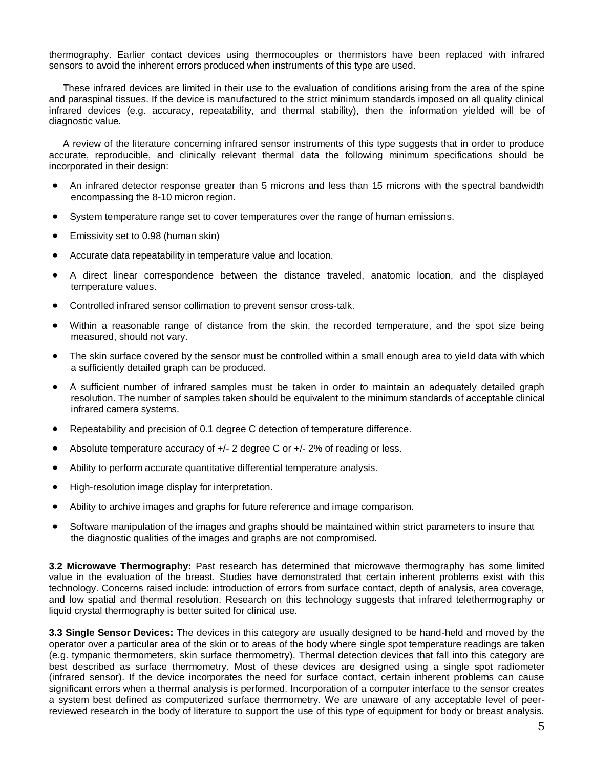thermography. Earlier contact devices using thermocouples or thermistors have been replaced with infrared sensors to avoid the inherent errors produced when instruments of this type are used.

These infrared devices are limited in their use to the evaluation of conditions arising from the area of the spine and paraspinal tissues. If the device is manufactured to the strict minimum standards imposed on all quality clinical infrared devices (e.g. accuracy, repeatability, and thermal stability), then the information yielded will be of diagnostic value.

A review of the literature concerning infrared sensor instruments of this type suggests that in order to produce accurate, reproducible, and clinically relevant thermal data the following minimum specifications should be incorporated in their design:

- An infrared detector response greater than 5 microns and less than 15 microns with the spectral bandwidth encompassing the 8-10 micron region.
- System temperature range set to cover temperatures over the range of human emissions.
- Emissivity set to 0.98 (human skin)
- Accurate data repeatability in temperature value and location.
- A direct linear correspondence between the distance traveled, anatomic location, and the displayed temperature values.
- Controlled infrared sensor collimation to prevent sensor cross-talk.
- Within a reasonable range of distance from the skin, the recorded temperature, and the spot size being measured, should not vary.
- The skin surface covered by the sensor must be controlled within a small enough area to yield data with which a sufficiently detailed graph can be produced.
- A sufficient number of infrared samples must be taken in order to maintain an adequately detailed graph resolution. The number of samples taken should be equivalent to the minimum standards of acceptable clinical infrared camera systems.
- Repeatability and precision of 0.1 degree C detection of temperature difference.
- Absolute temperature accuracy of +/- 2 degree C or +/- 2% of reading or less.
- Ability to perform accurate quantitative differential temperature analysis.
- High-resolution image display for interpretation.
- Ability to archive images and graphs for future reference and image comparison.
- Software manipulation of the images and graphs should be maintained within strict parameters to insure that the diagnostic qualities of the images and graphs are not compromised.

**3.2 Microwave Thermography:** Past research has determined that microwave thermography has some limited value in the evaluation of the breast. Studies have demonstrated that certain inherent problems exist with this technology. Concerns raised include: introduction of errors from surface contact, depth of analysis, area coverage, and low spatial and thermal resolution. Research on this technology suggests that infrared telethermography or liquid crystal thermography is better suited for clinical use.

**3.3 Single Sensor Devices:** The devices in this category are usually designed to be hand-held and moved by the operator over a particular area of the skin or to areas of the body where single spot temperature readings are taken (e.g. tympanic thermometers, skin surface thermometry). Thermal detection devices that fall into this category are best described as surface thermometry. Most of these devices are designed using a single spot radiometer (infrared sensor). If the device incorporates the need for surface contact, certain inherent problems can cause significant errors when a thermal analysis is performed. Incorporation of a computer interface to the sensor creates a system best defined as computerized surface thermometry. We are unaware of any acceptable level of peer-reviewed research in the body of literature to support the use of this type of equipment for body or breast analysis.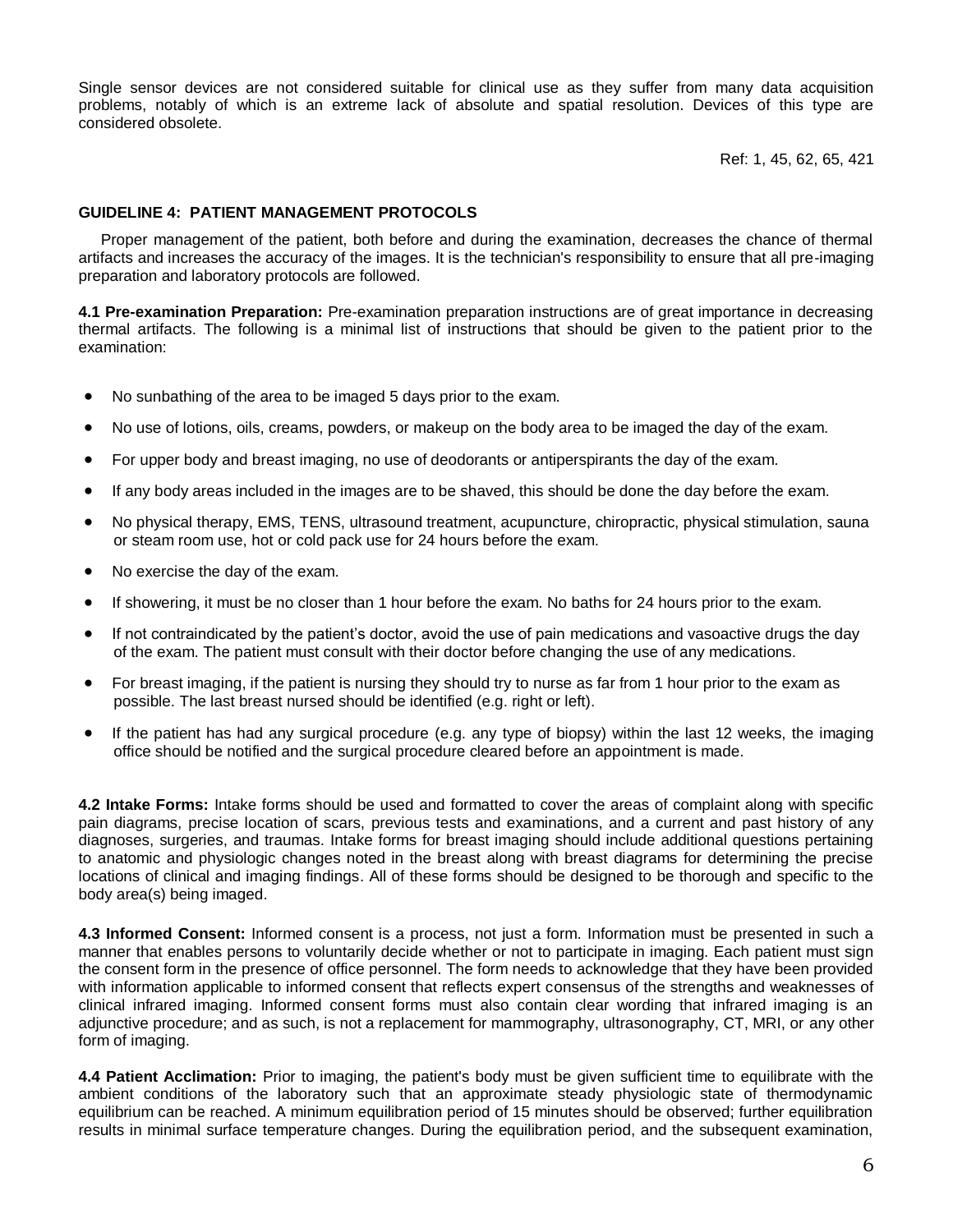Single sensor devices are not considered suitable for clinical use as they suffer from many data acquisition problems, notably of which is an extreme lack of absolute and spatial resolution. Devices of this type are considered obsolete.

Ref: 1, 45, 62, 65, 421

## GUIDELINE 4: PATIENT MANAGEMENT PROTOCOLS

Proper management of the patient, both before and during the examination, decreases the chance of thermal artifacts and increases the accuracy of the images. It is the technician's responsibility to ensure that all pre-imaging preparation and laboratory protocols are followed.

**4.1 Pre-examination Preparation:** Pre-examination preparation instructions are of great importance in decreasing thermal artifacts. The following is a minimal list of instructions that should be given to the patient prior to the examination:

- No sunbathing of the area to be imaged 5 days prior to the exam.
- No use of lotions, oils, creams, powders, or makeup on the body area to be imaged the day of the exam.
- For upper body and breast imaging, no use of deodorants or antiperspirants the day of the exam.
- If any body areas included in the images are to be shaved, this should be done the day before the exam.
- No physical therapy, EMS, TENS, ultrasound treatment, acupuncture, chiropractic, physical stimulation, sauna or steam room use, hot or cold pack use for 24 hours before the exam.
- No exercise the day of the exam.
- If showering, it must be no closer than 1 hour before the exam. No baths for 24 hours prior to the exam.
- If not contraindicated by the patient's doctor, avoid the use of pain medications and vasoactive drugs the day of the exam. The patient must consult with their doctor before changing the use of any medications.
- For breast imaging, if the patient is nursing they should try to nurse as far from 1 hour prior to the exam as possible. The last breast nursed should be identified (e.g. right or left).
- If the patient has had any surgical procedure (e.g. any type of biopsy) within the last 12 weeks, the imaging office should be notified and the surgical procedure cleared before an appointment is made.

**4.2 Intake Forms:** Intake forms should be used and formatted to cover the areas of complaint along with specific pain diagrams, precise location of scars, previous tests and examinations, and a current and past history of any diagnoses, surgeries, and traumas. Intake forms for breast imaging should include additional questions pertaining to anatomic and physiologic changes noted in the breast along with breast diagrams for determining the precise locations of clinical and imaging findings. All of these forms should be designed to be thorough and specific to the body area(s) being imaged.

**4.3 Informed Consent:** Informed consent is a process, not just a form. Information must be presented in such a manner that enables persons to voluntarily decide whether or not to participate in imaging. Each patient must sign the consent form in the presence of office personnel. The form needs to acknowledge that they have been provided with information applicable to informed consent that reflects expert consensus of the strengths and weaknesses of clinical infrared imaging. Informed consent forms must also contain clear wording that infrared imaging is an adjunctive procedure; and as such, is not a replacement for mammography, ultrasonography, CT, MRI, or any other form of imaging.

**4.4 Patient Acclimation:** Prior to imaging, the patient's body must be given sufficient time to equilibrate with the ambient conditions of the laboratory such that an approximate steady physiologic state of thermodynamic equilibrium can be reached. A minimum equilibration period of 15 minutes should be observed; further equilibration results in minimal surface temperature changes. During the equilibration period, and the subsequent examination,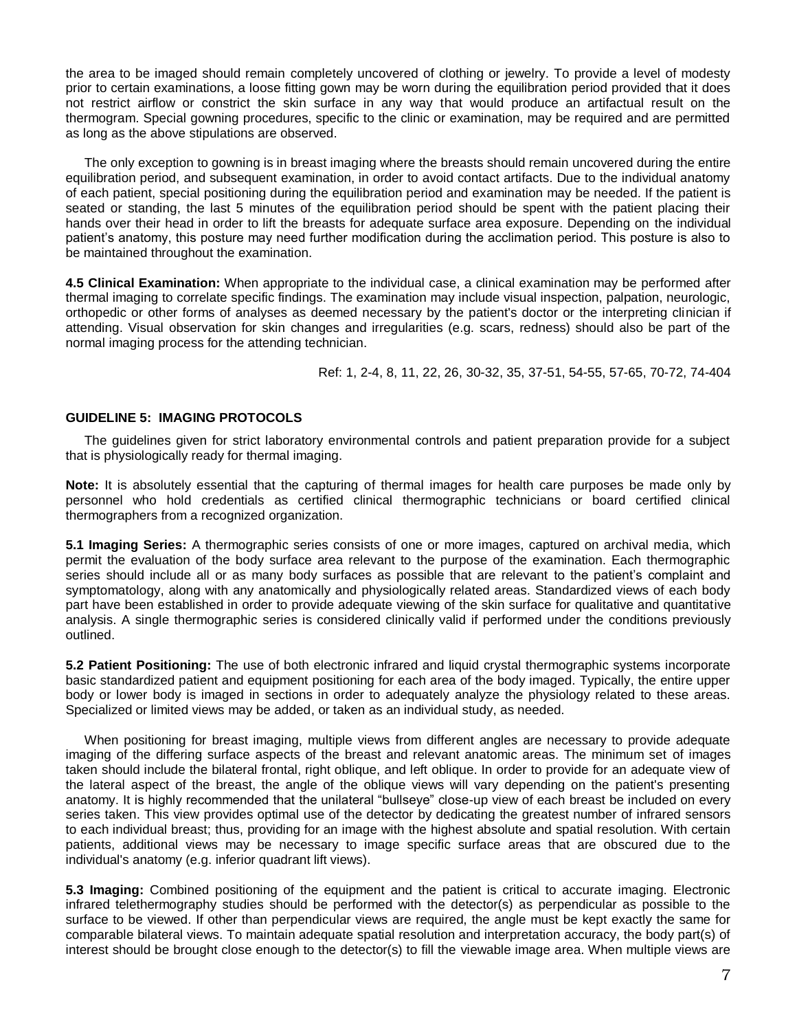the area to be imaged should remain completely uncovered of clothing or jewelry. To provide a level of modesty prior to certain examinations, a loose fitting gown may be worn during the equilibration period provided that it does not restrict airflow or constrict the skin surface in any way that would produce an artifactual result on the thermogram. Special gowning procedures, specific to the clinic or examination, may be required and are permitted as long as the above stipulations are observed.

The only exception to gowning is in breast imaging where the breasts should remain uncovered during the entire equilibration period, and subsequent examination, in order to avoid contact artifacts. Due to the individual anatomy of each patient, special positioning during the equilibration period and examination may be needed. If the patient is seated or standing, the last 5 minutes of the equilibration period should be spent with the patient placing their hands over their head in order to lift the breasts for adequate surface area exposure. Depending on the individual patient's anatomy, this posture may need further modification during the acclimation period. This posture is also to be maintained throughout the examination.

**4.5 Clinical Examination:** When appropriate to the individual case, a clinical examination may be performed after thermal imaging to correlate specific findings. The examination may include visual inspection, palpation, neurologic, orthopedic or other forms of analyses as deemed necessary by the patient's doctor or the interpreting clinician if attending. Visual observation for skin changes and irregularities (e.g. scars, redness) should also be part of the normal imaging process for the attending technician.

Ref: 1, 2-4, 8, 11, 22, 26, 30-32, 35, 37-51, 54-55, 57-65, 70-72, 74-404

## GUIDELINE 5: IMAGING PROTOCOLS

The guidelines given for strict laboratory environmental controls and patient preparation provide for a subject that is physiologically ready for thermal imaging.

**Note:** It is absolutely essential that the capturing of thermal images for health care purposes be made only by personnel who hold credentials as certified clinical thermographic technicians or board certified clinical thermographers from a recognized organization.

**5.1 Imaging Series:** A thermographic series consists of one or more images, captured on archival media, which permit the evaluation of the body surface area relevant to the purpose of the examination. Each thermographic series should include all or as many body surfaces as possible that are relevant to the patient's complaint and symptomatology, along with any anatomically and physiologically related areas. Standardized views of each body part have been established in order to provide adequate viewing of the skin surface for qualitative and quantitative analysis. A single thermographic series is considered clinically valid if performed under the conditions previously outlined.

**5.2 Patient Positioning:** The use of both electronic infrared and liquid crystal thermographic systems incorporate basic standardized patient and equipment positioning for each area of the body imaged. Typically, the entire upper body or lower body is imaged in sections in order to adequately analyze the physiology related to these areas. Specialized or limited views may be added, or taken as an individual study, as needed.

When positioning for breast imaging, multiple views from different angles are necessary to provide adequate imaging of the differing surface aspects of the breast and relevant anatomic areas. The minimum set of images taken should include the bilateral frontal, right oblique, and left oblique. In order to provide for an adequate view of the lateral aspect of the breast, the angle of the oblique views will vary depending on the patient's presenting anatomy. It is highly recommended that the unilateral "bullseye" close-up view of each breast be included on every series taken. This view provides optimal use of the detector by dedicating the greatest number of infrared sensors to each individual breast; thus, providing for an image with the highest absolute and spatial resolution. With certain patients, additional views may be necessary to image specific surface areas that are obscured due to the individual's anatomy (e.g. inferior quadrant lift views).

**5.3 Imaging:** Combined positioning of the equipment and the patient is critical to accurate imaging. Electronic infrared telethermography studies should be performed with the detector(s) as perpendicular as possible to the surface to be viewed. If other than perpendicular views are required, the angle must be kept exactly the same for comparable bilateral views. To maintain adequate spatial resolution and interpretation accuracy, the body part(s) of interest should be brought close enough to the detector(s) to fill the viewable image area. When multiple views are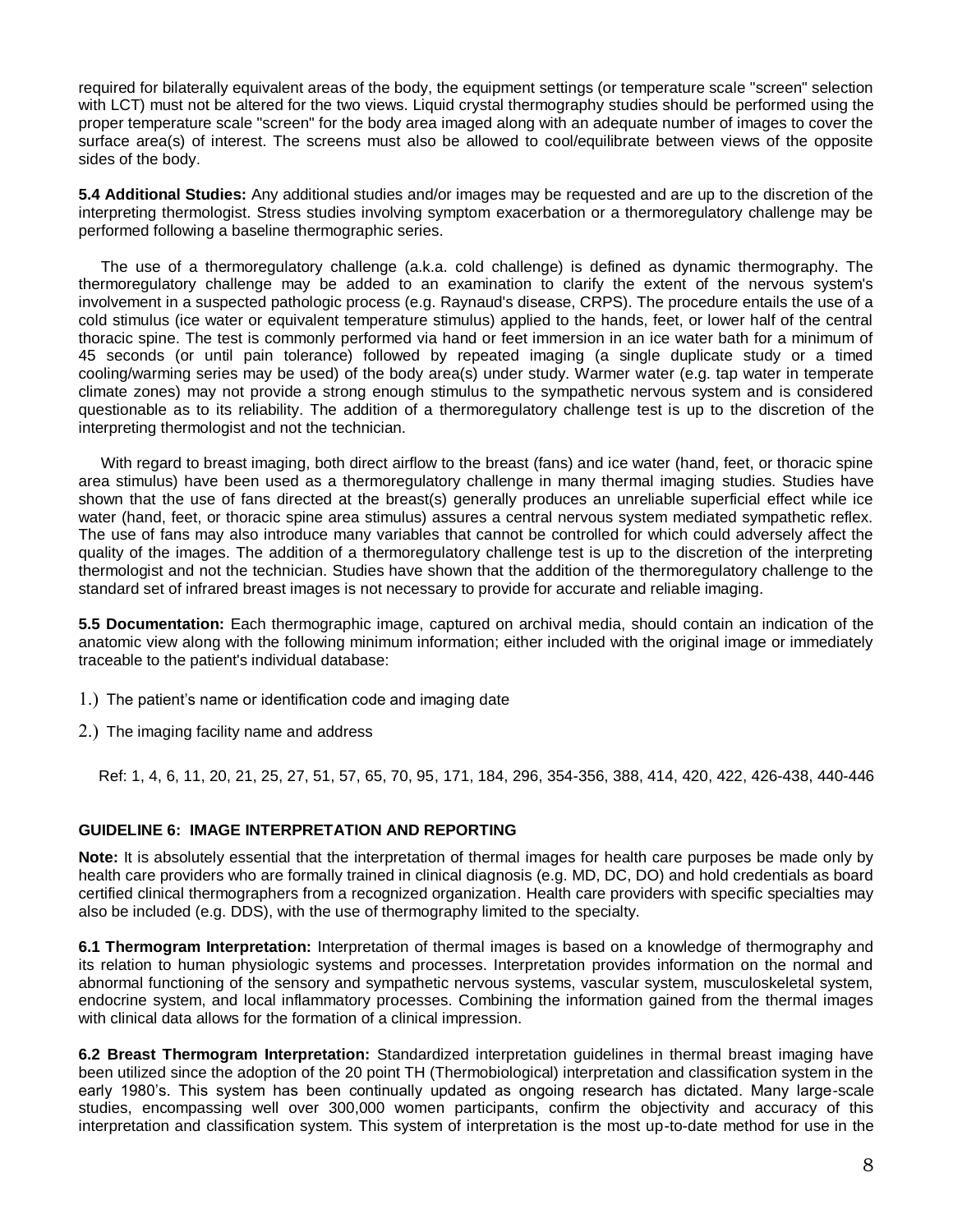required for bilaterally equivalent areas of the body, the equipment settings (or temperature scale "screen" selection with LCT) must not be altered for the two views. Liquid crystal thermography studies should be performed using the proper temperature scale "screen" for the body area imaged along with an adequate number of images to cover the surface area(s) of interest. The screens must also be allowed to cool/equilibrate between views of the opposite sides of the body.

**5.4 Additional Studies:** Any additional studies and/or images may be requested and are up to the discretion of the interpreting thermologist. Stress studies involving symptom exacerbation or a thermoregulatory challenge may be performed following a baseline thermographic series.

The use of a thermoregulatory challenge (a.k.a. cold challenge) is defined as dynamic thermography. The thermoregulatory challenge may be added to an examination to clarify the extent of the nervous system's involvement in a suspected pathologic process (e.g. Raynaud's disease, CRPS). The procedure entails the use of a cold stimulus (ice water or equivalent temperature stimulus) applied to the hands, feet, or lower half of the central thoracic spine. The test is commonly performed via hand or feet immersion in an ice water bath for a minimum of 45 seconds (or until pain tolerance) followed by repeated imaging (a single duplicate study or a timed cooling/warming series may be used) of the body area(s) under study. Warmer water (e.g. tap water in temperate climate zones) may not provide a strong enough stimulus to the sympathetic nervous system and is considered questionable as to its reliability. The addition of a thermoregulatory challenge test is up to the discretion of the interpreting thermologist and not the technician.

With regard to breast imaging, both direct airflow to the breast (fans) and ice water (hand, feet, or thoracic spine area stimulus) have been used as a thermoregulatory challenge in many thermal imaging studies. Studies have shown that the use of fans directed at the breast(s) generally produces an unreliable superficial effect while ice water (hand, feet, or thoracic spine area stimulus) assures a central nervous system mediated sympathetic reflex. The use of fans may also introduce many variables that cannot be controlled for which could adversely affect the quality of the images. The addition of a thermoregulatory challenge test is up to the discretion of the interpreting thermologist and not the technician. Studies have shown that the addition of the thermoregulatory challenge to the standard set of infrared breast images is not necessary to provide for accurate and reliable imaging.

**5.5 Documentation:** Each thermographic image, captured on archival media, should contain an indication of the anatomic view along with the following minimum information; either included with the original image or immediately traceable to the patient's individual database:

1.) The patient's name or identification code and imaging date

2.) The imaging facility name and address

Ref: 1, 4, 6, 11, 20, 21, 25, 27, 51, 57, 65, 70, 95, 171, 184, 296, 354-356, 388, 414, 420, 422, 426-438, 440-446

## GUIDELINE 6: IMAGE INTERPRETATION AND REPORTING

**Note:** It is absolutely essential that the interpretation of thermal images for health care purposes be made only by health care providers who are formally trained in clinical diagnosis (e.g. MD, DC, DO) and hold credentials as board certified clinical thermographers from a recognized organization. Health care providers with specific specialties may also be included (e.g. DDS), with the use of thermography limited to the specialty.

**6.1 Thermogram Interpretation:** Interpretation of thermal images is based on a knowledge of thermography and its relation to human physiologic systems and processes. Interpretation provides information on the normal and abnormal functioning of the sensory and sympathetic nervous systems, vascular system, musculoskeletal system, endocrine system, and local inflammatory processes. Combining the information gained from the thermal images with clinical data allows for the formation of a clinical impression.

**6.2 Breast Thermogram Interpretation:** Standardized interpretation guidelines in thermal breast imaging have been utilized since the adoption of the 20 point TH (Thermobiological) interpretation and classification system in the early 1980's. This system has been continually updated as ongoing research has dictated. Many large-scale studies, encompassing well over 300,000 women participants, confirm the objectivity and accuracy of this interpretation and classification system. This system of interpretation is the most up-to-date method for use in the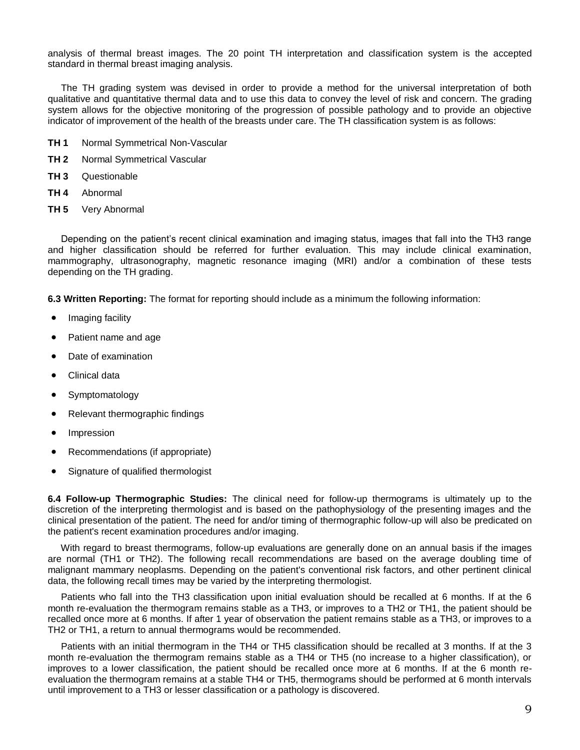analysis of thermal breast images. The 20 point TH interpretation and classification system is the accepted standard in thermal breast imaging analysis.

The TH grading system was devised in order to provide a method for the universal interpretation of both qualitative and quantitative thermal data and to use this data to convey the level of risk and concern. The grading system allows for the objective monitoring of the progression of possible pathology and to provide an objective indicator of improvement of the health of the breasts under care. The TH classification system is as follows:

**TH 1** Normal Symmetrical Non-Vascular

**TH 2** Normal Symmetrical Vascular

**TH 3** Questionable

**TH 4** Abnormal

**TH 5** Very Abnormal

Depending on the patient's recent clinical examination and imaging status, images that fall into the TH3 range and higher classification should be referred for further evaluation. This may include clinical examination, mammography, ultrasonography, magnetic resonance imaging (MRI) and/or a combination of these tests depending on the TH grading.

**6.3 Written Reporting:** The format for reporting should include as a minimum the following information:

- Imaging facility
- Patient name and age
- Date of examination
- Clinical data
- Symptomatology
- Relevant thermographic findings
- Impression
- Recommendations (if appropriate)
- Signature of qualified thermologist

**6.4 Follow-up Thermographic Studies:** The clinical need for follow-up thermograms is ultimately up to the discretion of the interpreting thermologist and is based on the pathophysiology of the presenting images and the clinical presentation of the patient. The need for and/or timing of thermographic follow-up will also be predicated on the patient's recent examination procedures and/or imaging.

With regard to breast thermograms, follow-up evaluations are generally done on an annual basis if the images are normal (TH1 or TH2). The following recall recommendations are based on the average doubling time of malignant mammary neoplasms. Depending on the patient's conventional risk factors, and other pertinent clinical data, the following recall times may be varied by the interpreting thermologist.

Patients who fall into the TH3 classification upon initial evaluation should be recalled at 6 months. If at the 6 month re-evaluation the thermogram remains stable as a TH3, or improves to a TH2 or TH1, the patient should be recalled once more at 6 months. If after 1 year of observation the patient remains stable as a TH3, or improves to a TH2 or TH1, a return to annual thermograms would be recommended.

Patients with an initial thermogram in the TH4 or TH5 classification should be recalled at 3 months. If at the 3 month re-evaluation the thermogram remains stable as a TH4 or TH5 (no increase to a higher classification), or improves to a lower classification, the patient should be recalled once more at 6 months. If at the 6 month re-evaluation the thermogram remains at a stable TH4 or TH5, thermograms should be performed at 6 month intervals until improvement to a TH3 or lesser classification or a pathology is discovered.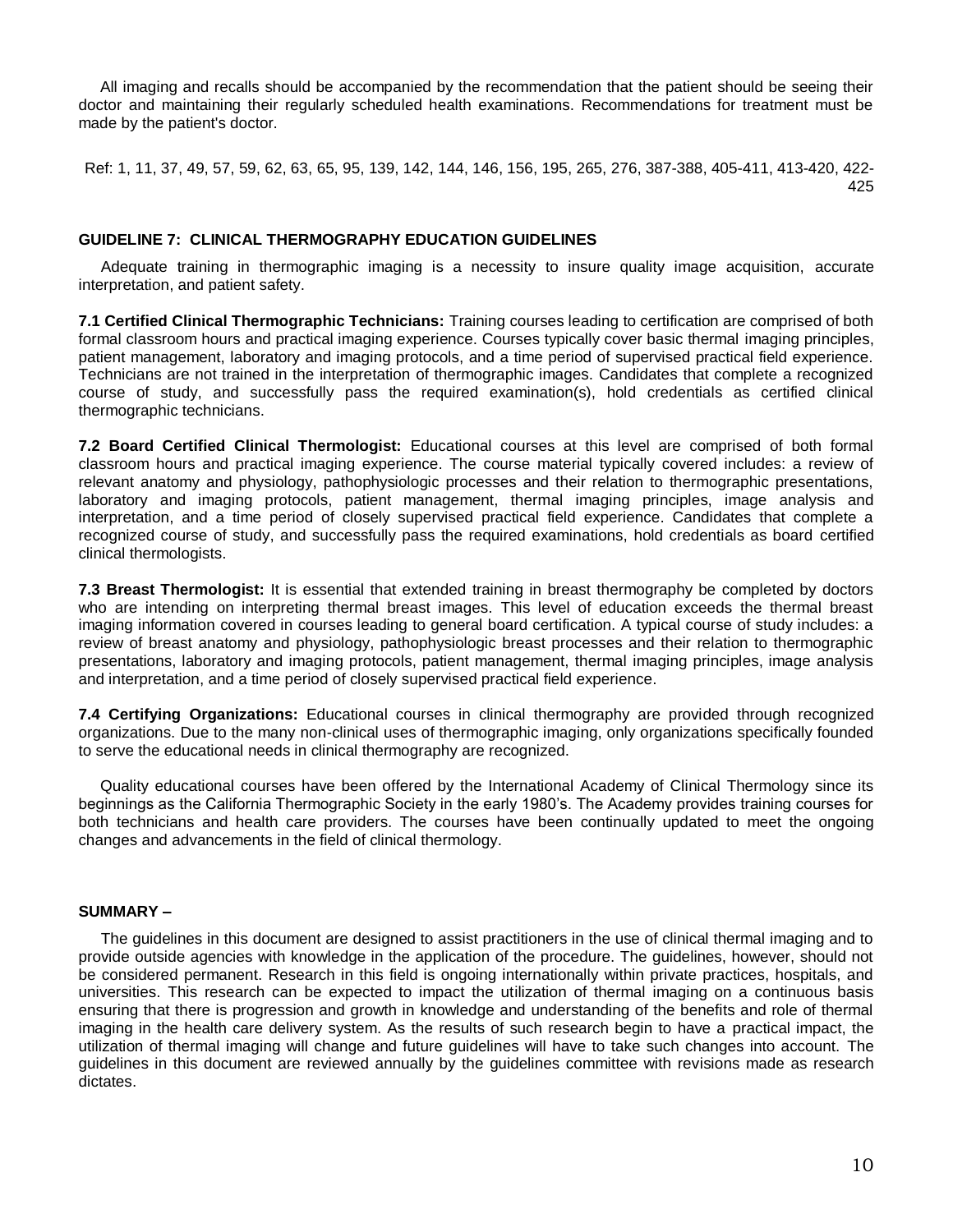All imaging and recalls should be accompanied by the recommendation that the patient should be seeing their doctor and maintaining their regularly scheduled health examinations. Recommendations for treatment must be made by the patient's doctor.

Ref: 1, 11, 37, 49, 57, 59, 62, 63, 65, 95, 139, 142, 144, 146, 156, 195, 265, 276, 387-388, 405-411, 413-420, 422-425

## GUIDELINE 7: CLINICAL THERMOGRAPHY EDUCATION GUIDELINES

Adequate training in thermographic imaging is a necessity to insure quality image acquisition, accurate interpretation, and patient safety.

**7.1 Certified Clinical Thermographic Technicians:** Training courses leading to certification are comprised of both formal classroom hours and practical imaging experience. Courses typically cover basic thermal imaging principles, patient management, laboratory and imaging protocols, and a time period of supervised practical field experience. Technicians are not trained in the interpretation of thermographic images. Candidates that complete a recognized course of study, and successfully pass the required examination(s), hold credentials as certified clinical thermographic technicians.

**7.2 Board Certified Clinical Thermologist:** Educational courses at this level are comprised of both formal classroom hours and practical imaging experience. The course material typically covered includes: a review of relevant anatomy and physiology, pathophysiologic processes and their relation to thermographic presentations, laboratory and imaging protocols, patient management, thermal imaging principles, image analysis and interpretation, and a time period of closely supervised practical field experience. Candidates that complete a recognized course of study, and successfully pass the required examinations, hold credentials as board certified clinical thermologists.

**7.3 Breast Thermologist:** It is essential that extended training in breast thermography be completed by doctors who are intending on interpreting thermal breast images. This level of education exceeds the thermal breast imaging information covered in courses leading to general board certification. A typical course of study includes: a review of breast anatomy and physiology, pathophysiologic breast processes and their relation to thermographic presentations, laboratory and imaging protocols, patient management, thermal imaging principles, image analysis and interpretation, and a time period of closely supervised practical field experience.

**7.4 Certifying Organizations:** Educational courses in clinical thermography are provided through recognized organizations. Due to the many non-clinical uses of thermographic imaging, only organizations specifically founded to serve the educational needs in clinical thermography are recognized.

Quality educational courses have been offered by the International Academy of Clinical Thermology since its beginnings as the California Thermographic Society in the early 1980's. The Academy provides training courses for both technicians and health care providers. The courses have been continually updated to meet the ongoing changes and advancements in the field of clinical thermology.

## SUMMARY –

The guidelines in this document are designed to assist practitioners in the use of clinical thermal imaging and to provide outside agencies with knowledge in the application of the procedure. The guidelines, however, should not be considered permanent. Research in this field is ongoing internationally within private practices, hospitals, and universities. This research can be expected to impact the utilization of thermal imaging on a continuous basis ensuring that there is progression and growth in knowledge and understanding of the benefits and role of thermal imaging in the health care delivery system. As the results of such research begin to have a practical impact, the utilization of thermal imaging will change and future guidelines will have to take such changes into account. The guidelines in this document are reviewed annually by the guidelines committee with revisions made as research dictates.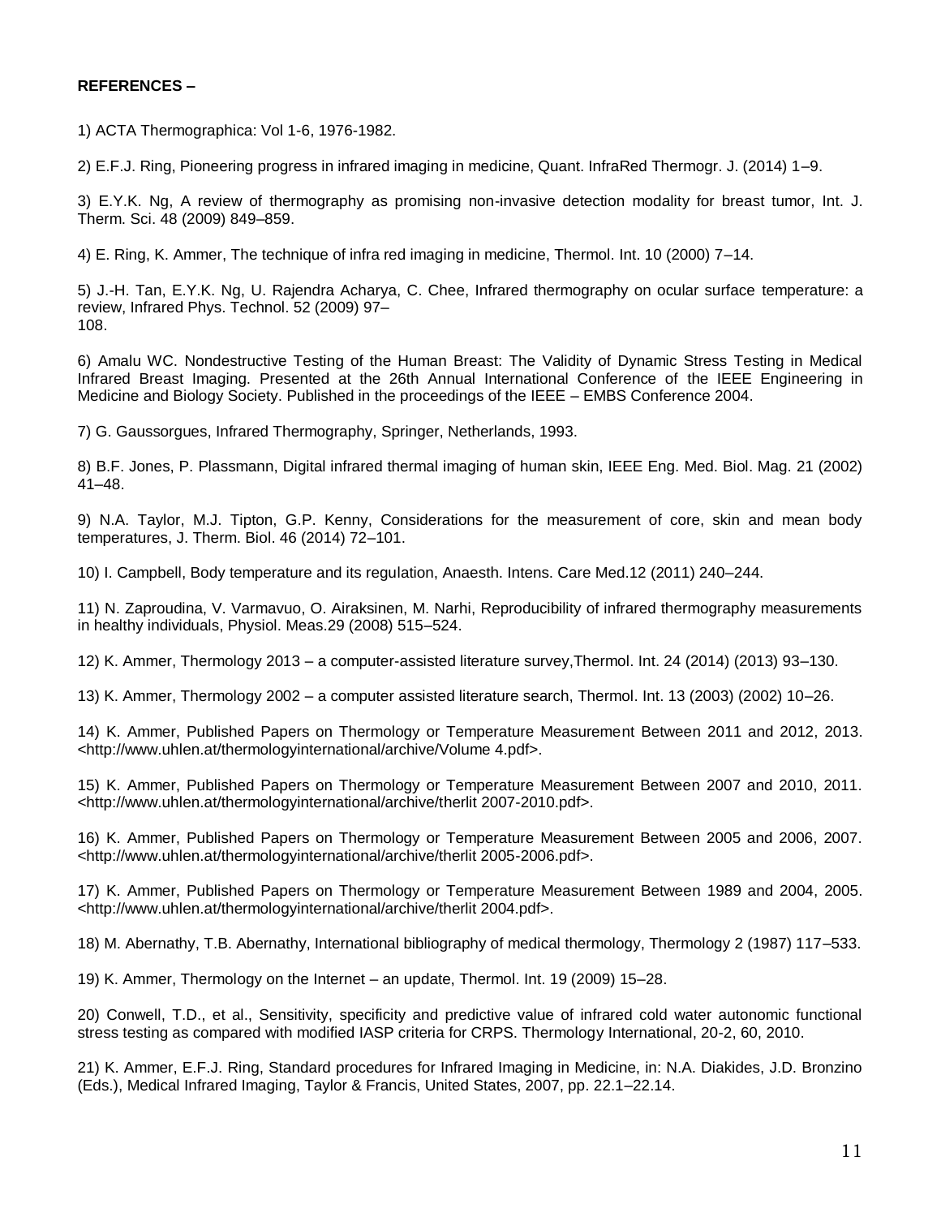**REFERENCES –**

1) ACTA Thermographica: Vol 1-6, 1976-1982.

2) E.F.J. Ring, Pioneering progress in infrared imaging in medicine, Quant. InfraRed Thermogr. J. (2014) 1–9.

3) E.Y.K. Ng, A review of thermography as promising non-invasive detection modality for breast tumor, Int. J. Therm. Sci. 48 (2009) 849–859.

4) E. Ring, K. Ammer, The technique of infra red imaging in medicine, Thermol. Int. 10 (2000) 7–14.

5) J.-H. Tan, E.Y.K. Ng, U. Rajendra Acharya, C. Chee, Infrared thermography on ocular surface temperature: a review, Infrared Phys. Technol. 52 (2009) 97–108.

6) Amalu WC. Nondestructive Testing of the Human Breast: The Validity of Dynamic Stress Testing in Medical Infrared Breast Imaging. Presented at the 26th Annual International Conference of the IEEE Engineering in Medicine and Biology Society. Published in the proceedings of the IEEE – EMBS Conference 2004.

7) G. Gaussorgues, Infrared Thermography, Springer, Netherlands, 1993.

8) B.F. Jones, P. Plassmann, Digital infrared thermal imaging of human skin, IEEE Eng. Med. Biol. Mag. 21 (2002) 41–48.

9) N.A. Taylor, M.J. Tipton, G.P. Kenny, Considerations for the measurement of core, skin and mean body temperatures, J. Therm. Biol. 46 (2014) 72–101.

10) I. Campbell, Body temperature and its regulation, Anaesth. Intens. Care Med.12 (2011) 240–244.

11) N. Zaproudina, V. Varmavuo, O. Airaksinen, M. Narhi, Reproducibility of infrared thermography measurements in healthy individuals, Physiol. Meas.29 (2008) 515–524.

12) K. Ammer, Thermology 2013 – a computer-assisted literature survey,Thermol. Int. 24 (2014) (2013) 93–130.

13) K. Ammer, Thermology 2002 – a computer assisted literature search, Thermol. Int. 13 (2003) (2002) 10–26.

14) K. Ammer, Published Papers on Thermology or Temperature Measurement Between 2011 and 2012, 2013. <http://www.uhlen.at/thermologyinternational/archive/Volume 4.pdf>.

15) K. Ammer, Published Papers on Thermology or Temperature Measurement Between 2007 and 2010, 2011. <http://www.uhlen.at/thermologyinternational/archive/therlit 2007-2010.pdf>.

16) K. Ammer, Published Papers on Thermology or Temperature Measurement Between 2005 and 2006, 2007. <http://www.uhlen.at/thermologyinternational/archive/therlit 2005-2006.pdf>.

17) K. Ammer, Published Papers on Thermology or Temperature Measurement Between 1989 and 2004, 2005. <http://www.uhlen.at/thermologyinternational/archive/therlit 2004.pdf>.

18) M. Abernathy, T.B. Abernathy, International bibliography of medical thermology, Thermology 2 (1987) 117–533.

19) K. Ammer, Thermology on the Internet – an update, Thermol. Int. 19 (2009) 15–28.

20) Conwell, T.D., et al., Sensitivity, specificity and predictive value of infrared cold water autonomic functional stress testing as compared with modified IASP criteria for CRPS. Thermology International, 20-2, 60, 2010.

21) K. Ammer, E.F.J. Ring, Standard procedures for Infrared Imaging in Medicine, in: N.A. Diakides, J.D. Bronzino (Eds.), Medical Infrared Imaging, Taylor & Francis, United States, 2007, pp. 22.1–22.14.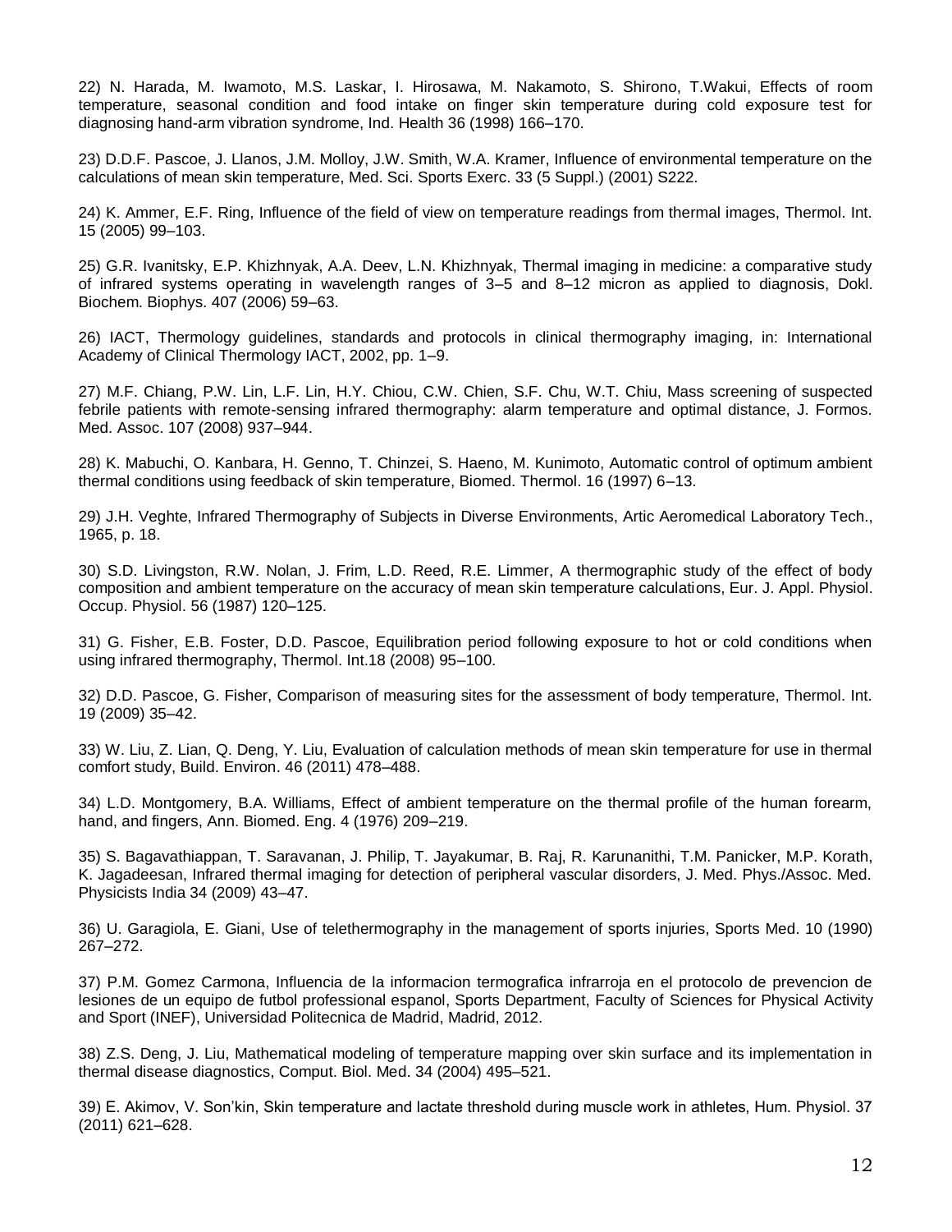22) N. Harada, M. Iwamoto, M.S. Laskar, I. Hirosawa, M. Nakamoto, S. Shirono, T.Wakui, Effects of room temperature, seasonal condition and food intake on finger skin temperature during cold exposure test for diagnosing hand-arm vibration syndrome, Ind. Health 36 (1998) 166–170.

23) D.D.F. Pascoe, J. Llanos, J.M. Molloy, J.W. Smith, W.A. Kramer, Influence of environmental temperature on the calculations of mean skin temperature, Med. Sci. Sports Exerc. 33 (5 Suppl.) (2001) S222.

24) K. Ammer, E.F. Ring, Influence of the field of view on temperature readings from thermal images, Thermol. Int. 15 (2005) 99–103.

25) G.R. Ivanitsky, E.P. Khizhnyak, A.A. Deev, L.N. Khizhnyak, Thermal imaging in medicine: a comparative study of infrared systems operating in wavelength ranges of 3–5 and 8–12 micron as applied to diagnosis, Dokl. Biochem. Biophys. 407 (2006) 59–63.

26) IACT, Thermology guidelines, standards and protocols in clinical thermography imaging, in: International Academy of Clinical Thermology IACT, 2002, pp. 1–9.

27) M.F. Chiang, P.W. Lin, L.F. Lin, H.Y. Chiou, C.W. Chien, S.F. Chu, W.T. Chiu, Mass screening of suspected febrile patients with remote-sensing infrared thermography: alarm temperature and optimal distance, J. Formos. Med. Assoc. 107 (2008) 937–944.

28) K. Mabuchi, O. Kanbara, H. Genno, T. Chinzei, S. Haeno, M. Kunimoto, Automatic control of optimum ambient thermal conditions using feedback of skin temperature, Biomed. Thermol. 16 (1997) 6–13.

29) J.H. Veghte, Infrared Thermography of Subjects in Diverse Environments, Artic Aeromedical Laboratory Tech., 1965, p. 18.

30) S.D. Livingston, R.W. Nolan, J. Frim, L.D. Reed, R.E. Limmer, A thermographic study of the effect of body composition and ambient temperature on the accuracy of mean skin temperature calculations, Eur. J. Appl. Physiol. Occup. Physiol. 56 (1987) 120–125.

31) G. Fisher, E.B. Foster, D.D. Pascoe, Equilibration period following exposure to hot or cold conditions when using infrared thermography, Thermol. Int.18 (2008) 95–100.

32) D.D. Pascoe, G. Fisher, Comparison of measuring sites for the assessment of body temperature, Thermol. Int. 19 (2009) 35–42.

33) W. Liu, Z. Lian, Q. Deng, Y. Liu, Evaluation of calculation methods of mean skin temperature for use in thermal comfort study, Build. Environ. 46 (2011) 478–488.

34) L.D. Montgomery, B.A. Williams, Effect of ambient temperature on the thermal profile of the human forearm, hand, and fingers, Ann. Biomed. Eng. 4 (1976) 209–219.

35) S. Bagavathiappan, T. Saravanan, J. Philip, T. Jayakumar, B. Raj, R. Karunanithi, T.M. Panicker, M.P. Korath, K. Jagadeesan, Infrared thermal imaging for detection of peripheral vascular disorders, J. Med. Phys./Assoc. Med. Physicists India 34 (2009) 43–47.

36) U. Garagiola, E. Giani, Use of telethermography in the management of sports injuries, Sports Med. 10 (1990) 267–272.

37) P.M. Gomez Carmona, Influencia de la informacion termografica infrarroja en el protocolo de prevencion de lesiones de un equipo de futbol professional espanol, Sports Department, Faculty of Sciences for Physical Activity and Sport (INEF), Universidad Politecnica de Madrid, Madrid, 2012.

38) Z.S. Deng, J. Liu, Mathematical modeling of temperature mapping over skin surface and its implementation in thermal disease diagnostics, Comput. Biol. Med. 34 (2004) 495–521.

39) E. Akimov, V. Son'kin, Skin temperature and lactate threshold during muscle work in athletes, Hum. Physiol. 37 (2011) 621–628.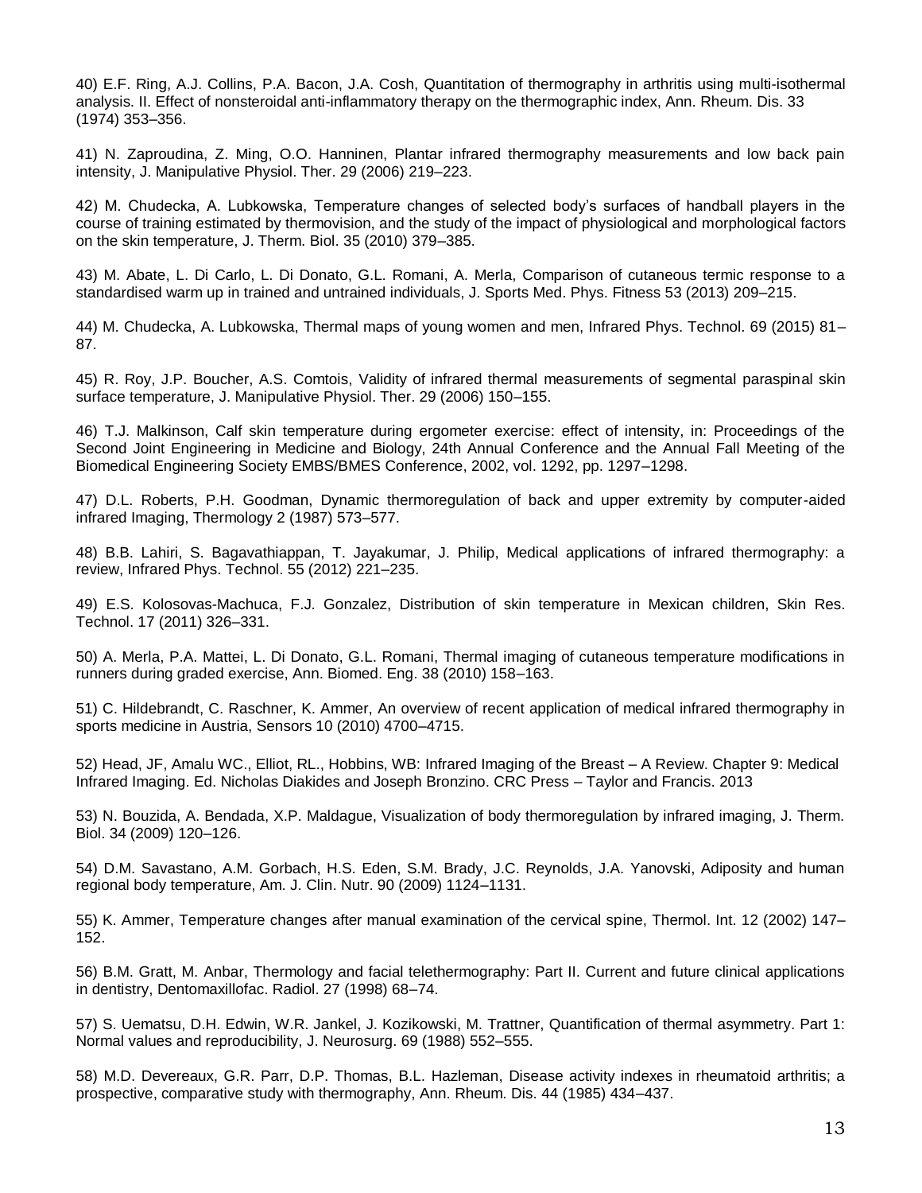40) E.F. Ring, A.J. Collins, P.A. Bacon, J.A. Cosh, Quantitation of thermography in arthritis using multi-isothermal analysis. II. Effect of nonsteroidal anti-inflammatory therapy on the thermographic index, Ann. Rheum. Dis. 33 (1974) 353–356.

41) N. Zaproudina, Z. Ming, O.O. Hanninen, Plantar infrared thermography measurements and low back pain intensity, J. Manipulative Physiol. Ther. 29 (2006) 219–223.

42) M. Chudecka, A. Lubkowska, Temperature changes of selected body's surfaces of handball players in the course of training estimated by thermovision, and the study of the impact of physiological and morphological factors on the skin temperature, J. Therm. Biol. 35 (2010) 379–385.

43) M. Abate, L. Di Carlo, L. Di Donato, G.L. Romani, A. Merla, Comparison of cutaneous termic response to a standardised warm up in trained and untrained individuals, J. Sports Med. Phys. Fitness 53 (2013) 209–215.

44) M. Chudecka, A. Lubkowska, Thermal maps of young women and men, Infrared Phys. Technol. 69 (2015) 81–87.

45) R. Roy, J.P. Boucher, A.S. Comtois, Validity of infrared thermal measurements of segmental paraspinal skin surface temperature, J. Manipulative Physiol. Ther. 29 (2006) 150–155.

46) T.J. Malkinson, Calf skin temperature during ergometer exercise: effect of intensity, in: Proceedings of the Second Joint Engineering in Medicine and Biology, 24th Annual Conference and the Annual Fall Meeting of the Biomedical Engineering Society EMBS/BMES Conference, 2002, vol. 1292, pp. 1297–1298.

47) D.L. Roberts, P.H. Goodman, Dynamic thermoregulation of back and upper extremity by computer-aided infrared Imaging, Thermology 2 (1987) 573–577.

48) B.B. Lahiri, S. Bagavathiappan, T. Jayakumar, J. Philip, Medical applications of infrared thermography: a review, Infrared Phys. Technol. 55 (2012) 221–235.

49) E.S. Kolosovas-Machuca, F.J. Gonzalez, Distribution of skin temperature in Mexican children, Skin Res. Technol. 17 (2011) 326–331.

50) A. Merla, P.A. Mattei, L. Di Donato, G.L. Romani, Thermal imaging of cutaneous temperature modifications in runners during graded exercise, Ann. Biomed. Eng. 38 (2010) 158–163.

51) C. Hildebrandt, C. Raschner, K. Ammer, An overview of recent application of medical infrared thermography in sports medicine in Austria, Sensors 10 (2010) 4700–4715.

52) Head, JF, Amalu WC., Elliot, RL., Hobbins, WB: Infrared Imaging of the Breast – A Review. Chapter 9: Medical Infrared Imaging. Ed. Nicholas Diakides and Joseph Bronzino. CRC Press – Taylor and Francis. 2013

53) N. Bouzida, A. Bendada, X.P. Maldague, Visualization of body thermoregulation by infrared imaging, J. Therm. Biol. 34 (2009) 120–126.

54) D.M. Savastano, A.M. Gorbach, H.S. Eden, S.M. Brady, J.C. Reynolds, J.A. Yanovski, Adiposity and human regional body temperature, Am. J. Clin. Nutr. 90 (2009) 1124–1131.

55) K. Ammer, Temperature changes after manual examination of the cervical spine, Thermol. Int. 12 (2002) 147–152.

56) B.M. Gratt, M. Anbar, Thermology and facial telethermography: Part II. Current and future clinical applications in dentistry, Dentomaxillofac. Radiol. 27 (1998) 68–74.

57) S. Uematsu, D.H. Edwin, W.R. Jankel, J. Kozikowski, M. Trattner, Quantification of thermal asymmetry. Part 1: Normal values and reproducibility, J. Neurosurg. 69 (1988) 552–555.

58) M.D. Devereaux, G.R. Parr, D.P. Thomas, B.L. Hazleman, Disease activity indexes in rheumatoid arthritis; a prospective, comparative study with thermography, Ann. Rheum. Dis. 44 (1985) 434–437.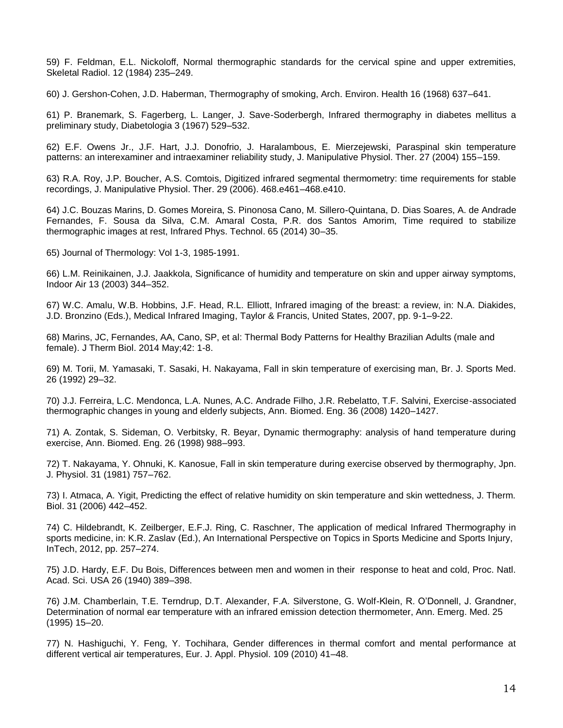59) F. Feldman, E.L. Nickoloff, Normal thermographic standards for the cervical spine and upper extremities, Skeletal Radiol. 12 (1984) 235–249.

60) J. Gershon-Cohen, J.D. Haberman, Thermography of smoking, Arch. Environ. Health 16 (1968) 637–641.

61) P. Branemark, S. Fagerberg, L. Langer, J. Save-Soderbergh, Infrared thermography in diabetes mellitus a preliminary study, Diabetologia 3 (1967) 529–532.

62) E.F. Owens Jr., J.F. Hart, J.J. Donofrio, J. Haralambous, E. Mierzejewski, Paraspinal skin temperature patterns: an interexaminer and intraexaminer reliability study, J. Manipulative Physiol. Ther. 27 (2004) 155–159.

63) R.A. Roy, J.P. Boucher, A.S. Comtois, Digitized infrared segmental thermometry: time requirements for stable recordings, J. Manipulative Physiol. Ther. 29 (2006). 468.e461–468.e410.

64) J.C. Bouzas Marins, D. Gomes Moreira, S. Pinonosa Cano, M. Sillero-Quintana, D. Dias Soares, A. de Andrade Fernandes, F. Sousa da Silva, C.M. Amaral Costa, P.R. dos Santos Amorim, Time required to stabilize thermographic images at rest, Infrared Phys. Technol. 65 (2014) 30–35.

65) Journal of Thermology: Vol 1-3, 1985-1991.

66) L.M. Reinikainen, J.J. Jaakkola, Significance of humidity and temperature on skin and upper airway symptoms, Indoor Air 13 (2003) 344–352.

67) W.C. Amalu, W.B. Hobbins, J.F. Head, R.L. Elliott, Infrared imaging of the breast: a review, in: N.A. Diakides, J.D. Bronzino (Eds.), Medical Infrared Imaging, Taylor & Francis, United States, 2007, pp. 9-1–9-22.

68) Marins, JC, Fernandes, AA, Cano, SP, et al: Thermal Body Patterns for Healthy Brazilian Adults (male and female). J Therm Biol. 2014 May;42: 1-8.

69) M. Torii, M. Yamasaki, T. Sasaki, H. Nakayama, Fall in skin temperature of exercising man, Br. J. Sports Med. 26 (1992) 29–32.

70) J.J. Ferreira, L.C. Mendonca, L.A. Nunes, A.C. Andrade Filho, J.R. Rebelatto, T.F. Salvini, Exercise-associated thermographic changes in young and elderly subjects, Ann. Biomed. Eng. 36 (2008) 1420–1427.

71) A. Zontak, S. Sideman, O. Verbitsky, R. Beyar, Dynamic thermography: analysis of hand temperature during exercise, Ann. Biomed. Eng. 26 (1998) 988–993.

72) T. Nakayama, Y. Ohnuki, K. Kanosue, Fall in skin temperature during exercise observed by thermography, Jpn. J. Physiol. 31 (1981) 757–762.

73) I. Atmaca, A. Yigit, Predicting the effect of relative humidity on skin temperature and skin wettedness, J. Therm. Biol. 31 (2006) 442–452.

74) C. Hildebrandt, K. Zeilberger, E.F.J. Ring, C. Raschner, The application of medical Infrared Thermography in sports medicine, in: K.R. Zaslav (Ed.), An International Perspective on Topics in Sports Medicine and Sports Injury, InTech, 2012, pp. 257–274.

75) J.D. Hardy, E.F. Du Bois, Differences between men and women in their response to heat and cold, Proc. Natl. Acad. Sci. USA 26 (1940) 389–398.

76) J.M. Chamberlain, T.E. Terndrup, D.T. Alexander, F.A. Silverstone, G. Wolf-Klein, R. O'Donnell, J. Grandner, Determination of normal ear temperature with an infrared emission detection thermometer, Ann. Emerg. Med. 25 (1995) 15–20.

77) N. Hashiguchi, Y. Feng, Y. Tochihara, Gender differences in thermal comfort and mental performance at different vertical air temperatures, Eur. J. Appl. Physiol. 109 (2010) 41–48.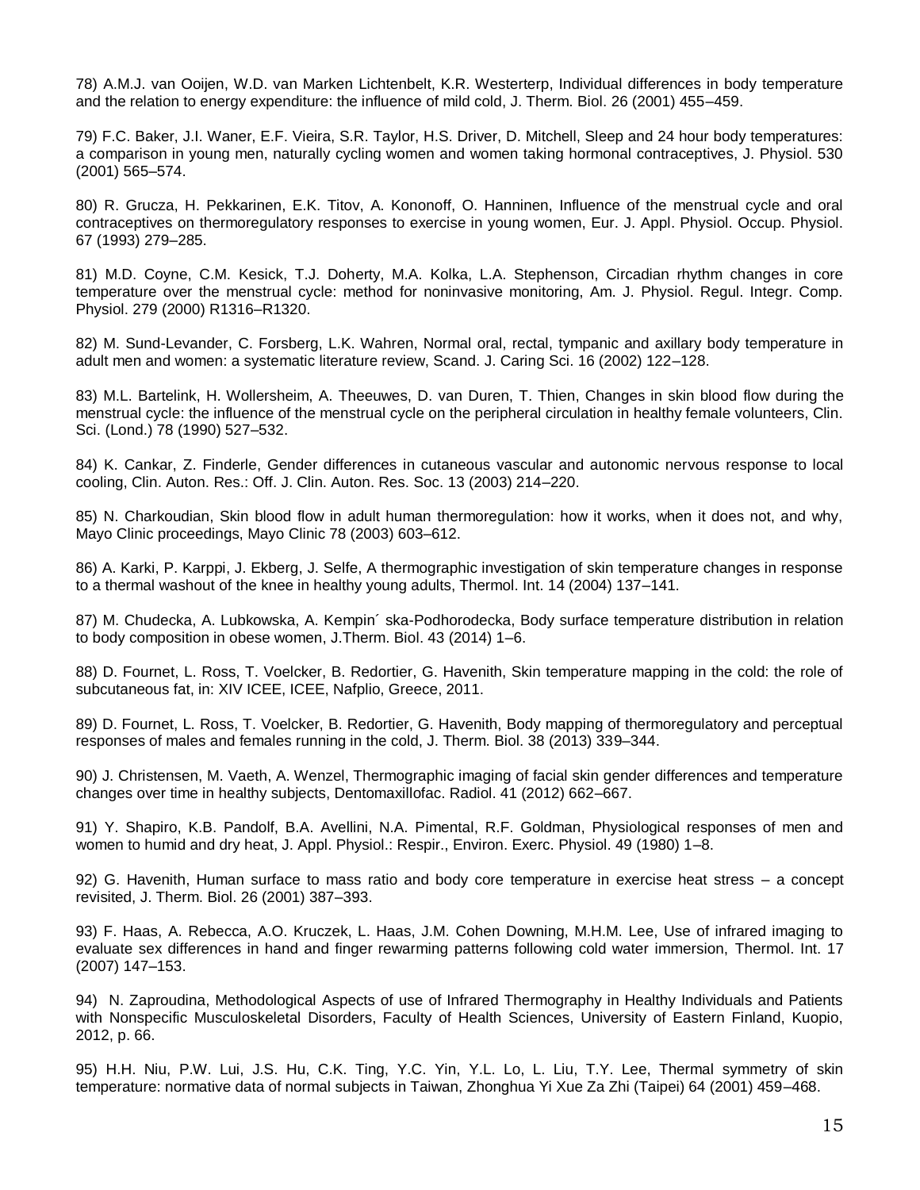78) A.M.J. van Ooijen, W.D. van Marken Lichtenbelt, K.R. Westerterp, Individual differences in body temperature and the relation to energy expenditure: the influence of mild cold, J. Therm. Biol. 26 (2001) 455–459.

79) F.C. Baker, J.I. Waner, E.F. Vieira, S.R. Taylor, H.S. Driver, D. Mitchell, Sleep and 24 hour body temperatures: a comparison in young men, naturally cycling women and women taking hormonal contraceptives, J. Physiol. 530 (2001) 565–574.

80) R. Grucza, H. Pekkarinen, E.K. Titov, A. Kononoff, O. Hanninen, Influence of the menstrual cycle and oral contraceptives on thermoregulatory responses to exercise in young women, Eur. J. Appl. Physiol. Occup. Physiol. 67 (1993) 279–285.

81) M.D. Coyne, C.M. Kesick, T.J. Doherty, M.A. Kolka, L.A. Stephenson, Circadian rhythm changes in core temperature over the menstrual cycle: method for noninvasive monitoring, Am. J. Physiol. Regul. Integr. Comp. Physiol. 279 (2000) R1316–R1320.

82) M. Sund-Levander, C. Forsberg, L.K. Wahren, Normal oral, rectal, tympanic and axillary body temperature in adult men and women: a systematic literature review, Scand. J. Caring Sci. 16 (2002) 122–128.

83) M.L. Bartelink, H. Wollersheim, A. Theeuwes, D. van Duren, T. Thien, Changes in skin blood flow during the menstrual cycle: the influence of the menstrual cycle on the peripheral circulation in healthy female volunteers, Clin. Sci. (Lond.) 78 (1990) 527–532.

84) K. Cankar, Z. Finderle, Gender differences in cutaneous vascular and autonomic nervous response to local cooling, Clin. Auton. Res.: Off. J. Clin. Auton. Res. Soc. 13 (2003) 214–220.

85) N. Charkoudian, Skin blood flow in adult human thermoregulation: how it works, when it does not, and why, Mayo Clinic proceedings, Mayo Clinic 78 (2003) 603–612.

86) A. Karki, P. Karppi, J. Ekberg, J. Selfe, A thermographic investigation of skin temperature changes in response to a thermal washout of the knee in healthy young adults, Thermol. Int. 14 (2004) 137–141.

87) M. Chudecka, A. Lubkowska, A. Kempin´ ska-Podhorodecka, Body surface temperature distribution in relation to body composition in obese women, J.Therm. Biol. 43 (2014) 1–6.

88) D. Fournet, L. Ross, T. Voelcker, B. Redortier, G. Havenith, Skin temperature mapping in the cold: the role of subcutaneous fat, in: XIV ICEE, ICEE, Nafplio, Greece, 2011.

89) D. Fournet, L. Ross, T. Voelcker, B. Redortier, G. Havenith, Body mapping of thermoregulatory and perceptual responses of males and females running in the cold, J. Therm. Biol. 38 (2013) 339–344.

90) J. Christensen, M. Vaeth, A. Wenzel, Thermographic imaging of facial skin gender differences and temperature changes over time in healthy subjects, Dentomaxillofac. Radiol. 41 (2012) 662–667.

91) Y. Shapiro, K.B. Pandolf, B.A. Avellini, N.A. Pimental, R.F. Goldman, Physiological responses of men and women to humid and dry heat, J. Appl. Physiol.: Respir., Environ. Exerc. Physiol. 49 (1980) 1–8.

92) G. Havenith, Human surface to mass ratio and body core temperature in exercise heat stress – a concept revisited, J. Therm. Biol. 26 (2001) 387–393.

93) F. Haas, A. Rebecca, A.O. Kruczek, L. Haas, J.M. Cohen Downing, M.H.M. Lee, Use of infrared imaging to evaluate sex differences in hand and finger rewarming patterns following cold water immersion, Thermol. Int. 17 (2007) 147–153.

94) N. Zaproudina, Methodological Aspects of use of Infrared Thermography in Healthy Individuals and Patients with Nonspecific Musculoskeletal Disorders, Faculty of Health Sciences, University of Eastern Finland, Kuopio, 2012, p. 66.

95) H.H. Niu, P.W. Lui, J.S. Hu, C.K. Ting, Y.C. Yin, Y.L. Lo, L. Liu, T.Y. Lee, Thermal symmetry of skin temperature: normative data of normal subjects in Taiwan, Zhonghua Yi Xue Za Zhi (Taipei) 64 (2001) 459–468.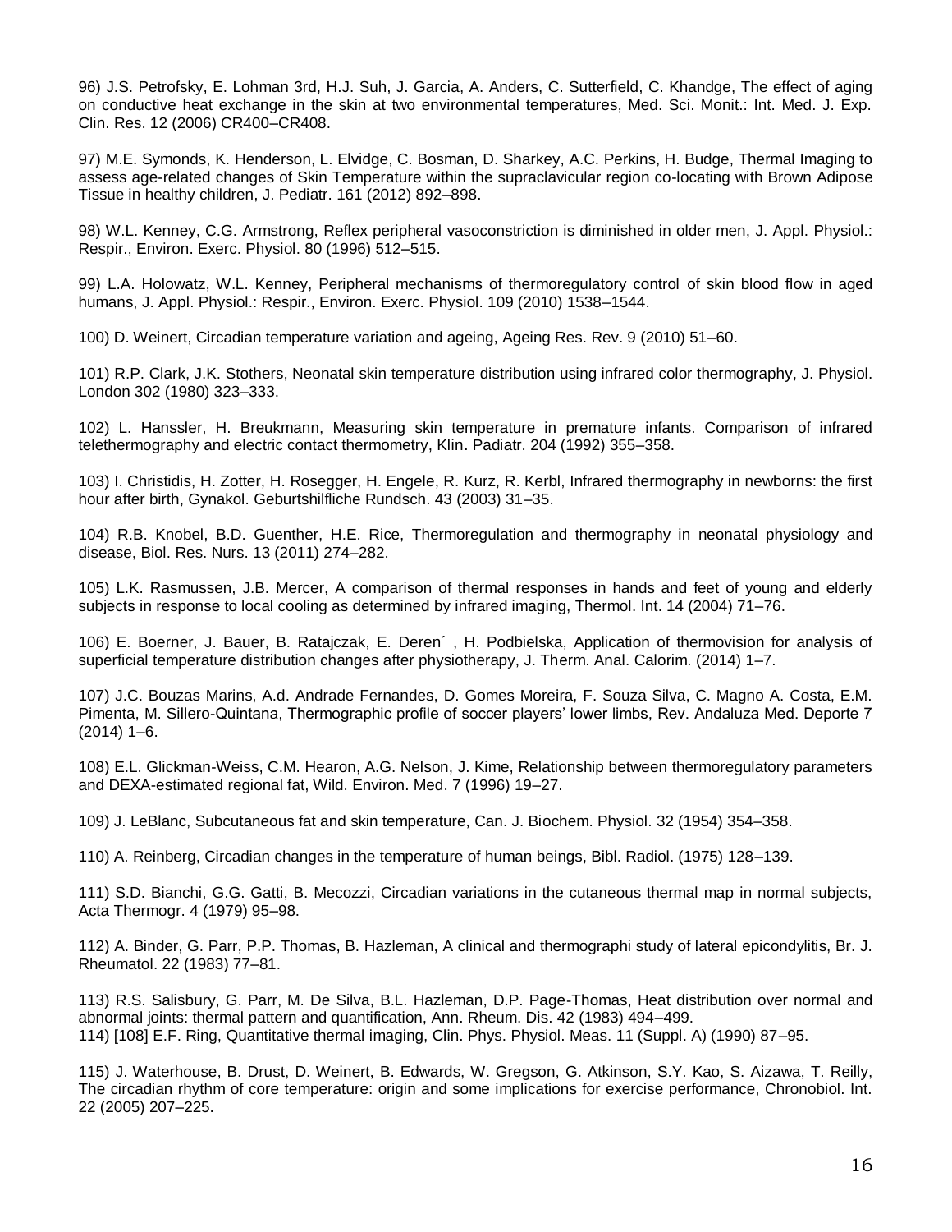96) J.S. Petrofsky, E. Lohman 3rd, H.J. Suh, J. Garcia, A. Anders, C. Sutterfield, C. Khandge, The effect of aging on conductive heat exchange in the skin at two environmental temperatures, Med. Sci. Monit.: Int. Med. J. Exp. Clin. Res. 12 (2006) CR400–CR408.

97) M.E. Symonds, K. Henderson, L. Elvidge, C. Bosman, D. Sharkey, A.C. Perkins, H. Budge, Thermal Imaging to assess age-related changes of Skin Temperature within the supraclavicular region co-locating with Brown Adipose Tissue in healthy children, J. Pediatr. 161 (2012) 892–898.

98) W.L. Kenney, C.G. Armstrong, Reflex peripheral vasoconstriction is diminished in older men, J. Appl. Physiol.: Respir., Environ. Exerc. Physiol. 80 (1996) 512–515.

99) L.A. Holowatz, W.L. Kenney, Peripheral mechanisms of thermoregulatory control of skin blood flow in aged humans, J. Appl. Physiol.: Respir., Environ. Exerc. Physiol. 109 (2010) 1538–1544.

100) D. Weinert, Circadian temperature variation and ageing, Ageing Res. Rev. 9 (2010) 51–60.

101) R.P. Clark, J.K. Stothers, Neonatal skin temperature distribution using infrared color thermography, J. Physiol. London 302 (1980) 323–333.

102) L. Hanssler, H. Breukmann, Measuring skin temperature in premature infants. Comparison of infrared telethermography and electric contact thermometry, Klin. Padiatr. 204 (1992) 355–358.

103) I. Christidis, H. Zotter, H. Rosegger, H. Engele, R. Kurz, R. Kerbl, Infrared thermography in newborns: the first hour after birth, Gynakol. Geburtshilfliche Rundsch. 43 (2003) 31–35.

104) R.B. Knobel, B.D. Guenther, H.E. Rice, Thermoregulation and thermography in neonatal physiology and disease, Biol. Res. Nurs. 13 (2011) 274–282.

105) L.K. Rasmussen, J.B. Mercer, A comparison of thermal responses in hands and feet of young and elderly subjects in response to local cooling as determined by infrared imaging, Thermol. Int. 14 (2004) 71–76.

106) E. Boerner, J. Bauer, B. Ratajczak, E. Deren´ , H. Podbielska, Application of thermovision for analysis of superficial temperature distribution changes after physiotherapy, J. Therm. Anal. Calorim. (2014) 1–7.

107) J.C. Bouzas Marins, A.d. Andrade Fernandes, D. Gomes Moreira, F. Souza Silva, C. Magno A. Costa, E.M. Pimenta, M. Sillero-Quintana, Thermographic profile of soccer players' lower limbs, Rev. Andaluza Med. Deporte 7 (2014) 1–6.

108) E.L. Glickman-Weiss, C.M. Hearon, A.G. Nelson, J. Kime, Relationship between thermoregulatory parameters and DEXA-estimated regional fat, Wild. Environ. Med. 7 (1996) 19–27.

109) J. LeBlanc, Subcutaneous fat and skin temperature, Can. J. Biochem. Physiol. 32 (1954) 354–358.

110) A. Reinberg, Circadian changes in the temperature of human beings, Bibl. Radiol. (1975) 128–139.

111) S.D. Bianchi, G.G. Gatti, B. Mecozzi, Circadian variations in the cutaneous thermal map in normal subjects, Acta Thermogr. 4 (1979) 95–98.

112) A. Binder, G. Parr, P.P. Thomas, B. Hazleman, A clinical and thermographi study of lateral epicondylitis, Br. J. Rheumatol. 22 (1983) 77–81.

113) R.S. Salisbury, G. Parr, M. De Silva, B.L. Hazleman, D.P. Page-Thomas, Heat distribution over normal and abnormal joints: thermal pattern and quantification, Ann. Rheum. Dis. 42 (1983) 494–499.

114) [108] E.F. Ring, Quantitative thermal imaging, Clin. Phys. Physiol. Meas. 11 (Suppl. A) (1990) 87–95.

115) J. Waterhouse, B. Drust, D. Weinert, B. Edwards, W. Gregson, G. Atkinson, S.Y. Kao, S. Aizawa, T. Reilly, The circadian rhythm of core temperature: origin and some implications for exercise performance, Chronobiol. Int. 22 (2005) 207–225.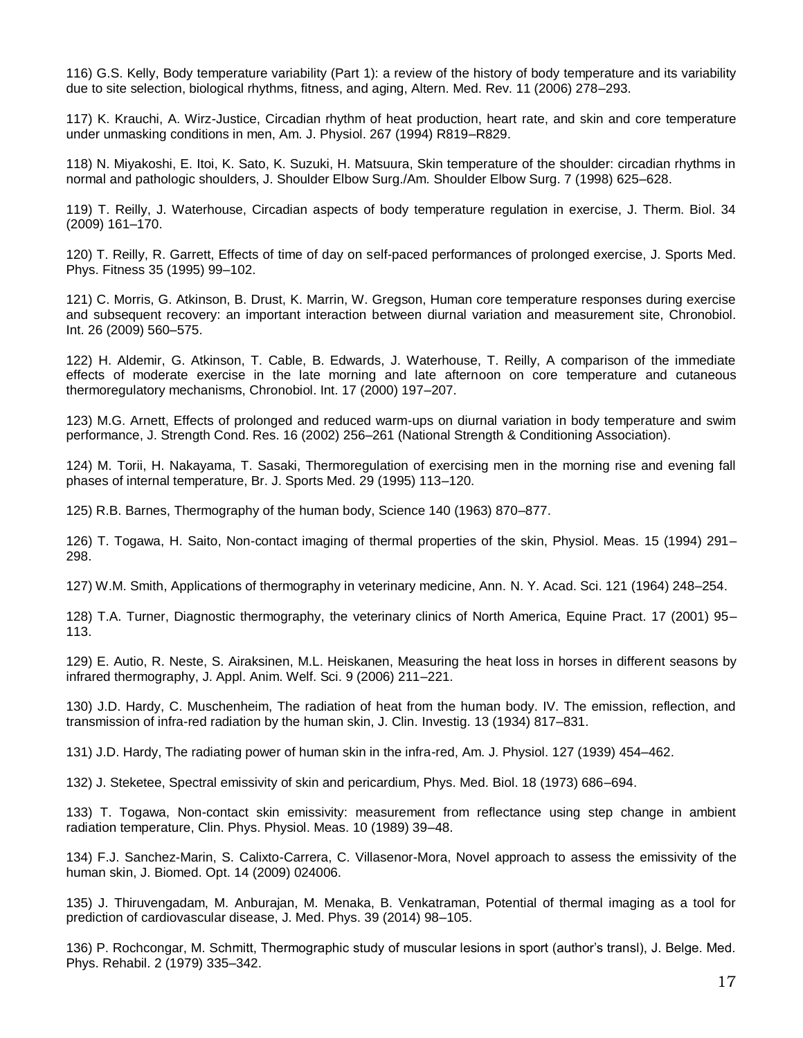116) G.S. Kelly, Body temperature variability (Part 1): a review of the history of body temperature and its variability due to site selection, biological rhythms, fitness, and aging, Altern. Med. Rev. 11 (2006) 278–293.

117) K. Krauchi, A. Wirz-Justice, Circadian rhythm of heat production, heart rate, and skin and core temperature under unmasking conditions in men, Am. J. Physiol. 267 (1994) R819–R829.

118) N. Miyakoshi, E. Itoi, K. Sato, K. Suzuki, H. Matsuura, Skin temperature of the shoulder: circadian rhythms in normal and pathologic shoulders, J. Shoulder Elbow Surg./Am. Shoulder Elbow Surg. 7 (1998) 625–628.

119) T. Reilly, J. Waterhouse, Circadian aspects of body temperature regulation in exercise, J. Therm. Biol. 34 (2009) 161–170.

120) T. Reilly, R. Garrett, Effects of time of day on self-paced performances of prolonged exercise, J. Sports Med. Phys. Fitness 35 (1995) 99–102.

121) C. Morris, G. Atkinson, B. Drust, K. Marrin, W. Gregson, Human core temperature responses during exercise and subsequent recovery: an important interaction between diurnal variation and measurement site, Chronobiol. Int. 26 (2009) 560–575.

122) H. Aldemir, G. Atkinson, T. Cable, B. Edwards, J. Waterhouse, T. Reilly, A comparison of the immediate effects of moderate exercise in the late morning and late afternoon on core temperature and cutaneous thermoregulatory mechanisms, Chronobiol. Int. 17 (2000) 197–207.

123) M.G. Arnett, Effects of prolonged and reduced warm-ups on diurnal variation in body temperature and swim performance, J. Strength Cond. Res. 16 (2002) 256–261 (National Strength & Conditioning Association).

124) M. Torii, H. Nakayama, T. Sasaki, Thermoregulation of exercising men in the morning rise and evening fall phases of internal temperature, Br. J. Sports Med. 29 (1995) 113–120.

125) R.B. Barnes, Thermography of the human body, Science 140 (1963) 870–877.

126) T. Togawa, H. Saito, Non-contact imaging of thermal properties of the skin, Physiol. Meas. 15 (1994) 291–298.

127) W.M. Smith, Applications of thermography in veterinary medicine, Ann. N. Y. Acad. Sci. 121 (1964) 248–254.

128) T.A. Turner, Diagnostic thermography, the veterinary clinics of North America, Equine Pract. 17 (2001) 95–113.

129) E. Autio, R. Neste, S. Airaksinen, M.L. Heiskanen, Measuring the heat loss in horses in different seasons by infrared thermography, J. Appl. Anim. Welf. Sci. 9 (2006) 211–221.

130) J.D. Hardy, C. Muschenheim, The radiation of heat from the human body. IV. The emission, reflection, and transmission of infra-red radiation by the human skin, J. Clin. Investig. 13 (1934) 817–831.

131) J.D. Hardy, The radiating power of human skin in the infra-red, Am. J. Physiol. 127 (1939) 454–462.

132) J. Steketee, Spectral emissivity of skin and pericardium, Phys. Med. Biol. 18 (1973) 686–694.

133) T. Togawa, Non-contact skin emissivity: measurement from reflectance using step change in ambient radiation temperature, Clin. Phys. Physiol. Meas. 10 (1989) 39–48.

134) F.J. Sanchez-Marin, S. Calixto-Carrera, C. Villasenor-Mora, Novel approach to assess the emissivity of the human skin, J. Biomed. Opt. 14 (2009) 024006.

135) J. Thiruvengadam, M. Anburajan, M. Menaka, B. Venkatraman, Potential of thermal imaging as a tool for prediction of cardiovascular disease, J. Med. Phys. 39 (2014) 98–105.

136) P. Rochcongar, M. Schmitt, Thermographic study of muscular lesions in sport (author's transl), J. Belge. Med. Phys. Rehabil. 2 (1979) 335–342.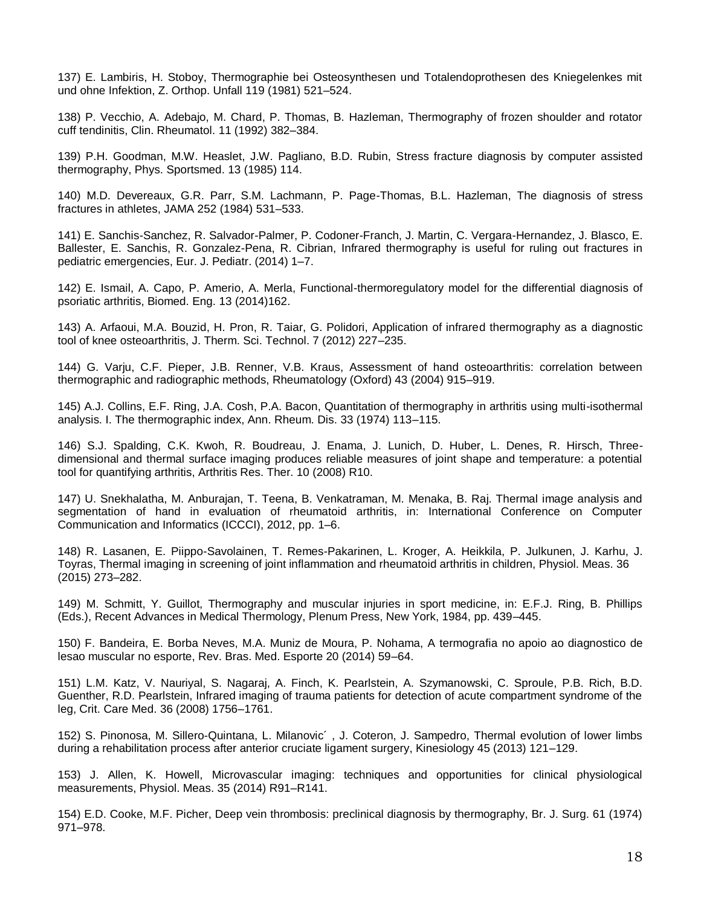137) E. Lambiris, H. Stoboy, Thermographie bei Osteosynthesen und Totalendoprothesen des Kniegelenkes mit und ohne Infektion, Z. Orthop. Unfall 119 (1981) 521–524.

138) P. Vecchio, A. Adebajo, M. Chard, P. Thomas, B. Hazleman, Thermography of frozen shoulder and rotator cuff tendinitis, Clin. Rheumatol. 11 (1992) 382–384.

139) P.H. Goodman, M.W. Heaslet, J.W. Pagliano, B.D. Rubin, Stress fracture diagnosis by computer assisted thermography, Phys. Sportsmed. 13 (1985) 114.

140) M.D. Devereaux, G.R. Parr, S.M. Lachmann, P. Page-Thomas, B.L. Hazleman, The diagnosis of stress fractures in athletes, JAMA 252 (1984) 531–533.

141) E. Sanchis-Sanchez, R. Salvador-Palmer, P. Codoner-Franch, J. Martin, C. Vergara-Hernandez, J. Blasco, E. Ballester, E. Sanchis, R. Gonzalez-Pena, R. Cibrian, Infrared thermography is useful for ruling out fractures in pediatric emergencies, Eur. J. Pediatr. (2014) 1–7.

142) E. Ismail, A. Capo, P. Amerio, A. Merla, Functional-thermoregulatory model for the differential diagnosis of psoriatic arthritis, Biomed. Eng. 13 (2014)162.

143) A. Arfaoui, M.A. Bouzid, H. Pron, R. Taiar, G. Polidori, Application of infrared thermography as a diagnostic tool of knee osteoarthritis, J. Therm. Sci. Technol. 7 (2012) 227–235.

144) G. Varju, C.F. Pieper, J.B. Renner, V.B. Kraus, Assessment of hand osteoarthritis: correlation between thermographic and radiographic methods, Rheumatology (Oxford) 43 (2004) 915–919.

145) A.J. Collins, E.F. Ring, J.A. Cosh, P.A. Bacon, Quantitation of thermography in arthritis using multi-isothermal analysis. I. The thermographic index, Ann. Rheum. Dis. 33 (1974) 113–115.

146) S.J. Spalding, C.K. Kwoh, R. Boudreau, J. Enama, J. Lunich, D. Huber, L. Denes, R. Hirsch, Three-dimensional and thermal surface imaging produces reliable measures of joint shape and temperature: a potential tool for quantifying arthritis, Arthritis Res. Ther. 10 (2008) R10.

147) U. Snekhalatha, M. Anburajan, T. Teena, B. Venkatraman, M. Menaka, B. Raj. Thermal image analysis and segmentation of hand in evaluation of rheumatoid arthritis, in: International Conference on Computer Communication and Informatics (ICCCI), 2012, pp. 1–6.

148) R. Lasanen, E. Piippo-Savolainen, T. Remes-Pakarinen, L. Kroger, A. Heikkila, P. Julkunen, J. Karhu, J. Toyras, Thermal imaging in screening of joint inflammation and rheumatoid arthritis in children, Physiol. Meas. 36 (2015) 273–282.

149) M. Schmitt, Y. Guillot, Thermography and muscular injuries in sport medicine, in: E.F.J. Ring, B. Phillips (Eds.), Recent Advances in Medical Thermology, Plenum Press, New York, 1984, pp. 439–445.

150) F. Bandeira, E. Borba Neves, M.A. Muniz de Moura, P. Nohama, A termografia no apoio ao diagnostico de lesao muscular no esporte, Rev. Bras. Med. Esporte 20 (2014) 59–64.

151) L.M. Katz, V. Nauriyal, S. Nagaraj, A. Finch, K. Pearlstein, A. Szymanowski, C. Sproule, P.B. Rich, B.D. Guenther, R.D. Pearlstein, Infrared imaging of trauma patients for detection of acute compartment syndrome of the leg, Crit. Care Med. 36 (2008) 1756–1761.

152) S. Pinonosa, M. Sillero-Quintana, L. Milanović, J. Coteron, J. Sampedro, Thermal evolution of lower limbs during a rehabilitation process after anterior cruciate ligament surgery, Kinesiology 45 (2013) 121–129.

153) J. Allen, K. Howell, Microvascular imaging: techniques and opportunities for clinical physiological measurements, Physiol. Meas. 35 (2014) R91–R141.

154) E.D. Cooke, M.F. Picher, Deep vein thrombosis: preclinical diagnosis by thermography, Br. J. Surg. 61 (1974) 971–978.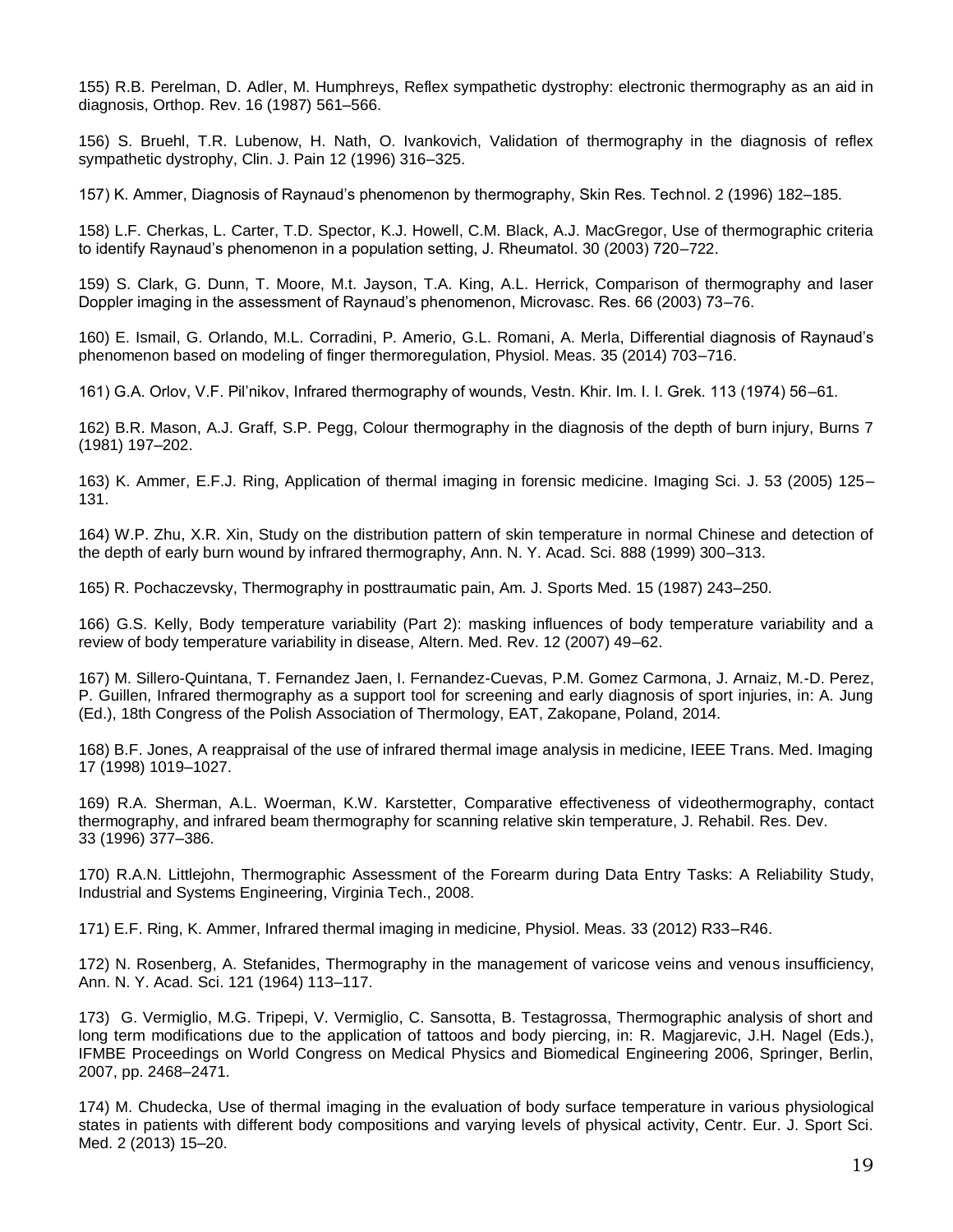155) R.B. Perelman, D. Adler, M. Humphreys, Reflex sympathetic dystrophy: electronic thermography as an aid in diagnosis, Orthop. Rev. 16 (1987) 561–566.

156) S. Bruehl, T.R. Lubenow, H. Nath, O. Ivankovich, Validation of thermography in the diagnosis of reflex sympathetic dystrophy, Clin. J. Pain 12 (1996) 316–325.

157) K. Ammer, Diagnosis of Raynaud's phenomenon by thermography, Skin Res. Technol. 2 (1996) 182–185.

158) L.F. Cherkas, L. Carter, T.D. Spector, K.J. Howell, C.M. Black, A.J. MacGregor, Use of thermographic criteria to identify Raynaud's phenomenon in a population setting, J. Rheumatol. 30 (2003) 720–722.

159) S. Clark, G. Dunn, T. Moore, M.t. Jayson, T.A. King, A.L. Herrick, Comparison of thermography and laser Doppler imaging in the assessment of Raynaud's phenomenon, Microvasc. Res. 66 (2003) 73–76.

160) E. Ismail, G. Orlando, M.L. Corradini, P. Amerio, G.L. Romani, A. Merla, Differential diagnosis of Raynaud's phenomenon based on modeling of finger thermoregulation, Physiol. Meas. 35 (2014) 703–716.

161) G.A. Orlov, V.F. Pil'nikov, Infrared thermography of wounds, Vestn. Khir. Im. I. I. Grek. 113 (1974) 56–61.

162) B.R. Mason, A.J. Graff, S.P. Pegg, Colour thermography in the diagnosis of the depth of burn injury, Burns 7 (1981) 197–202.

163) K. Ammer, E.F.J. Ring, Application of thermal imaging in forensic medicine. Imaging Sci. J. 53 (2005) 125–131.

164) W.P. Zhu, X.R. Xin, Study on the distribution pattern of skin temperature in normal Chinese and detection of the depth of early burn wound by infrared thermography, Ann. N. Y. Acad. Sci. 888 (1999) 300–313.

165) R. Pochaczevsky, Thermography in posttraumatic pain, Am. J. Sports Med. 15 (1987) 243–250.

166) G.S. Kelly, Body temperature variability (Part 2): masking influences of body temperature variability and a review of body temperature variability in disease, Altern. Med. Rev. 12 (2007) 49–62.

167) M. Sillero-Quintana, T. Fernandez Jaen, I. Fernandez-Cuevas, P.M. Gomez Carmona, J. Arnaiz, M.-D. Perez, P. Guillen, Infrared thermography as a support tool for screening and early diagnosis of sport injuries, in: A. Jung (Ed.), 18th Congress of the Polish Association of Thermology, EAT, Zakopane, Poland, 2014.

168) B.F. Jones, A reappraisal of the use of infrared thermal image analysis in medicine, IEEE Trans. Med. Imaging 17 (1998) 1019–1027.

169) R.A. Sherman, A.L. Woerman, K.W. Karstetter, Comparative effectiveness of videothermography, contact thermography, and infrared beam thermography for scanning relative skin temperature, J. Rehabil. Res. Dev. 33 (1996) 377–386.

170) R.A.N. Littlejohn, Thermographic Assessment of the Forearm during Data Entry Tasks: A Reliability Study, Industrial and Systems Engineering, Virginia Tech., 2008.

171) E.F. Ring, K. Ammer, Infrared thermal imaging in medicine, Physiol. Meas. 33 (2012) R33–R46.

172) N. Rosenberg, A. Stefanides, Thermography in the management of varicose veins and venous insufficiency, Ann. N. Y. Acad. Sci. 121 (1964) 113–117.

173) G. Vermiglio, M.G. Tripepi, V. Vermiglio, C. Sansotta, B. Testagrossa, Thermographic analysis of short and long term modifications due to the application of tattoos and body piercing, in: R. Magjarevic, J.H. Nagel (Eds.), IFMBE Proceedings on World Congress on Medical Physics and Biomedical Engineering 2006, Springer, Berlin, 2007, pp. 2468–2471.

174) M. Chudecka, Use of thermal imaging in the evaluation of body surface temperature in various physiological states in patients with different body compositions and varying levels of physical activity, Centr. Eur. J. Sport Sci. Med. 2 (2013) 15–20.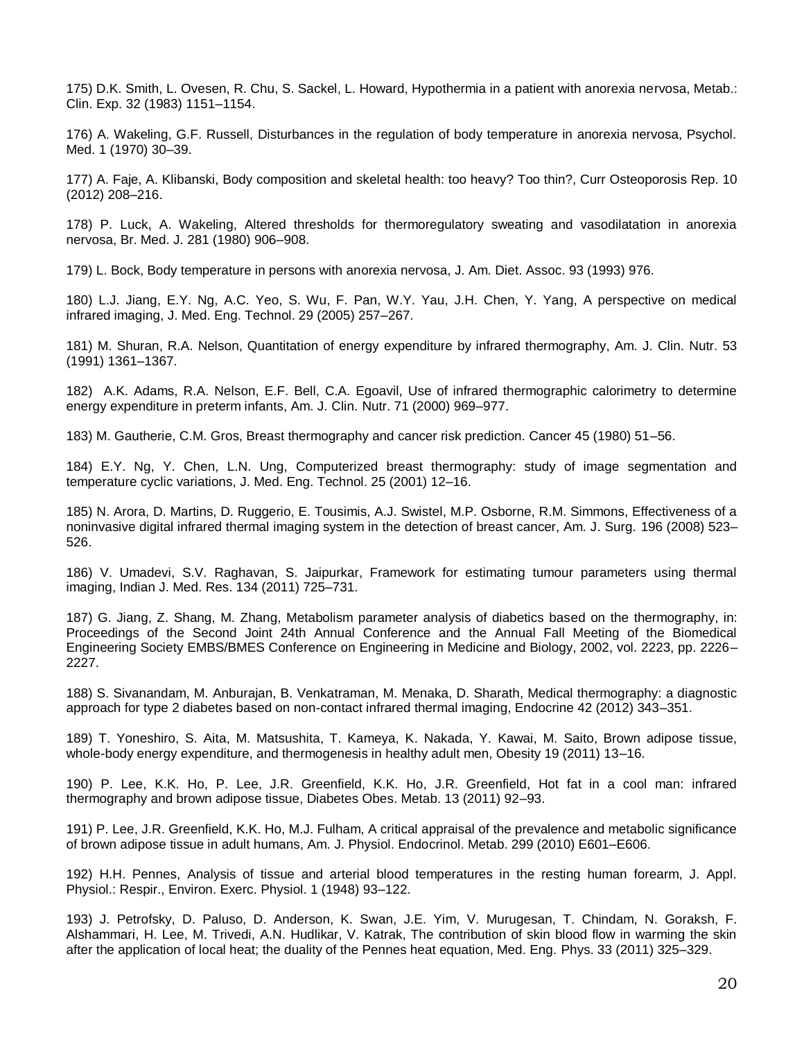175) D.K. Smith, L. Ovesen, R. Chu, S. Sackel, L. Howard, Hypothermia in a patient with anorexia nervosa, Metab.: Clin. Exp. 32 (1983) 1151–1154.

176) A. Wakeling, G.F. Russell, Disturbances in the regulation of body temperature in anorexia nervosa, Psychol. Med. 1 (1970) 30–39.

177) A. Faje, A. Klibanski, Body composition and skeletal health: too heavy? Too thin?, Curr Osteoporosis Rep. 10 (2012) 208–216.

178) P. Luck, A. Wakeling, Altered thresholds for thermoregulatory sweating and vasodilatation in anorexia nervosa, Br. Med. J. 281 (1980) 906–908.

179) L. Bock, Body temperature in persons with anorexia nervosa, J. Am. Diet. Assoc. 93 (1993) 976.

180) L.J. Jiang, E.Y. Ng, A.C. Yeo, S. Wu, F. Pan, W.Y. Yau, J.H. Chen, Y. Yang, A perspective on medical infrared imaging, J. Med. Eng. Technol. 29 (2005) 257–267.

181) M. Shuran, R.A. Nelson, Quantitation of energy expenditure by infrared thermography, Am. J. Clin. Nutr. 53 (1991) 1361–1367.

182) A.K. Adams, R.A. Nelson, E.F. Bell, C.A. Egoavil, Use of infrared thermographic calorimetry to determine energy expenditure in preterm infants, Am. J. Clin. Nutr. 71 (2000) 969–977.

183) M. Gautherie, C.M. Gros, Breast thermography and cancer risk prediction. Cancer 45 (1980) 51–56.

184) E.Y. Ng, Y. Chen, L.N. Ung, Computerized breast thermography: study of image segmentation and temperature cyclic variations, J. Med. Eng. Technol. 25 (2001) 12–16.

185) N. Arora, D. Martins, D. Ruggerio, E. Tousimis, A.J. Swistel, M.P. Osborne, R.M. Simmons, Effectiveness of a noninvasive digital infrared thermal imaging system in the detection of breast cancer, Am. J. Surg. 196 (2008) 523–526.

186) V. Umadevi, S.V. Raghavan, S. Jaipurkar, Framework for estimating tumour parameters using thermal imaging, Indian J. Med. Res. 134 (2011) 725–731.

187) G. Jiang, Z. Shang, M. Zhang, Metabolism parameter analysis of diabetics based on the thermography, in: Proceedings of the Second Joint 24th Annual Conference and the Annual Fall Meeting of the Biomedical Engineering Society EMBS/BMES Conference on Engineering in Medicine and Biology, 2002, vol. 2223, pp. 2226–2227.

188) S. Sivanandam, M. Anburajan, B. Venkatraman, M. Menaka, D. Sharath, Medical thermography: a diagnostic approach for type 2 diabetes based on non-contact infrared thermal imaging, Endocrine 42 (2012) 343–351.

189) T. Yoneshiro, S. Aita, M. Matsushita, T. Kameya, K. Nakada, Y. Kawai, M. Saito, Brown adipose tissue, whole-body energy expenditure, and thermogenesis in healthy adult men, Obesity 19 (2011) 13–16.

190) P. Lee, K.K. Ho, P. Lee, J.R. Greenfield, K.K. Ho, J.R. Greenfield, Hot fat in a cool man: infrared thermography and brown adipose tissue, Diabetes Obes. Metab. 13 (2011) 92–93.

191) P. Lee, J.R. Greenfield, K.K. Ho, M.J. Fulham, A critical appraisal of the prevalence and metabolic significance of brown adipose tissue in adult humans, Am. J. Physiol. Endocrinol. Metab. 299 (2010) E601–E606.

192) H.H. Pennes, Analysis of tissue and arterial blood temperatures in the resting human forearm, J. Appl. Physiol.: Respir., Environ. Exerc. Physiol. 1 (1948) 93–122.

193) J. Petrofsky, D. Paluso, D. Anderson, K. Swan, J.E. Yim, V. Murugesan, T. Chindam, N. Goraksh, F. Alshammari, H. Lee, M. Trivedi, A.N. Hudlikar, V. Katrak, The contribution of skin blood flow in warming the skin after the application of local heat; the duality of the Pennes heat equation, Med. Eng. Phys. 33 (2011) 325–329.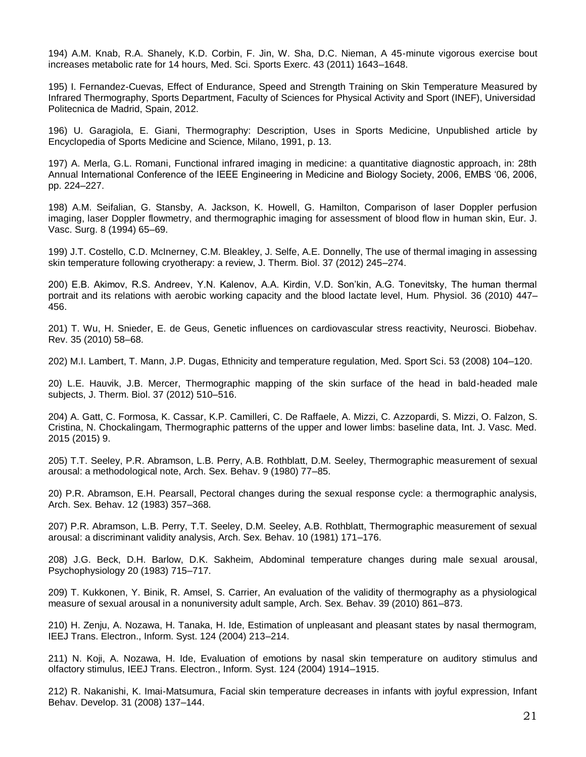194) A.M. Knab, R.A. Shanely, K.D. Corbin, F. Jin, W. Sha, D.C. Nieman, A 45-minute vigorous exercise bout increases metabolic rate for 14 hours, Med. Sci. Sports Exerc. 43 (2011) 1643–1648.

195) I. Fernandez-Cuevas, Effect of Endurance, Speed and Strength Training on Skin Temperature Measured by Infrared Thermography, Sports Department, Faculty of Sciences for Physical Activity and Sport (INEF), Universidad Politecnica de Madrid, Spain, 2012.

196) U. Garagiola, E. Giani, Thermography: Description, Uses in Sports Medicine, Unpublished article by Encyclopedia of Sports Medicine and Science, Milano, 1991, p. 13.

197) A. Merla, G.L. Romani, Functional infrared imaging in medicine: a quantitative diagnostic approach, in: 28th Annual International Conference of the IEEE Engineering in Medicine and Biology Society, 2006, EMBS '06, 2006, pp. 224–227.

198) A.M. Seifalian, G. Stansby, A. Jackson, K. Howell, G. Hamilton, Comparison of laser Doppler perfusion imaging, laser Doppler flowmetry, and thermographic imaging for assessment of blood flow in human skin, Eur. J. Vasc. Surg. 8 (1994) 65–69.

199) J.T. Costello, C.D. McInerney, C.M. Bleakley, J. Selfe, A.E. Donnelly, The use of thermal imaging in assessing skin temperature following cryotherapy: a review, J. Therm. Biol. 37 (2012) 245–274.

200) E.B. Akimov, R.S. Andreev, Y.N. Kalenov, A.A. Kirdin, V.D. Son'kin, A.G. Tonevitsky, The human thermal portrait and its relations with aerobic working capacity and the blood lactate level, Hum. Physiol. 36 (2010) 447–456.

201) T. Wu, H. Snieder, E. de Geus, Genetic influences on cardiovascular stress reactivity, Neurosci. Biobehav. Rev. 35 (2010) 58–68.

202) M.I. Lambert, T. Mann, J.P. Dugas, Ethnicity and temperature regulation, Med. Sport Sci. 53 (2008) 104–120.

20) L.E. Hauvik, J.B. Mercer, Thermographic mapping of the skin surface of the head in bald-headed male subjects, J. Therm. Biol. 37 (2012) 510–516.

204) A. Gatt, C. Formosa, K. Cassar, K.P. Camilleri, C. De Raffaele, A. Mizzi, C. Azzopardi, S. Mizzi, O. Falzon, S. Cristina, N. Chockalingam, Thermographic patterns of the upper and lower limbs: baseline data, Int. J. Vasc. Med. 2015 (2015) 9.

205) T.T. Seeley, P.R. Abramson, L.B. Perry, A.B. Rothblatt, D.M. Seeley, Thermographic measurement of sexual arousal: a methodological note, Arch. Sex. Behav. 9 (1980) 77–85.

20) P.R. Abramson, E.H. Pearsall, Pectoral changes during the sexual response cycle: a thermographic analysis, Arch. Sex. Behav. 12 (1983) 357–368.

207) P.R. Abramson, L.B. Perry, T.T. Seeley, D.M. Seeley, A.B. Rothblatt, Thermographic measurement of sexual arousal: a discriminant validity analysis, Arch. Sex. Behav. 10 (1981) 171–176.

208) J.G. Beck, D.H. Barlow, D.K. Sakheim, Abdominal temperature changes during male sexual arousal, Psychophysiology 20 (1983) 715–717.

209) T. Kukkonen, Y. Binik, R. Amsel, S. Carrier, An evaluation of the validity of thermography as a physiological measure of sexual arousal in a nonuniversity adult sample, Arch. Sex. Behav. 39 (2010) 861–873.

210) H. Zenju, A. Nozawa, H. Tanaka, H. Ide, Estimation of unpleasant and pleasant states by nasal thermogram, IEEJ Trans. Electron., Inform. Syst. 124 (2004) 213–214.

211) N. Koji, A. Nozawa, H. Ide, Evaluation of emotions by nasal skin temperature on auditory stimulus and olfactory stimulus, IEEJ Trans. Electron., Inform. Syst. 124 (2004) 1914–1915.

212) R. Nakanishi, K. Imai-Matsumura, Facial skin temperature decreases in infants with joyful expression, Infant Behav. Develop. 31 (2008) 137–144.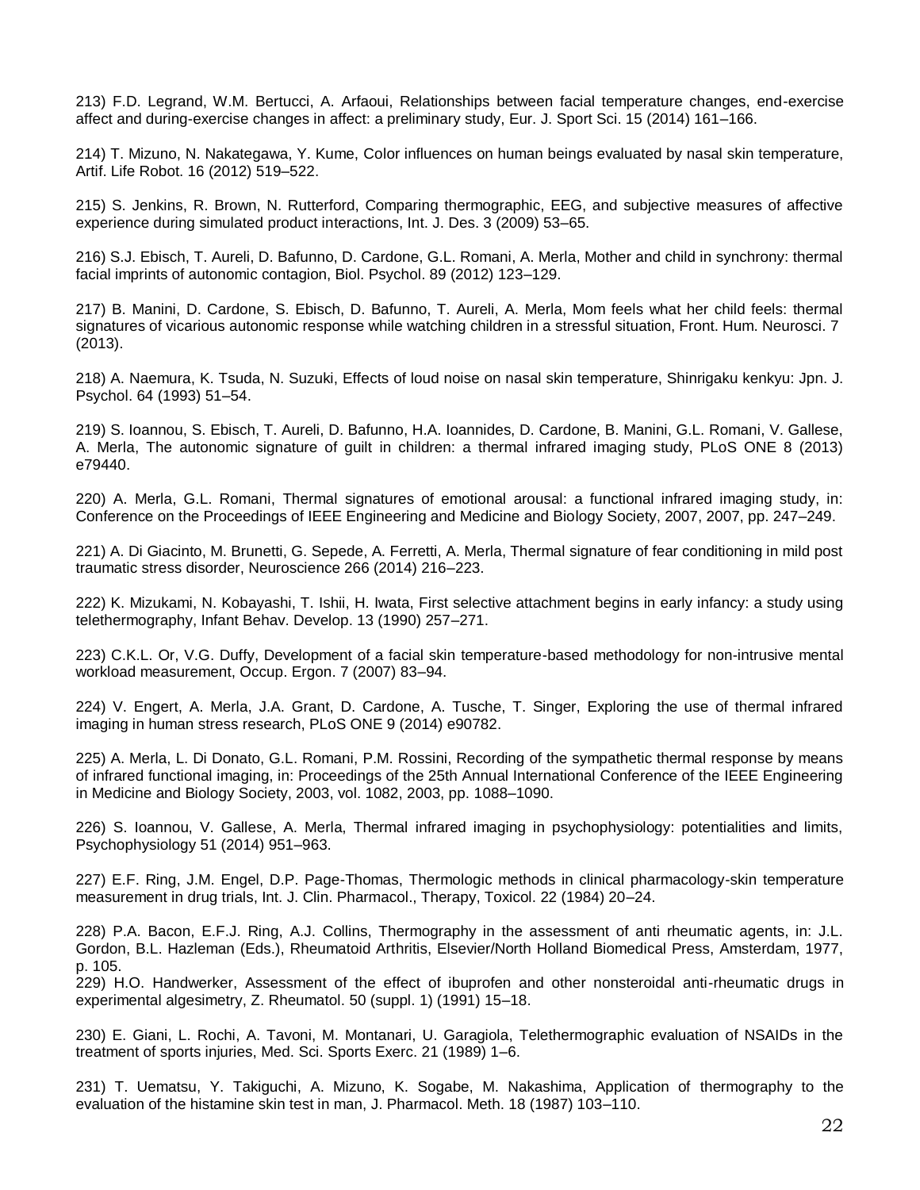213) F.D. Legrand, W.M. Bertucci, A. Arfaoui, Relationships between facial temperature changes, end-exercise affect and during-exercise changes in affect: a preliminary study, Eur. J. Sport Sci. 15 (2014) 161–166.

214) T. Mizuno, N. Nakategawa, Y. Kume, Color influences on human beings evaluated by nasal skin temperature, Artif. Life Robot. 16 (2012) 519–522.

215) S. Jenkins, R. Brown, N. Rutterford, Comparing thermographic, EEG, and subjective measures of affective experience during simulated product interactions, Int. J. Des. 3 (2009) 53–65.

216) S.J. Ebisch, T. Aureli, D. Bafunno, D. Cardone, G.L. Romani, A. Merla, Mother and child in synchrony: thermal facial imprints of autonomic contagion, Biol. Psychol. 89 (2012) 123–129.

217) B. Manini, D. Cardone, S. Ebisch, D. Bafunno, T. Aureli, A. Merla, Mom feels what her child feels: thermal signatures of vicarious autonomic response while watching children in a stressful situation, Front. Hum. Neurosci. 7 (2013).

218) A. Naemura, K. Tsuda, N. Suzuki, Effects of loud noise on nasal skin temperature, Shinrigaku kenkyu: Jpn. J. Psychol. 64 (1993) 51–54.

219) S. Ioannou, S. Ebisch, T. Aureli, D. Bafunno, H.A. Ioannides, D. Cardone, B. Manini, G.L. Romani, V. Gallese, A. Merla, The autonomic signature of guilt in children: a thermal infrared imaging study, PLoS ONE 8 (2013) e79440.

220) A. Merla, G.L. Romani, Thermal signatures of emotional arousal: a functional infrared imaging study, in: Conference on the Proceedings of IEEE Engineering and Medicine and Biology Society, 2007, 2007, pp. 247–249.

221) A. Di Giacinto, M. Brunetti, G. Sepede, A. Ferretti, A. Merla, Thermal signature of fear conditioning in mild post traumatic stress disorder, Neuroscience 266 (2014) 216–223.

222) K. Mizukami, N. Kobayashi, T. Ishii, H. Iwata, First selective attachment begins in early infancy: a study using telethermography, Infant Behav. Develop. 13 (1990) 257–271.

223) C.K.L. Or, V.G. Duffy, Development of a facial skin temperature-based methodology for non-intrusive mental workload measurement, Occup. Ergon. 7 (2007) 83–94.

224) V. Engert, A. Merla, J.A. Grant, D. Cardone, A. Tusche, T. Singer, Exploring the use of thermal infrared imaging in human stress research, PLoS ONE 9 (2014) e90782.

225) A. Merla, L. Di Donato, G.L. Romani, P.M. Rossini, Recording of the sympathetic thermal response by means of infrared functional imaging, in: Proceedings of the 25th Annual International Conference of the IEEE Engineering in Medicine and Biology Society, 2003, vol. 1082, 2003, pp. 1088–1090.

226) S. Ioannou, V. Gallese, A. Merla, Thermal infrared imaging in psychophysiology: potentialities and limits, Psychophysiology 51 (2014) 951–963.

227) E.F. Ring, J.M. Engel, D.P. Page-Thomas, Thermologic methods in clinical pharmacology-skin temperature measurement in drug trials, Int. J. Clin. Pharmacol., Therapy, Toxicol. 22 (1984) 20–24.

228) P.A. Bacon, E.F.J. Ring, A.J. Collins, Thermography in the assessment of anti rheumatic agents, in: J.L. Gordon, B.L. Hazleman (Eds.), Rheumatoid Arthritis, Elsevier/North Holland Biomedical Press, Amsterdam, 1977, p. 105.

229) H.O. Handwerker, Assessment of the effect of ibuprofen and other nonsteroidal anti-rheumatic drugs in experimental algesimetry, Z. Rheumatol. 50 (suppl. 1) (1991) 15–18.

230) E. Giani, L. Rochi, A. Tavoni, M. Montanari, U. Garagiola, Telethermographic evaluation of NSAIDs in the treatment of sports injuries, Med. Sci. Sports Exerc. 21 (1989) 1–6.

231) T. Uematsu, Y. Takiguchi, A. Mizuno, K. Sogabe, M. Nakashima, Application of thermography to the evaluation of the histamine skin test in man, J. Pharmacol. Meth. 18 (1987) 103–110.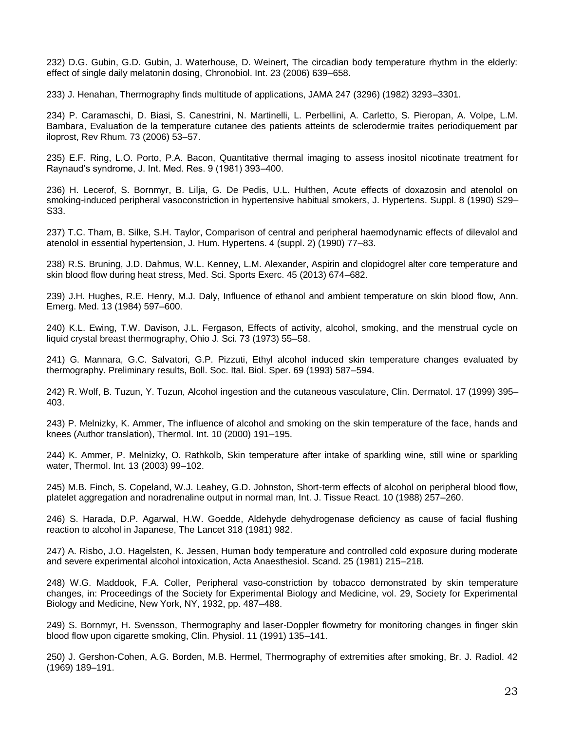232) D.G. Gubin, G.D. Gubin, J. Waterhouse, D. Weinert, The circadian body temperature rhythm in the elderly: effect of single daily melatonin dosing, Chronobiol. Int. 23 (2006) 639–658.

233) J. Henahan, Thermography finds multitude of applications, JAMA 247 (3296) (1982) 3293–3301.

234) P. Caramaschi, D. Biasi, S. Canestrini, N. Martinelli, L. Perbellini, A. Carletto, S. Pieropan, A. Volpe, L.M. Bambara, Evaluation de la temperature cutanee des patients atteints de sclerodermie traites periodiquement par iloprost, Rev Rhum. 73 (2006) 53–57.

235) E.F. Ring, L.O. Porto, P.A. Bacon, Quantitative thermal imaging to assess inositol nicotinate treatment for Raynaud's syndrome, J. Int. Med. Res. 9 (1981) 393–400.

236) H. Lecerof, S. Bornmyr, B. Lilja, G. De Pedis, U.L. Hulthen, Acute effects of doxazosin and atenolol on smoking-induced peripheral vasoconstriction in hypertensive habitual smokers, J. Hypertens. Suppl. 8 (1990) S29–S33.

237) T.C. Tham, B. Silke, S.H. Taylor, Comparison of central and peripheral haemodynamic effects of dilevalol and atenolol in essential hypertension, J. Hum. Hypertens. 4 (suppl. 2) (1990) 77–83.

238) R.S. Bruning, J.D. Dahmus, W.L. Kenney, L.M. Alexander, Aspirin and clopidogrel alter core temperature and skin blood flow during heat stress, Med. Sci. Sports Exerc. 45 (2013) 674–682.

239) J.H. Hughes, R.E. Henry, M.J. Daly, Influence of ethanol and ambient temperature on skin blood flow, Ann. Emerg. Med. 13 (1984) 597–600.

240) K.L. Ewing, T.W. Davison, J.L. Fergason, Effects of activity, alcohol, smoking, and the menstrual cycle on liquid crystal breast thermography, Ohio J. Sci. 73 (1973) 55–58.

241) G. Mannara, G.C. Salvatori, G.P. Pizzuti, Ethyl alcohol induced skin temperature changes evaluated by thermography. Preliminary results, Boll. Soc. Ital. Biol. Sper. 69 (1993) 587–594.

242) R. Wolf, B. Tuzun, Y. Tuzun, Alcohol ingestion and the cutaneous vasculature, Clin. Dermatol. 17 (1999) 395–403.

243) P. Melnizky, K. Ammer, The influence of alcohol and smoking on the skin temperature of the face, hands and knees (Author translation), Thermol. Int. 10 (2000) 191–195.

244) K. Ammer, P. Melnizky, O. Rathkolb, Skin temperature after intake of sparkling wine, still wine or sparkling water, Thermol. Int. 13 (2003) 99–102.

245) M.B. Finch, S. Copeland, W.J. Leahey, G.D. Johnston, Short-term effects of alcohol on peripheral blood flow, platelet aggregation and noradrenaline output in normal man, Int. J. Tissue React. 10 (1988) 257–260.

246) S. Harada, D.P. Agarwal, H.W. Goedde, Aldehyde dehydrogenase deficiency as cause of facial flushing reaction to alcohol in Japanese, The Lancet 318 (1981) 982.

247) A. Risbo, J.O. Hagelsten, K. Jessen, Human body temperature and controlled cold exposure during moderate and severe experimental alcohol intoxication, Acta Anaesthesiol. Scand. 25 (1981) 215–218.

248) W.G. Maddook, F.A. Coller, Peripheral vaso-constriction by tobacco demonstrated by skin temperature changes, in: Proceedings of the Society for Experimental Biology and Medicine, vol. 29, Society for Experimental Biology and Medicine, New York, NY, 1932, pp. 487–488.

249) S. Bornmyr, H. Svensson, Thermography and laser-Doppler flowmetry for monitoring changes in finger skin blood flow upon cigarette smoking, Clin. Physiol. 11 (1991) 135–141.

250) J. Gershon-Cohen, A.G. Borden, M.B. Hermel, Thermography of extremities after smoking, Br. J. Radiol. 42 (1969) 189–191.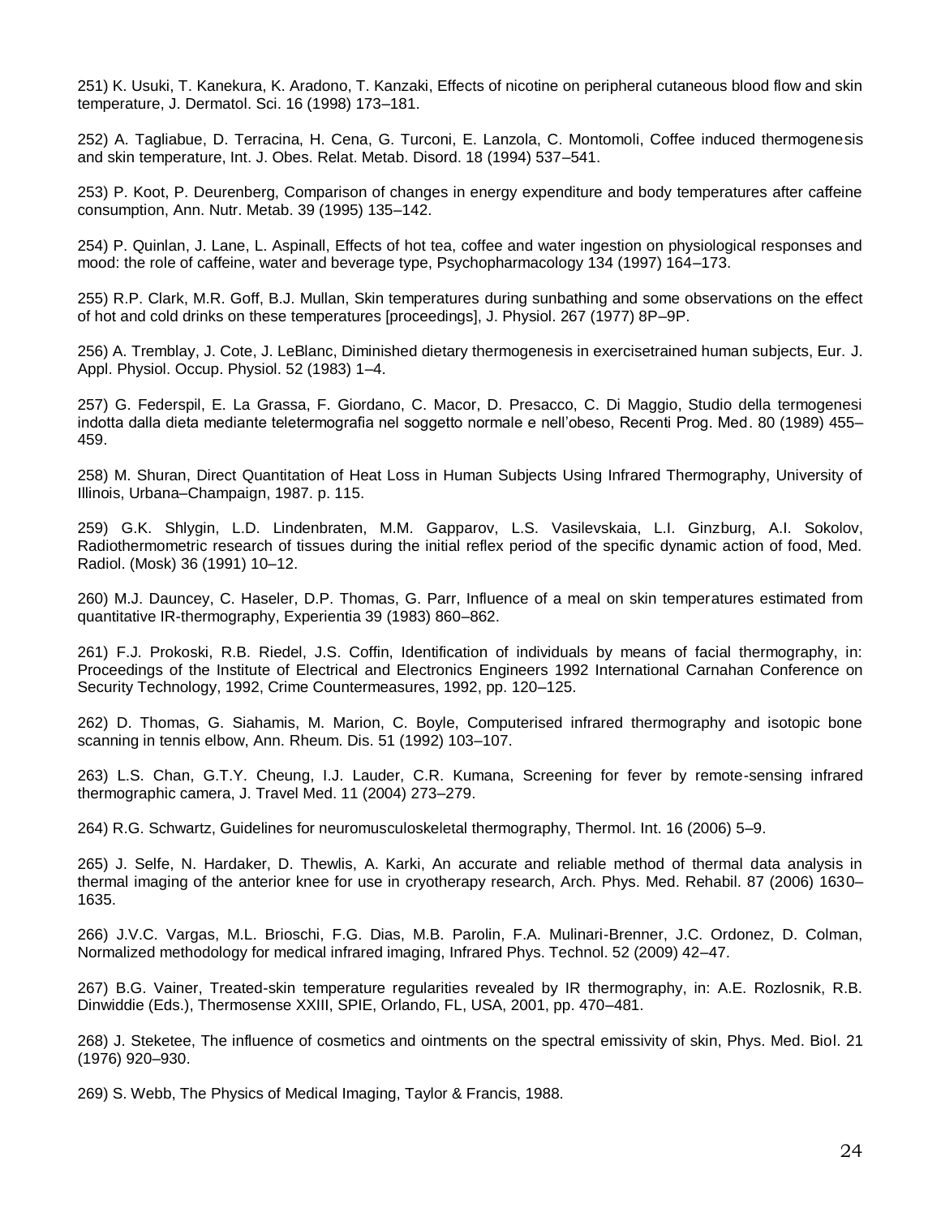251) K. Usuki, T. Kanekura, K. Aradono, T. Kanzaki, Effects of nicotine on peripheral cutaneous blood flow and skin temperature, J. Dermatol. Sci. 16 (1998) 173–181.

252) A. Tagliabue, D. Terracina, H. Cena, G. Turconi, E. Lanzola, C. Montomoli, Coffee induced thermogenesis and skin temperature, Int. J. Obes. Relat. Metab. Disord. 18 (1994) 537–541.

253) P. Koot, P. Deurenberg, Comparison of changes in energy expenditure and body temperatures after caffeine consumption, Ann. Nutr. Metab. 39 (1995) 135–142.

254) P. Quinlan, J. Lane, L. Aspinall, Effects of hot tea, coffee and water ingestion on physiological responses and mood: the role of caffeine, water and beverage type, Psychopharmacology 134 (1997) 164–173.

255) R.P. Clark, M.R. Goff, B.J. Mullan, Skin temperatures during sunbathing and some observations on the effect of hot and cold drinks on these temperatures [proceedings], J. Physiol. 267 (1977) 8P–9P.

256) A. Tremblay, J. Cote, J. LeBlanc, Diminished dietary thermogenesis in exercisetrained human subjects, Eur. J. Appl. Physiol. Occup. Physiol. 52 (1983) 1–4.

257) G. Federspil, E. La Grassa, F. Giordano, C. Macor, D. Presacco, C. Di Maggio, Studio della termogenesi indotta dalla dieta mediante teletermografia nel soggetto normale e nell'obeso, Recenti Prog. Med. 80 (1989) 455–459.

258) M. Shuran, Direct Quantitation of Heat Loss in Human Subjects Using Infrared Thermography, University of Illinois, Urbana–Champaign, 1987. p. 115.

259) G.K. Shlygin, L.D. Lindenbraten, M.M. Gapparov, L.S. Vasilevskaia, L.I. Ginzburg, A.I. Sokolov, Radiothermometric research of tissues during the initial reflex period of the specific dynamic action of food, Med. Radiol. (Mosk) 36 (1991) 10–12.

260) M.J. Dauncey, C. Haseler, D.P. Thomas, G. Parr, Influence of a meal on skin temperatures estimated from quantitative IR-thermography, Experientia 39 (1983) 860–862.

261) F.J. Prokoski, R.B. Riedel, J.S. Coffin, Identification of individuals by means of facial thermography, in: Proceedings of the Institute of Electrical and Electronics Engineers 1992 International Carnahan Conference on Security Technology, 1992, Crime Countermeasures, 1992, pp. 120–125.

262) D. Thomas, G. Siahamis, M. Marion, C. Boyle, Computerised infrared thermography and isotopic bone scanning in tennis elbow, Ann. Rheum. Dis. 51 (1992) 103–107.

263) L.S. Chan, G.T.Y. Cheung, I.J. Lauder, C.R. Kumana, Screening for fever by remote-sensing infrared thermographic camera, J. Travel Med. 11 (2004) 273–279.

264) R.G. Schwartz, Guidelines for neuromusculoskeletal thermography, Thermol. Int. 16 (2006) 5–9.

265) J. Selfe, N. Hardaker, D. Thewlis, A. Karki, An accurate and reliable method of thermal data analysis in thermal imaging of the anterior knee for use in cryotherapy research, Arch. Phys. Med. Rehabil. 87 (2006) 1630–1635.

266) J.V.C. Vargas, M.L. Brioschi, F.G. Dias, M.B. Parolin, F.A. Mulinari-Brenner, J.C. Ordonez, D. Colman, Normalized methodology for medical infrared imaging, Infrared Phys. Technol. 52 (2009) 42–47.

267) B.G. Vainer, Treated-skin temperature regularities revealed by IR thermography, in: A.E. Rozlosnik, R.B. Dinwiddie (Eds.), Thermosense XXIII, SPIE, Orlando, FL, USA, 2001, pp. 470–481.

268) J. Steketee, The influence of cosmetics and ointments on the spectral emissivity of skin, Phys. Med. Biol. 21 (1976) 920–930.

269) S. Webb, The Physics of Medical Imaging, Taylor & Francis, 1988.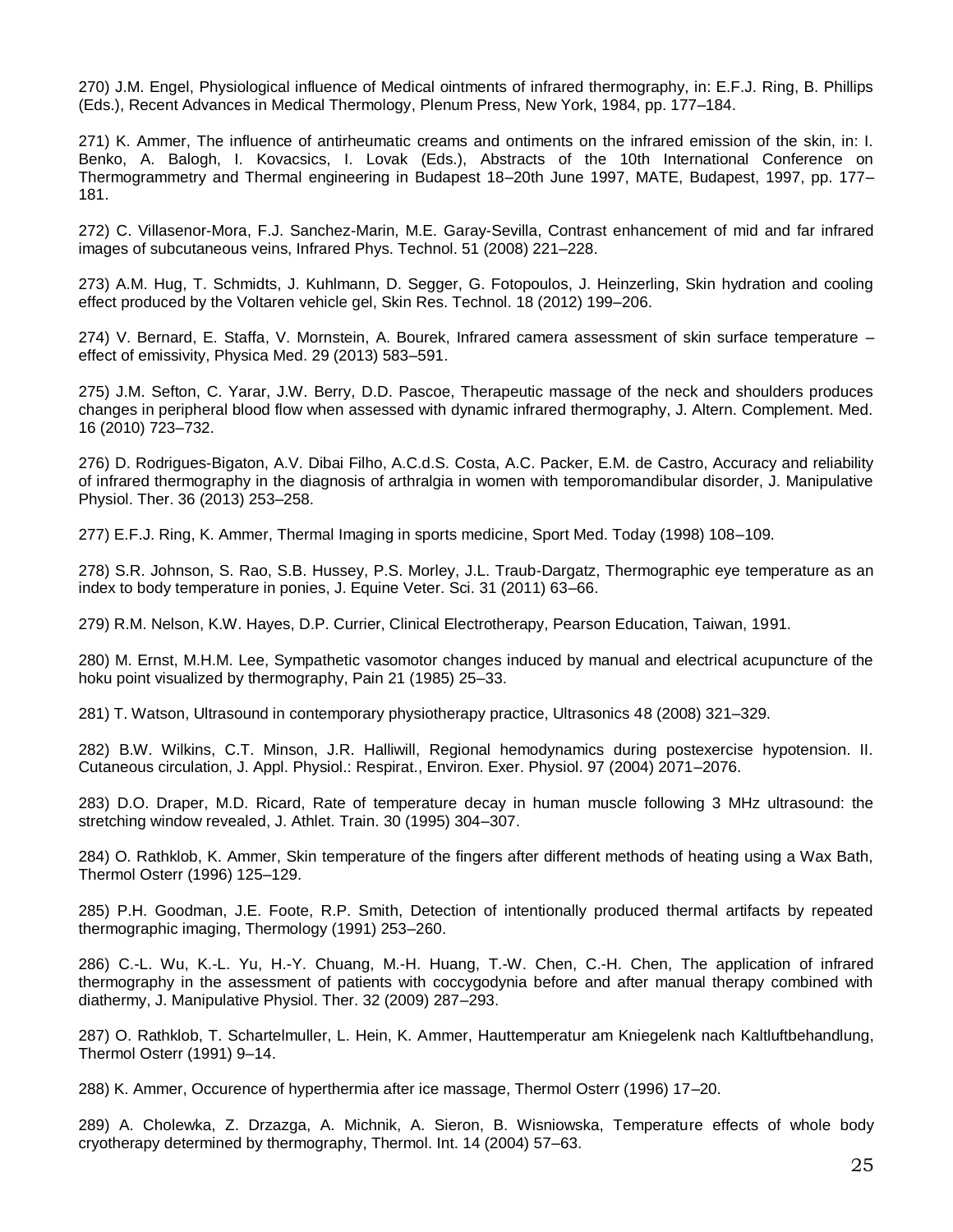270) J.M. Engel, Physiological influence of Medical ointments of infrared thermography, in: E.F.J. Ring, B. Phillips (Eds.), Recent Advances in Medical Thermology, Plenum Press, New York, 1984, pp. 177–184.

271) K. Ammer, The influence of antirheumatic creams and ontiments on the infrared emission of the skin, in: I. Benko, A. Balogh, I. Kovacsics, I. Lovak (Eds.), Abstracts of the 10th International Conference on Thermogrammetry and Thermal engineering in Budapest 18–20th June 1997, MATE, Budapest, 1997, pp. 177–181.

272) C. Villasenor-Mora, F.J. Sanchez-Marin, M.E. Garay-Sevilla, Contrast enhancement of mid and far infrared images of subcutaneous veins, Infrared Phys. Technol. 51 (2008) 221–228.

273) A.M. Hug, T. Schmidts, J. Kuhlmann, D. Segger, G. Fotopoulos, J. Heinzerling, Skin hydration and cooling effect produced by the Voltaren vehicle gel, Skin Res. Technol. 18 (2012) 199–206.

274) V. Bernard, E. Staffa, V. Mornstein, A. Bourek, Infrared camera assessment of skin surface temperature – effect of emissivity, Physica Med. 29 (2013) 583–591.

275) J.M. Sefton, C. Yarar, J.W. Berry, D.D. Pascoe, Therapeutic massage of the neck and shoulders produces changes in peripheral blood flow when assessed with dynamic infrared thermography, J. Altern. Complement. Med. 16 (2010) 723–732.

276) D. Rodrigues-Bigaton, A.V. Dibai Filho, A.C.d.S. Costa, A.C. Packer, E.M. de Castro, Accuracy and reliability of infrared thermography in the diagnosis of arthralgia in women with temporomandibular disorder, J. Manipulative Physiol. Ther. 36 (2013) 253–258.

277) E.F.J. Ring, K. Ammer, Thermal Imaging in sports medicine, Sport Med. Today (1998) 108–109.

278) S.R. Johnson, S. Rao, S.B. Hussey, P.S. Morley, J.L. Traub-Dargatz, Thermographic eye temperature as an index to body temperature in ponies, J. Equine Veter. Sci. 31 (2011) 63–66.

279) R.M. Nelson, K.W. Hayes, D.P. Currier, Clinical Electrotherapy, Pearson Education, Taiwan, 1991.

280) M. Ernst, M.H.M. Lee, Sympathetic vasomotor changes induced by manual and electrical acupuncture of the hoku point visualized by thermography, Pain 21 (1985) 25–33.

281) T. Watson, Ultrasound in contemporary physiotherapy practice, Ultrasonics 48 (2008) 321–329.

282) B.W. Wilkins, C.T. Minson, J.R. Halliwill, Regional hemodynamics during postexercise hypotension. II. Cutaneous circulation, J. Appl. Physiol.: Respirat., Environ. Exer. Physiol. 97 (2004) 2071–2076.

283) D.O. Draper, M.D. Ricard, Rate of temperature decay in human muscle following 3 MHz ultrasound: the stretching window revealed, J. Athlet. Train. 30 (1995) 304–307.

284) O. Rathklob, K. Ammer, Skin temperature of the fingers after different methods of heating using a Wax Bath, Thermol Osterr (1996) 125–129.

285) P.H. Goodman, J.E. Foote, R.P. Smith, Detection of intentionally produced thermal artifacts by repeated thermographic imaging, Thermology (1991) 253–260.

286) C.-L. Wu, K.-L. Yu, H.-Y. Chuang, M.-H. Huang, T.-W. Chen, C.-H. Chen, The application of infrared thermography in the assessment of patients with coccygodynia before and after manual therapy combined with diathermy, J. Manipulative Physiol. Ther. 32 (2009) 287–293.

287) O. Rathklob, T. Schartelmuller, L. Hein, K. Ammer, Hauttemperatur am Kniegelenk nach Kaltluftbehandlung, Thermol Osterr (1991) 9–14.

288) K. Ammer, Occurence of hyperthermia after ice massage, Thermol Osterr (1996) 17–20.

289) A. Cholewka, Z. Drzazga, A. Michnik, A. Sieron, B. Wisniowska, Temperature effects of whole body cryotherapy determined by thermography, Thermol. Int. 14 (2004) 57–63.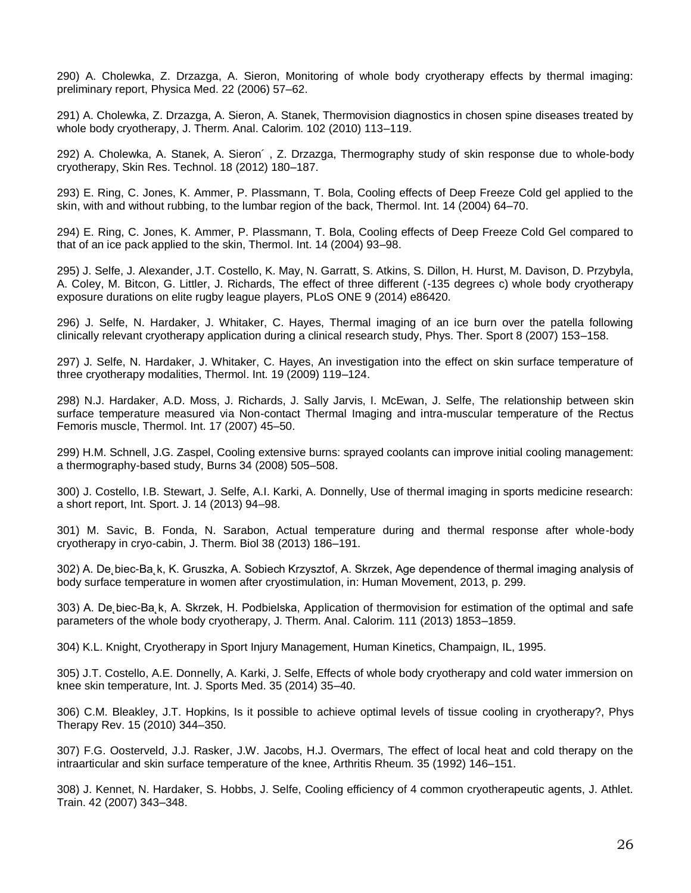290) A. Cholewka, Z. Drzazga, A. Sieron, Monitoring of whole body cryotherapy effects by thermal imaging: preliminary report, Physica Med. 22 (2006) 57–62.

291) A. Cholewka, Z. Drzazga, A. Sieron, A. Stanek, Thermovision diagnostics in chosen spine diseases treated by whole body cryotherapy, J. Therm. Anal. Calorim. 102 (2010) 113–119.

292) A. Cholewka, A. Stanek, A. Sieron´ , Z. Drzazga, Thermography study of skin response due to whole-body cryotherapy, Skin Res. Technol. 18 (2012) 180–187.

293) E. Ring, C. Jones, K. Ammer, P. Plassmann, T. Bola, Cooling effects of Deep Freeze Cold gel applied to the skin, with and without rubbing, to the lumbar region of the back, Thermol. Int. 14 (2004) 64–70.

294) E. Ring, C. Jones, K. Ammer, P. Plassmann, T. Bola, Cooling effects of Deep Freeze Cold Gel compared to that of an ice pack applied to the skin, Thermol. Int. 14 (2004) 93–98.

295) J. Selfe, J. Alexander, J.T. Costello, K. May, N. Garratt, S. Atkins, S. Dillon, H. Hurst, M. Davison, D. Przybyla, A. Coley, M. Bitcon, G. Littler, J. Richards, The effect of three different (-135 degrees c) whole body cryotherapy exposure durations on elite rugby league players, PLoS ONE 9 (2014) e86420.

296) J. Selfe, N. Hardaker, J. Whitaker, C. Hayes, Thermal imaging of an ice burn over the patella following clinically relevant cryotherapy application during a clinical research study, Phys. Ther. Sport 8 (2007) 153–158.

297) J. Selfe, N. Hardaker, J. Whitaker, C. Hayes, An investigation into the effect on skin surface temperature of three cryotherapy modalities, Thermol. Int. 19 (2009) 119–124.

298) N.J. Hardaker, A.D. Moss, J. Richards, J. Sally Jarvis, I. McEwan, J. Selfe, The relationship between skin surface temperature measured via Non-contact Thermal Imaging and intra-muscular temperature of the Rectus Femoris muscle, Thermol. Int. 17 (2007) 45–50.

299) H.M. Schnell, J.G. Zaspel, Cooling extensive burns: sprayed coolants can improve initial cooling management: a thermography-based study, Burns 34 (2008) 505–508.

300) J. Costello, I.B. Stewart, J. Selfe, A.I. Karki, A. Donnelly, Use of thermal imaging in sports medicine research: a short report, Int. Sport. J. 14 (2013) 94–98.

301) M. Savic, B. Fonda, N. Sarabon, Actual temperature during and thermal response after whole-body cryotherapy in cryo-cabin, J. Therm. Biol 38 (2013) 186–191.

302) A. De˛biec-Ba˛k, K. Gruszka, A. Sobiech Krzysztof, A. Skrzek, Age dependence of thermal imaging analysis of body surface temperature in women after cryostimulation, in: Human Movement, 2013, p. 299.

303) A. De˛biec-Ba˛k, A. Skrzek, H. Podbielska, Application of thermovision for estimation of the optimal and safe parameters of the whole body cryotherapy, J. Therm. Anal. Calorim. 111 (2013) 1853–1859.

304) K.L. Knight, Cryotherapy in Sport Injury Management, Human Kinetics, Champaign, IL, 1995.

305) J.T. Costello, A.E. Donnelly, A. Karki, J. Selfe, Effects of whole body cryotherapy and cold water immersion on knee skin temperature, Int. J. Sports Med. 35 (2014) 35–40.

306) C.M. Bleakley, J.T. Hopkins, Is it possible to achieve optimal levels of tissue cooling in cryotherapy?, Phys Therapy Rev. 15 (2010) 344–350.

307) F.G. Oosterveld, J.J. Rasker, J.W. Jacobs, H.J. Overmars, The effect of local heat and cold therapy on the intraarticular and skin surface temperature of the knee, Arthritis Rheum. 35 (1992) 146–151.

308) J. Kennet, N. Hardaker, S. Hobbs, J. Selfe, Cooling efficiency of 4 common cryotherapeutic agents, J. Athlet. Train. 42 (2007) 343–348.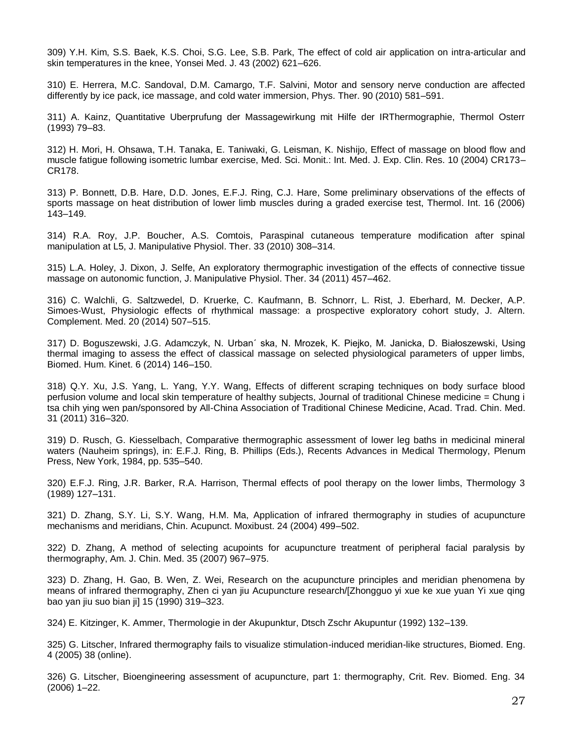309) Y.H. Kim, S.S. Baek, K.S. Choi, S.G. Lee, S.B. Park, The effect of cold air application on intra-articular and skin temperatures in the knee, Yonsei Med. J. 43 (2002) 621–626.

310) E. Herrera, M.C. Sandoval, D.M. Camargo, T.F. Salvini, Motor and sensory nerve conduction are affected differently by ice pack, ice massage, and cold water immersion, Phys. Ther. 90 (2010) 581–591.

311) A. Kainz, Quantitative Uberprufung der Massagewirkung mit Hilfe der IRThermographie, Thermol Osterr (1993) 79–83.

312) H. Mori, H. Ohsawa, T.H. Tanaka, E. Taniwaki, G. Leisman, K. Nishijo, Effect of massage on blood flow and muscle fatigue following isometric lumbar exercise, Med. Sci. Monit.: Int. Med. J. Exp. Clin. Res. 10 (2004) CR173–CR178.

313) P. Bonnett, D.B. Hare, D.D. Jones, E.F.J. Ring, C.J. Hare, Some preliminary observations of the effects of sports massage on heat distribution of lower limb muscles during a graded exercise test, Thermol. Int. 16 (2006) 143–149.

314) R.A. Roy, J.P. Boucher, A.S. Comtois, Paraspinal cutaneous temperature modification after spinal manipulation at L5, J. Manipulative Physiol. Ther. 33 (2010) 308–314.

315) L.A. Holey, J. Dixon, J. Selfe, An exploratory thermographic investigation of the effects of connective tissue massage on autonomic function, J. Manipulative Physiol. Ther. 34 (2011) 457–462.

316) C. Walchli, G. Saltzwedel, D. Kruerke, C. Kaufmann, B. Schnorr, L. Rist, J. Eberhard, M. Decker, A.P. Simoes-Wust, Physiologic effects of rhythmical massage: a prospective exploratory cohort study, J. Altern. Complement. Med. 20 (2014) 507–515.

317) D. Boguszewski, J.G. Adamczyk, N. Urban´ ska, N. Mrozek, K. Piejko, M. Janicka, D. Białoszewski, Using thermal imaging to assess the effect of classical massage on selected physiological parameters of upper limbs, Biomed. Hum. Kinet. 6 (2014) 146–150.

318) Q.Y. Xu, J.S. Yang, L. Yang, Y.Y. Wang, Effects of different scraping techniques on body surface blood perfusion volume and local skin temperature of healthy subjects, Journal of traditional Chinese medicine = Chung i tsa chih ying wen pan/sponsored by All-China Association of Traditional Chinese Medicine, Acad. Trad. Chin. Med. 31 (2011) 316–320.

319) D. Rusch, G. Kiesselbach, Comparative thermographic assessment of lower leg baths in medicinal mineral waters (Nauheim springs), in: E.F.J. Ring, B. Phillips (Eds.), Recents Advances in Medical Thermology, Plenum Press, New York, 1984, pp. 535–540.

320) E.F.J. Ring, J.R. Barker, R.A. Harrison, Thermal effects of pool therapy on the lower limbs, Thermology 3 (1989) 127–131.

321) D. Zhang, S.Y. Li, S.Y. Wang, H.M. Ma, Application of infrared thermography in studies of acupuncture mechanisms and meridians, Chin. Acupunct. Moxibust. 24 (2004) 499–502.

322) D. Zhang, A method of selecting acupoints for acupuncture treatment of peripheral facial paralysis by thermography, Am. J. Chin. Med. 35 (2007) 967–975.

323) D. Zhang, H. Gao, B. Wen, Z. Wei, Research on the acupuncture principles and meridian phenomena by means of infrared thermography, Zhen ci yan jiu Acupuncture research/[Zhongguo yi xue ke xue yuan Yi xue qing bao yan jiu suo bian ji] 15 (1990) 319–323.

324) E. Kitzinger, K. Ammer, Thermologie in der Akupunktur, Dtsch Zschr Akupuntur (1992) 132–139.

325) G. Litscher, Infrared thermography fails to visualize stimulation-induced meridian-like structures, Biomed. Eng. 4 (2005) 38 (online).

326) G. Litscher, Bioengineering assessment of acupuncture, part 1: thermography, Crit. Rev. Biomed. Eng. 34 (2006) 1–22.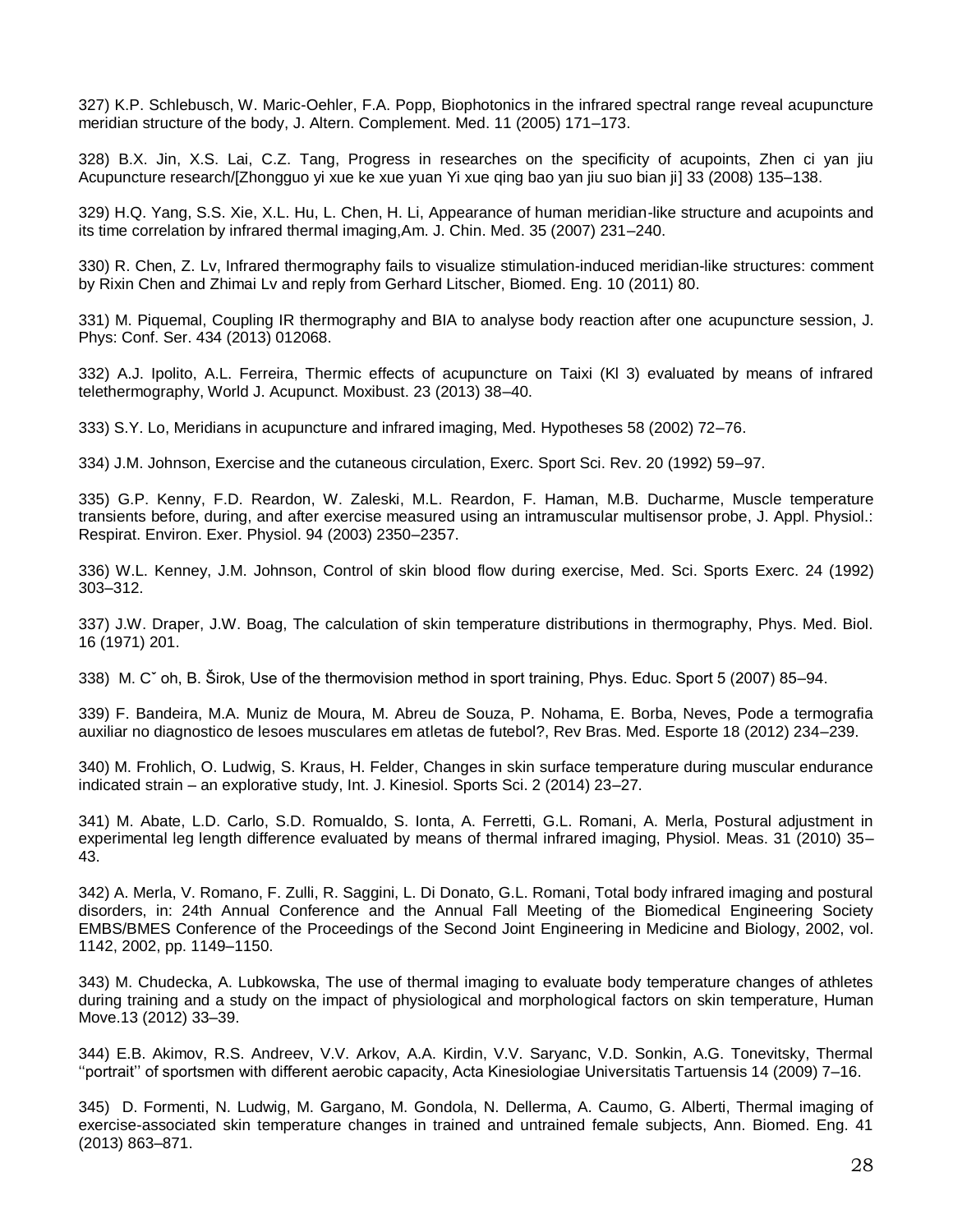327) K.P. Schlebusch, W. Maric-Oehler, F.A. Popp, Biophotonics in the infrared spectral range reveal acupuncture meridian structure of the body, J. Altern. Complement. Med. 11 (2005) 171–173.

328) B.X. Jin, X.S. Lai, C.Z. Tang, Progress in researches on the specificity of acupoints, Zhen ci yan jiu Acupuncture research/[Zhongguo yi xue ke xue yuan Yi xue qing bao yan jiu suo bian ji] 33 (2008) 135–138.

329) H.Q. Yang, S.S. Xie, X.L. Hu, L. Chen, H. Li, Appearance of human meridian-like structure and acupoints and its time correlation by infrared thermal imaging,Am. J. Chin. Med. 35 (2007) 231–240.

330) R. Chen, Z. Lv, Infrared thermography fails to visualize stimulation-induced meridian-like structures: comment by Rixin Chen and Zhimai Lv and reply from Gerhard Litscher, Biomed. Eng. 10 (2011) 80.

331) M. Piquemal, Coupling IR thermography and BIA to analyse body reaction after one acupuncture session, J. Phys: Conf. Ser. 434 (2013) 012068.

332) A.J. Ipolito, A.L. Ferreira, Thermic effects of acupuncture on Taixi (Kl 3) evaluated by means of infrared telethermography, World J. Acupunct. Moxibust. 23 (2013) 38–40.

333) S.Y. Lo, Meridians in acupuncture and infrared imaging, Med. Hypotheses 58 (2002) 72–76.

334) J.M. Johnson, Exercise and the cutaneous circulation, Exerc. Sport Sci. Rev. 20 (1992) 59–97.

335) G.P. Kenny, F.D. Reardon, W. Zaleski, M.L. Reardon, F. Haman, M.B. Ducharme, Muscle temperature transients before, during, and after exercise measured using an intramuscular multisensor probe, J. Appl. Physiol.: Respirat. Environ. Exer. Physiol. 94 (2003) 2350–2357.

336) W.L. Kenney, J.M. Johnson, Control of skin blood flow during exercise, Med. Sci. Sports Exerc. 24 (1992) 303–312.

337) J.W. Draper, J.W. Boag, The calculation of skin temperature distributions in thermography, Phys. Med. Biol. 16 (1971) 201.

338) M. Cˇ oh, B. Širok, Use of the thermovision method in sport training, Phys. Educ. Sport 5 (2007) 85–94.

339) F. Bandeira, M.A. Muniz de Moura, M. Abreu de Souza, P. Nohama, E. Borba, Neves, Pode a termografia auxiliar no diagnostico de lesoes musculares em atletas de futebol?, Rev Bras. Med. Esporte 18 (2012) 234–239.

340) M. Frohlich, O. Ludwig, S. Kraus, H. Felder, Changes in skin surface temperature during muscular endurance indicated strain – an explorative study, Int. J. Kinesiol. Sports Sci. 2 (2014) 23–27.

341) M. Abate, L.D. Carlo, S.D. Romualdo, S. Ionta, A. Ferretti, G.L. Romani, A. Merla, Postural adjustment in experimental leg length difference evaluated by means of thermal infrared imaging, Physiol. Meas. 31 (2010) 35–43.

342) A. Merla, V. Romano, F. Zulli, R. Saggini, L. Di Donato, G.L. Romani, Total body infrared imaging and postural disorders, in: 24th Annual Conference and the Annual Fall Meeting of the Biomedical Engineering Society EMBS/BMES Conference of the Proceedings of the Second Joint Engineering in Medicine and Biology, 2002, vol. 1142, 2002, pp. 1149–1150.

343) M. Chudecka, A. Lubkowska, The use of thermal imaging to evaluate body temperature changes of athletes during training and a study on the impact of physiological and morphological factors on skin temperature, Human Move.13 (2012) 33–39.

344) E.B. Akimov, R.S. Andreev, V.V. Arkov, A.A. Kirdin, V.V. Saryanc, V.D. Sonkin, A.G. Tonevitsky, Thermal ''portrait'' of sportsmen with different aerobic capacity, Acta Kinesiologiae Universitatis Tartuensis 14 (2009) 7–16.

345) D. Formenti, N. Ludwig, M. Gargano, M. Gondola, N. Dellerma, A. Caumo, G. Alberti, Thermal imaging of exercise-associated skin temperature changes in trained and untrained female subjects, Ann. Biomed. Eng. 41 (2013) 863–871.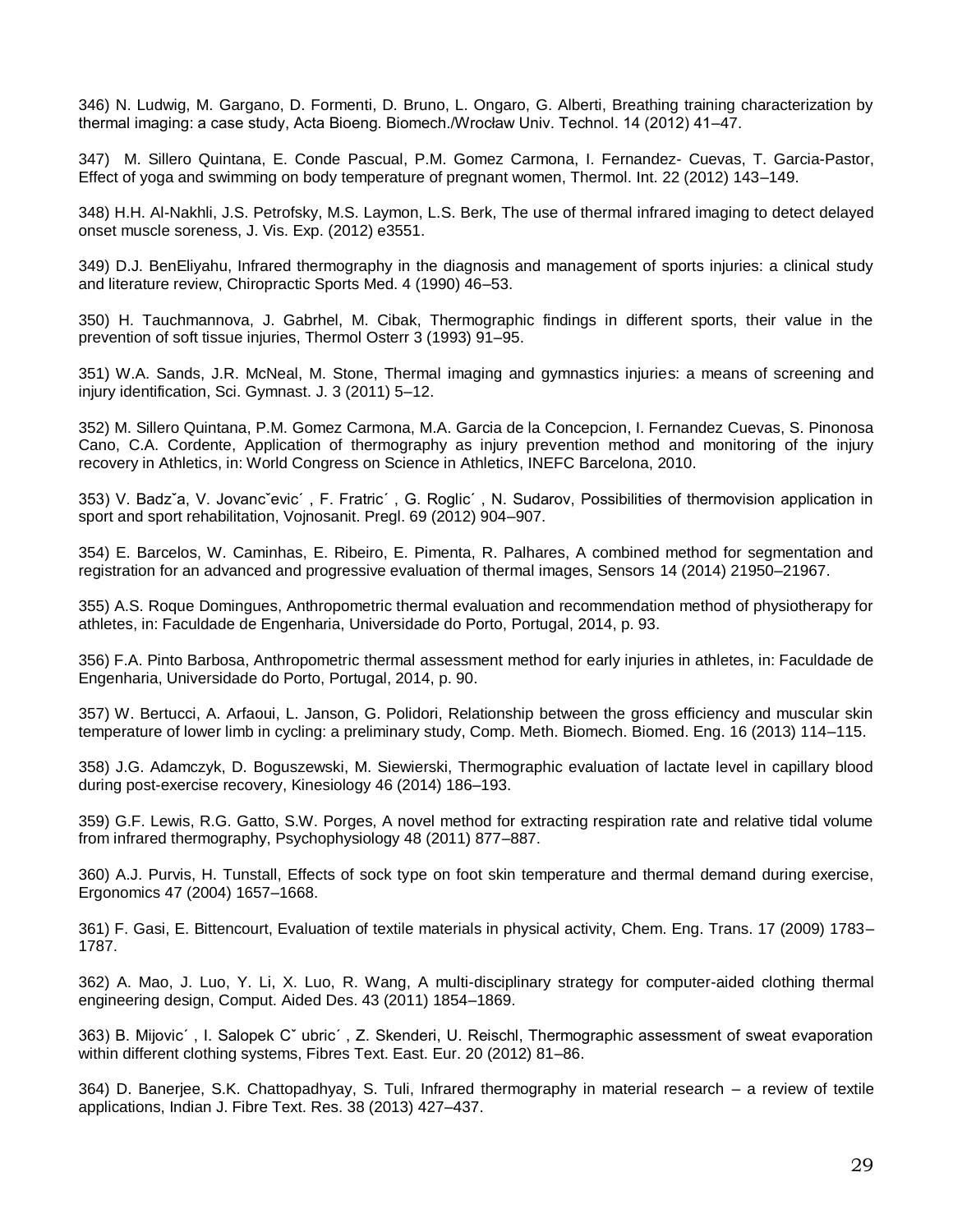346) N. Ludwig, M. Gargano, D. Formenti, D. Bruno, L. Ongaro, G. Alberti, Breathing training characterization by thermal imaging: a case study, Acta Bioeng. Biomech./Wrocław Univ. Technol. 14 (2012) 41–47.

347) M. Sillero Quintana, E. Conde Pascual, P.M. Gomez Carmona, I. Fernandez- Cuevas, T. Garcia-Pastor, Effect of yoga and swimming on body temperature of pregnant women, Thermol. Int. 22 (2012) 143–149.

348) H.H. Al-Nakhli, J.S. Petrofsky, M.S. Laymon, L.S. Berk, The use of thermal infrared imaging to detect delayed onset muscle soreness, J. Vis. Exp. (2012) e3551.

349) D.J. BenEliyahu, Infrared thermography in the diagnosis and management of sports injuries: a clinical study and literature review, Chiropractic Sports Med. 4 (1990) 46–53.

350) H. Tauchmannova, J. Gabrhel, M. Cibak, Thermographic findings in different sports, their value in the prevention of soft tissue injuries, Thermol Osterr 3 (1993) 91–95.

351) W.A. Sands, J.R. McNeal, M. Stone, Thermal imaging and gymnastics injuries: a means of screening and injury identification, Sci. Gymnast. J. 3 (2011) 5–12.

352) M. Sillero Quintana, P.M. Gomez Carmona, M.A. Garcia de la Concepcion, I. Fernandez Cuevas, S. Pinonosa Cano, C.A. Cordente, Application of thermography as injury prevention method and monitoring of the injury recovery in Athletics, in: World Congress on Science in Athletics, INEFC Barcelona, 2010.

353) V. Badzˇa, V. Jovancˇevic´ , F. Fratric´ , G. Roglic´ , N. Sudarov, Possibilities of thermovision application in sport and sport rehabilitation, Vojnosanit. Pregl. 69 (2012) 904–907.

354) E. Barcelos, W. Caminhas, E. Ribeiro, E. Pimenta, R. Palhares, A combined method for segmentation and registration for an advanced and progressive evaluation of thermal images, Sensors 14 (2014) 21950–21967.

355) A.S. Roque Domingues, Anthropometric thermal evaluation and recommendation method of physiotherapy for athletes, in: Faculdade de Engenharia, Universidade do Porto, Portugal, 2014, p. 93.

356) F.A. Pinto Barbosa, Anthropometric thermal assessment method for early injuries in athletes, in: Faculdade de Engenharia, Universidade do Porto, Portugal, 2014, p. 90.

357) W. Bertucci, A. Arfaoui, L. Janson, G. Polidori, Relationship between the gross efficiency and muscular skin temperature of lower limb in cycling: a preliminary study, Comp. Meth. Biomech. Biomed. Eng. 16 (2013) 114–115.

358) J.G. Adamczyk, D. Boguszewski, M. Siewierski, Thermographic evaluation of lactate level in capillary blood during post-exercise recovery, Kinesiology 46 (2014) 186–193.

359) G.F. Lewis, R.G. Gatto, S.W. Porges, A novel method for extracting respiration rate and relative tidal volume from infrared thermography, Psychophysiology 48 (2011) 877–887.

360) A.J. Purvis, H. Tunstall, Effects of sock type on foot skin temperature and thermal demand during exercise, Ergonomics 47 (2004) 1657–1668.

361) F. Gasi, E. Bittencourt, Evaluation of textile materials in physical activity, Chem. Eng. Trans. 17 (2009) 1783–1787.

362) A. Mao, J. Luo, Y. Li, X. Luo, R. Wang, A multi-disciplinary strategy for computer-aided clothing thermal engineering design, Comput. Aided Des. 43 (2011) 1854–1869.

363) B. Mijovic´ , I. Salopek Cˇ ubric´ , Z. Skenderi, U. Reischl, Thermographic assessment of sweat evaporation within different clothing systems, Fibres Text. East. Eur. 20 (2012) 81–86.

364) D. Banerjee, S.K. Chattopadhyay, S. Tuli, Infrared thermography in material research – a review of textile applications, Indian J. Fibre Text. Res. 38 (2013) 427–437.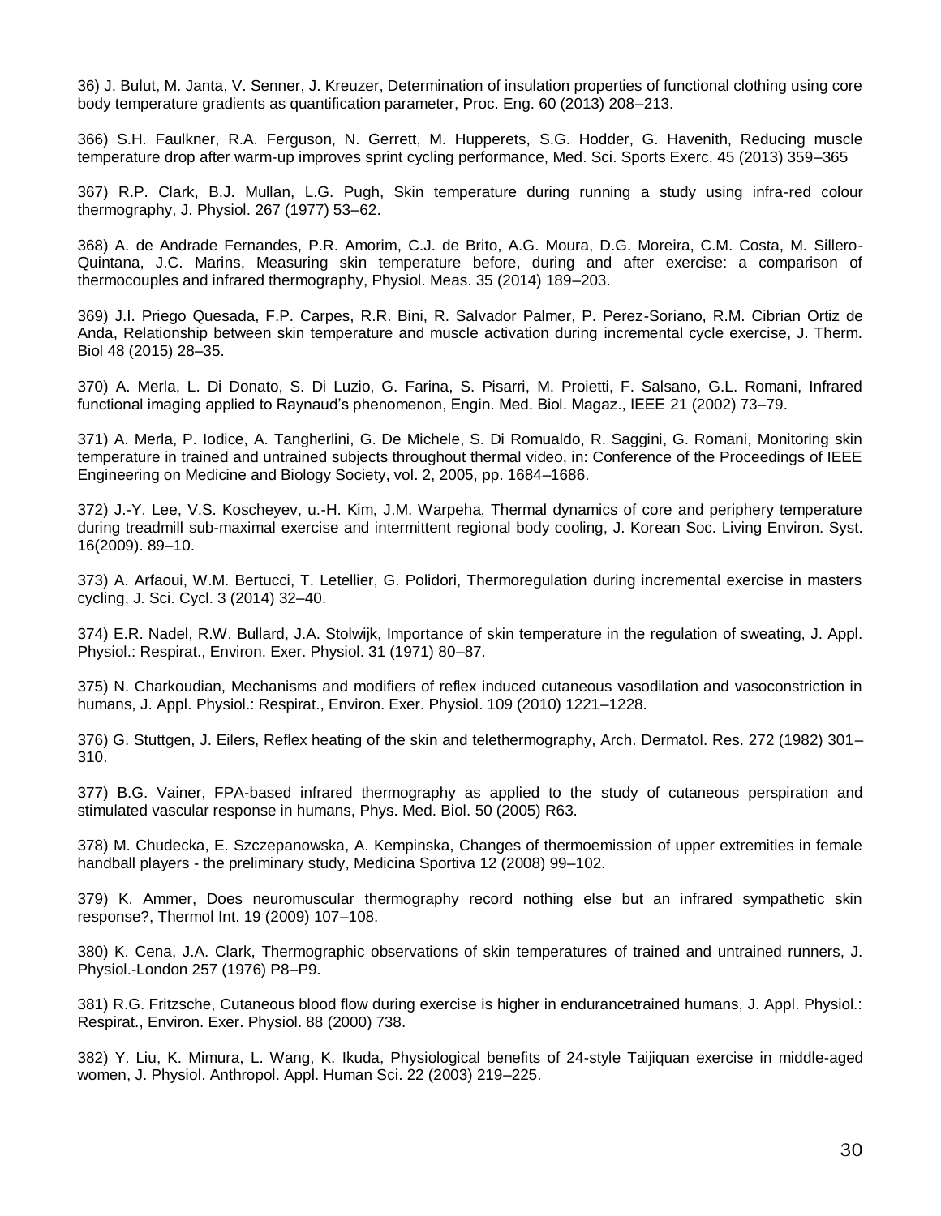36) J. Bulut, M. Janta, V. Senner, J. Kreuzer, Determination of insulation properties of functional clothing using core body temperature gradients as quantification parameter, Proc. Eng. 60 (2013) 208–213.

366) S.H. Faulkner, R.A. Ferguson, N. Gerrett, M. Hupperets, S.G. Hodder, G. Havenith, Reducing muscle temperature drop after warm-up improves sprint cycling performance, Med. Sci. Sports Exerc. 45 (2013) 359–365

367) R.P. Clark, B.J. Mullan, L.G. Pugh, Skin temperature during running a study using infra-red colour thermography, J. Physiol. 267 (1977) 53–62.

368) A. de Andrade Fernandes, P.R. Amorim, C.J. de Brito, A.G. Moura, D.G. Moreira, C.M. Costa, M. Sillero-Quintana, J.C. Marins, Measuring skin temperature before, during and after exercise: a comparison of thermocouples and infrared thermography, Physiol. Meas. 35 (2014) 189–203.

369) J.I. Priego Quesada, F.P. Carpes, R.R. Bini, R. Salvador Palmer, P. Perez-Soriano, R.M. Cibrian Ortiz de Anda, Relationship between skin temperature and muscle activation during incremental cycle exercise, J. Therm. Biol 48 (2015) 28–35.

370) A. Merla, L. Di Donato, S. Di Luzio, G. Farina, S. Pisarri, M. Proietti, F. Salsano, G.L. Romani, Infrared functional imaging applied to Raynaud's phenomenon, Engin. Med. Biol. Magaz., IEEE 21 (2002) 73–79.

371) A. Merla, P. Iodice, A. Tangherlini, G. De Michele, S. Di Romualdo, R. Saggini, G. Romani, Monitoring skin temperature in trained and untrained subjects throughout thermal video, in: Conference of the Proceedings of IEEE Engineering on Medicine and Biology Society, vol. 2, 2005, pp. 1684–1686.

372) J.-Y. Lee, V.S. Koscheyev, u.-H. Kim, J.M. Warpeha, Thermal dynamics of core and periphery temperature during treadmill sub-maximal exercise and intermittent regional body cooling, J. Korean Soc. Living Environ. Syst. 16(2009). 89–10.

373) A. Arfaoui, W.M. Bertucci, T. Letellier, G. Polidori, Thermoregulation during incremental exercise in masters cycling, J. Sci. Cycl. 3 (2014) 32–40.

374) E.R. Nadel, R.W. Bullard, J.A. Stolwijk, Importance of skin temperature in the regulation of sweating, J. Appl. Physiol.: Respirat., Environ. Exer. Physiol. 31 (1971) 80–87.

375) N. Charkoudian, Mechanisms and modifiers of reflex induced cutaneous vasodilation and vasoconstriction in humans, J. Appl. Physiol.: Respirat., Environ. Exer. Physiol. 109 (2010) 1221–1228.

376) G. Stuttgen, J. Eilers, Reflex heating of the skin and telethermography, Arch. Dermatol. Res. 272 (1982) 301–310.

377) B.G. Vainer, FPA-based infrared thermography as applied to the study of cutaneous perspiration and stimulated vascular response in humans, Phys. Med. Biol. 50 (2005) R63.

378) M. Chudecka, E. Szczepanowska, A. Kempinska, Changes of thermoemission of upper extremities in female handball players - the preliminary study, Medicina Sportiva 12 (2008) 99–102.

379) K. Ammer, Does neuromuscular thermography record nothing else but an infrared sympathetic skin response?, Thermol Int. 19 (2009) 107–108.

380) K. Cena, J.A. Clark, Thermographic observations of skin temperatures of trained and untrained runners, J. Physiol.-London 257 (1976) P8–P9.

381) R.G. Fritzsche, Cutaneous blood flow during exercise is higher in endurancetrained humans, J. Appl. Physiol.: Respirat., Environ. Exer. Physiol. 88 (2000) 738.

382) Y. Liu, K. Mimura, L. Wang, K. Ikuda, Physiological benefits of 24-style Taijiquan exercise in middle-aged women, J. Physiol. Anthropol. Appl. Human Sci. 22 (2003) 219–225.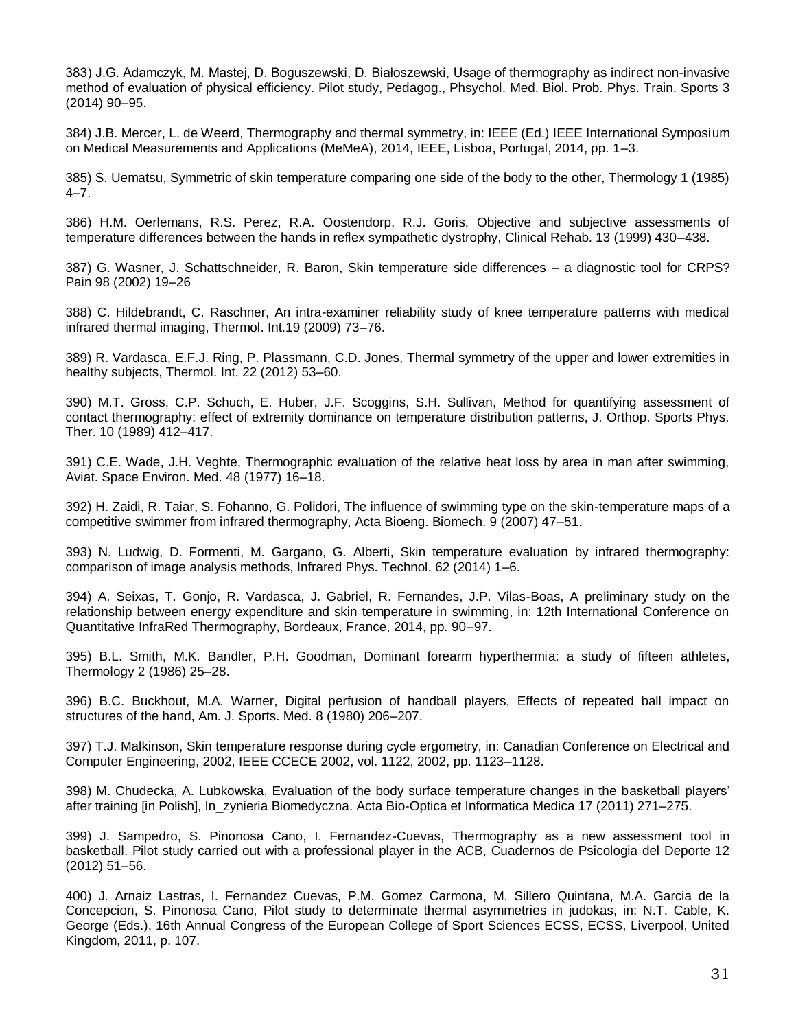383) J.G. Adamczyk, M. Mastej, D. Boguszewski, D. Białoszewski, Usage of thermography as indirect non-invasive method of evaluation of physical efficiency. Pilot study, Pedagog., Phsychol. Med. Biol. Prob. Phys. Train. Sports 3 (2014) 90–95.

384) J.B. Mercer, L. de Weerd, Thermography and thermal symmetry, in: IEEE (Ed.) IEEE International Symposium on Medical Measurements and Applications (MeMeA), 2014, IEEE, Lisboa, Portugal, 2014, pp. 1–3.

385) S. Uematsu, Symmetric of skin temperature comparing one side of the body to the other, Thermology 1 (1985) 4–7.

386) H.M. Oerlemans, R.S. Perez, R.A. Oostendorp, R.J. Goris, Objective and subjective assessments of temperature differences between the hands in reflex sympathetic dystrophy, Clinical Rehab. 13 (1999) 430–438.

387) G. Wasner, J. Schattschneider, R. Baron, Skin temperature side differences – a diagnostic tool for CRPS? Pain 98 (2002) 19–26

388) C. Hildebrandt, C. Raschner, An intra-examiner reliability study of knee temperature patterns with medical infrared thermal imaging, Thermol. Int.19 (2009) 73–76.

389) R. Vardasca, E.F.J. Ring, P. Plassmann, C.D. Jones, Thermal symmetry of the upper and lower extremities in healthy subjects, Thermol. Int. 22 (2012) 53–60.

390) M.T. Gross, C.P. Schuch, E. Huber, J.F. Scoggins, S.H. Sullivan, Method for quantifying assessment of contact thermography: effect of extremity dominance on temperature distribution patterns, J. Orthop. Sports Phys. Ther. 10 (1989) 412–417.

391) C.E. Wade, J.H. Veghte, Thermographic evaluation of the relative heat loss by area in man after swimming, Aviat. Space Environ. Med. 48 (1977) 16–18.

392) H. Zaidi, R. Taiar, S. Fohanno, G. Polidori, The influence of swimming type on the skin-temperature maps of a competitive swimmer from infrared thermography, Acta Bioeng. Biomech. 9 (2007) 47–51.

393) N. Ludwig, D. Formenti, M. Gargano, G. Alberti, Skin temperature evaluation by infrared thermography: comparison of image analysis methods, Infrared Phys. Technol. 62 (2014) 1–6.

394) A. Seixas, T. Gonjo, R. Vardasca, J. Gabriel, R. Fernandes, J.P. Vilas-Boas, A preliminary study on the relationship between energy expenditure and skin temperature in swimming, in: 12th International Conference on Quantitative InfraRed Thermography, Bordeaux, France, 2014, pp. 90–97.

395) B.L. Smith, M.K. Bandler, P.H. Goodman, Dominant forearm hyperthermia: a study of fifteen athletes, Thermology 2 (1986) 25–28.

396) B.C. Buckhout, M.A. Warner, Digital perfusion of handball players, Effects of repeated ball impact on structures of the hand, Am. J. Sports. Med. 8 (1980) 206–207.

397) T.J. Malkinson, Skin temperature response during cycle ergometry, in: Canadian Conference on Electrical and Computer Engineering, 2002, IEEE CCECE 2002, vol. 1122, 2002, pp. 1123–1128.

398) M. Chudecka, A. Lubkowska, Evaluation of the body surface temperature changes in the basketball players' after training [in Polish], In_zynieria Biomedyczna. Acta Bio-Optica et Informatica Medica 17 (2011) 271–275.

399) J. Sampedro, S. Pinonosa Cano, I. Fernandez-Cuevas, Thermography as a new assessment tool in basketball. Pilot study carried out with a professional player in the ACB, Cuadernos de Psicologia del Deporte 12 (2012) 51–56.

400) J. Arnaiz Lastras, I. Fernandez Cuevas, P.M. Gomez Carmona, M. Sillero Quintana, M.A. Garcia de la Concepcion, S. Pinonosa Cano, Pilot study to determinate thermal asymmetries in judokas, in: N.T. Cable, K. George (Eds.), 16th Annual Congress of the European College of Sport Sciences ECSS, ECSS, Liverpool, United Kingdom, 2011, p. 107.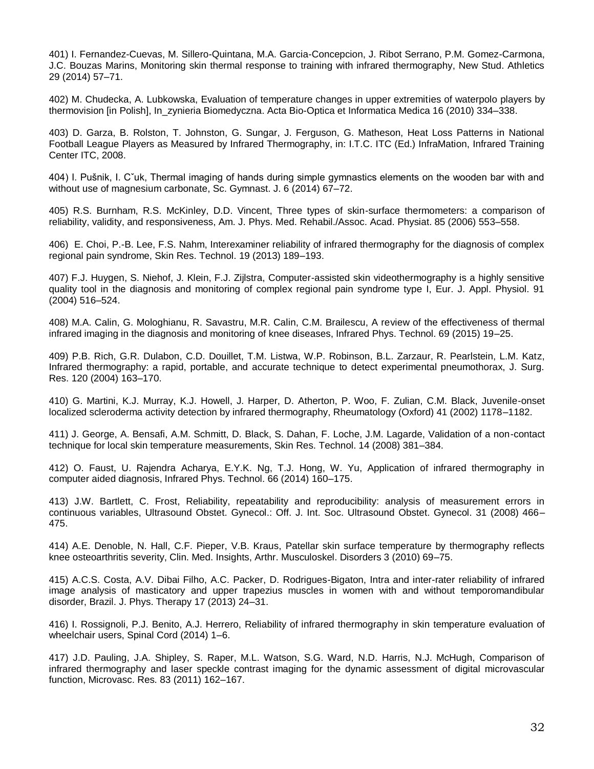401) I. Fernandez-Cuevas, M. Sillero-Quintana, M.A. Garcia-Concepcion, J. Ribot Serrano, P.M. Gomez-Carmona, J.C. Bouzas Marins, Monitoring skin thermal response to training with infrared thermography, New Stud. Athletics 29 (2014) 57–71.

402) M. Chudecka, A. Lubkowska, Evaluation of temperature changes in upper extremities of waterpolo players by thermovision [in Polish], In_zynieria Biomedyczna. Acta Bio-Optica et Informatica Medica 16 (2010) 334–338.

403) D. Garza, B. Rolston, T. Johnston, G. Sungar, J. Ferguson, G. Matheson, Heat Loss Patterns in National Football League Players as Measured by Infrared Thermography, in: I.T.C. ITC (Ed.) InfraMation, Infrared Training Center ITC, 2008.

404) I. Pušnik, I. Cˇuk, Thermal imaging of hands during simple gymnastics elements on the wooden bar with and without use of magnesium carbonate, Sc. Gymnast. J. 6 (2014) 67–72.

405) R.S. Burnham, R.S. McKinley, D.D. Vincent, Three types of skin-surface thermometers: a comparison of reliability, validity, and responsiveness, Am. J. Phys. Med. Rehabil./Assoc. Acad. Physiat. 85 (2006) 553–558.

406) E. Choi, P.-B. Lee, F.S. Nahm, Interexaminer reliability of infrared thermography for the diagnosis of complex regional pain syndrome, Skin Res. Technol. 19 (2013) 189–193.

407) F.J. Huygen, S. Niehof, J. Klein, F.J. Zijlstra, Computer-assisted skin videothermography is a highly sensitive quality tool in the diagnosis and monitoring of complex regional pain syndrome type I, Eur. J. Appl. Physiol. 91 (2004) 516–524.

408) M.A. Calin, G. Mologhianu, R. Savastru, M.R. Calin, C.M. Brailescu, A review of the effectiveness of thermal infrared imaging in the diagnosis and monitoring of knee diseases, Infrared Phys. Technol. 69 (2015) 19–25.

409) P.B. Rich, G.R. Dulabon, C.D. Douillet, T.M. Listwa, W.P. Robinson, B.L. Zarzaur, R. Pearlstein, L.M. Katz, Infrared thermography: a rapid, portable, and accurate technique to detect experimental pneumothorax, J. Surg. Res. 120 (2004) 163–170.

410) G. Martini, K.J. Murray, K.J. Howell, J. Harper, D. Atherton, P. Woo, F. Zulian, C.M. Black, Juvenile-onset localized scleroderma activity detection by infrared thermography, Rheumatology (Oxford) 41 (2002) 1178–1182.

411) J. George, A. Bensafi, A.M. Schmitt, D. Black, S. Dahan, F. Loche, J.M. Lagarde, Validation of a non-contact technique for local skin temperature measurements, Skin Res. Technol. 14 (2008) 381–384.

412) O. Faust, U. Rajendra Acharya, E.Y.K. Ng, T.J. Hong, W. Yu, Application of infrared thermography in computer aided diagnosis, Infrared Phys. Technol. 66 (2014) 160–175.

413) J.W. Bartlett, C. Frost, Reliability, repeatability and reproducibility: analysis of measurement errors in continuous variables, Ultrasound Obstet. Gynecol.: Off. J. Int. Soc. Ultrasound Obstet. Gynecol. 31 (2008) 466–475.

414) A.E. Denoble, N. Hall, C.F. Pieper, V.B. Kraus, Patellar skin surface temperature by thermography reflects knee osteoarthritis severity, Clin. Med. Insights, Arthr. Musculoskel. Disorders 3 (2010) 69–75.

415) A.C.S. Costa, A.V. Dibai Filho, A.C. Packer, D. Rodrigues-Bigaton, Intra and inter-rater reliability of infrared image analysis of masticatory and upper trapezius muscles in women with and without temporomandibular disorder, Brazil. J. Phys. Therapy 17 (2013) 24–31.

416) I. Rossignoli, P.J. Benito, A.J. Herrero, Reliability of infrared thermography in skin temperature evaluation of wheelchair users, Spinal Cord (2014) 1–6.

417) J.D. Pauling, J.A. Shipley, S. Raper, M.L. Watson, S.G. Ward, N.D. Harris, N.J. McHugh, Comparison of infrared thermography and laser speckle contrast imaging for the dynamic assessment of digital microvascular function, Microvasc. Res. 83 (2011) 162–167.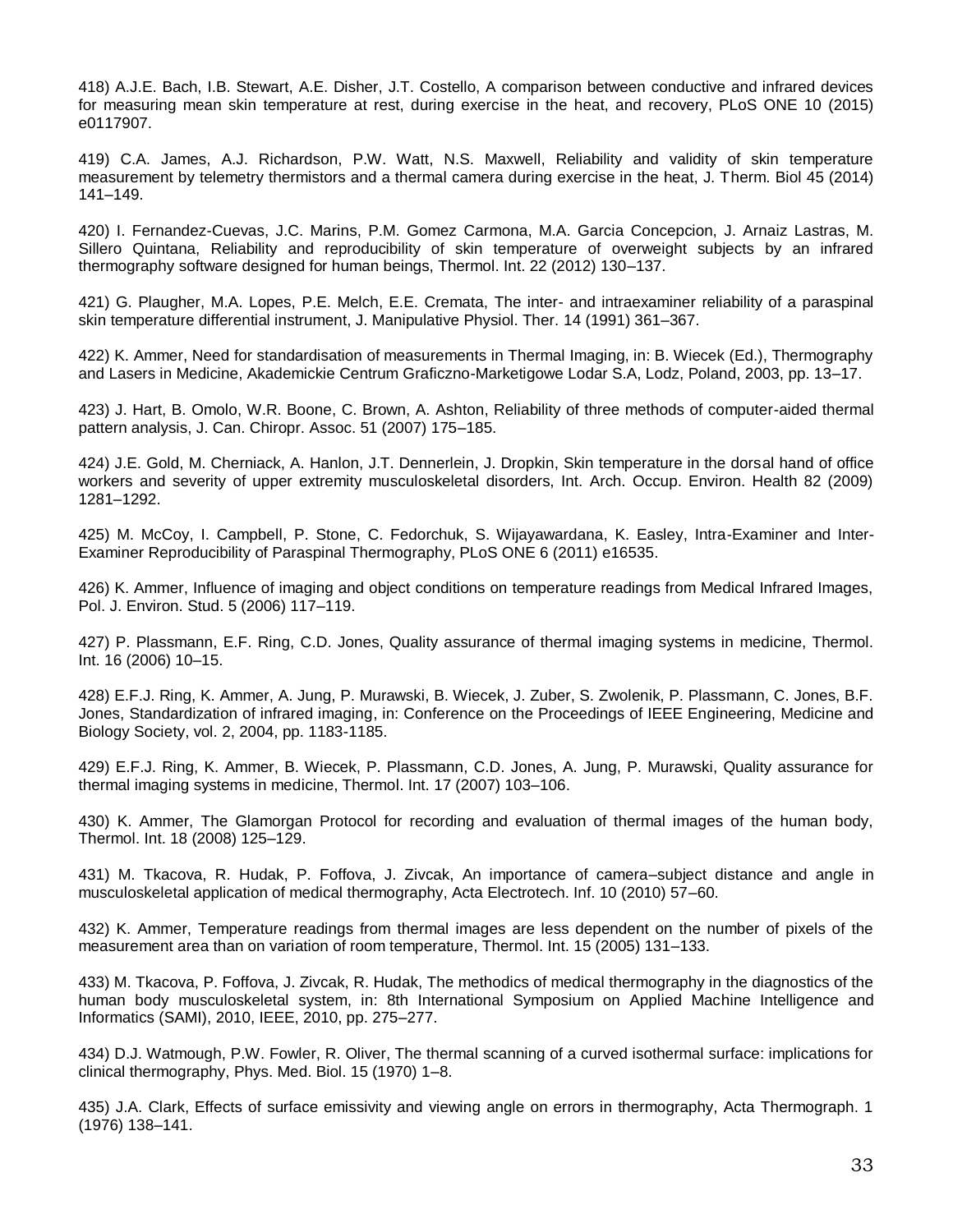418) A.J.E. Bach, I.B. Stewart, A.E. Disher, J.T. Costello, A comparison between conductive and infrared devices for measuring mean skin temperature at rest, during exercise in the heat, and recovery, PLoS ONE 10 (2015) e0117907.

419) C.A. James, A.J. Richardson, P.W. Watt, N.S. Maxwell, Reliability and validity of skin temperature measurement by telemetry thermistors and a thermal camera during exercise in the heat, J. Therm. Biol 45 (2014) 141–149.

420) I. Fernandez-Cuevas, J.C. Marins, P.M. Gomez Carmona, M.A. Garcia Concepcion, J. Arnaiz Lastras, M. Sillero Quintana, Reliability and reproducibility of skin temperature of overweight subjects by an infrared thermography software designed for human beings, Thermol. Int. 22 (2012) 130–137.

421) G. Plaugher, M.A. Lopes, P.E. Melch, E.E. Cremata, The inter- and intraexaminer reliability of a paraspinal skin temperature differential instrument, J. Manipulative Physiol. Ther. 14 (1991) 361–367.

422) K. Ammer, Need for standardisation of measurements in Thermal Imaging, in: B. Wiecek (Ed.), Thermography and Lasers in Medicine, Akademickie Centrum Graficzno-Marketigowe Lodar S.A, Lodz, Poland, 2003, pp. 13–17.

423) J. Hart, B. Omolo, W.R. Boone, C. Brown, A. Ashton, Reliability of three methods of computer-aided thermal pattern analysis, J. Can. Chiropr. Assoc. 51 (2007) 175–185.

424) J.E. Gold, M. Cherniack, A. Hanlon, J.T. Dennerlein, J. Dropkin, Skin temperature in the dorsal hand of office workers and severity of upper extremity musculoskeletal disorders, Int. Arch. Occup. Environ. Health 82 (2009) 1281–1292.

425) M. McCoy, I. Campbell, P. Stone, C. Fedorchuk, S. Wijayawardana, K. Easley, Intra-Examiner and Inter-Examiner Reproducibility of Paraspinal Thermography, PLoS ONE 6 (2011) e16535.

426) K. Ammer, Influence of imaging and object conditions on temperature readings from Medical Infrared Images, Pol. J. Environ. Stud. 5 (2006) 117–119.

427) P. Plassmann, E.F. Ring, C.D. Jones, Quality assurance of thermal imaging systems in medicine, Thermol. Int. 16 (2006) 10–15.

428) E.F.J. Ring, K. Ammer, A. Jung, P. Murawski, B. Wiecek, J. Zuber, S. Zwolenik, P. Plassmann, C. Jones, B.F. Jones, Standardization of infrared imaging, in: Conference on the Proceedings of IEEE Engineering, Medicine and Biology Society, vol. 2, 2004, pp. 1183-1185.

429) E.F.J. Ring, K. Ammer, B. Wiecek, P. Plassmann, C.D. Jones, A. Jung, P. Murawski, Quality assurance for thermal imaging systems in medicine, Thermol. Int. 17 (2007) 103–106.

430) K. Ammer, The Glamorgan Protocol for recording and evaluation of thermal images of the human body, Thermol. Int. 18 (2008) 125–129.

431) M. Tkacova, R. Hudak, P. Foffova, J. Zivcak, An importance of camera–subject distance and angle in musculoskeletal application of medical thermography, Acta Electrotech. Inf. 10 (2010) 57–60.

432) K. Ammer, Temperature readings from thermal images are less dependent on the number of pixels of the measurement area than on variation of room temperature, Thermol. Int. 15 (2005) 131–133.

433) M. Tkacova, P. Foffova, J. Zivcak, R. Hudak, The methodics of medical thermography in the diagnostics of the human body musculoskeletal system, in: 8th International Symposium on Applied Machine Intelligence and Informatics (SAMI), 2010, IEEE, 2010, pp. 275–277.

434) D.J. Watmough, P.W. Fowler, R. Oliver, The thermal scanning of a curved isothermal surface: implications for clinical thermography, Phys. Med. Biol. 15 (1970) 1–8.

435) J.A. Clark, Effects of surface emissivity and viewing angle on errors in thermography, Acta Thermograph. 1 (1976) 138–141.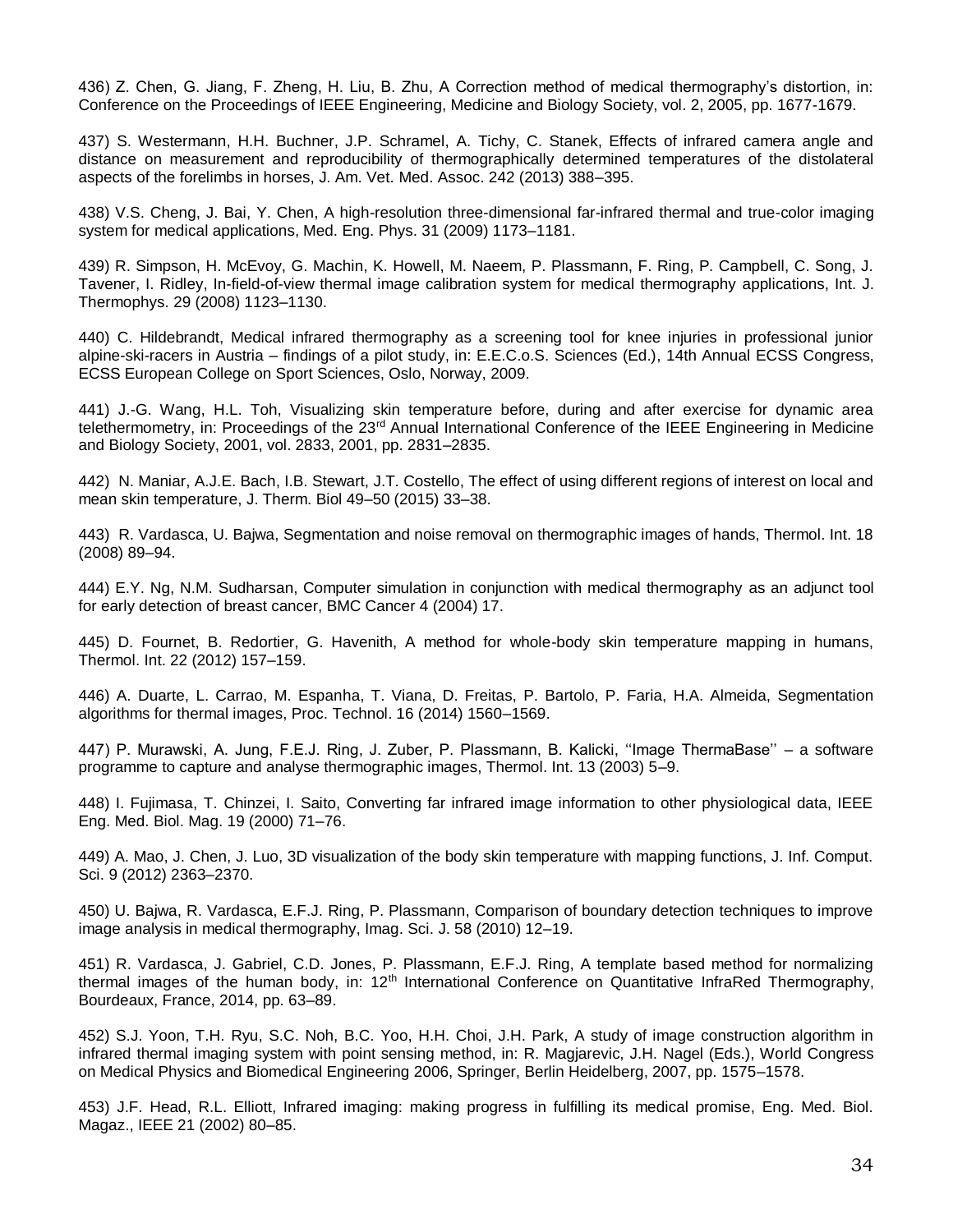436) Z. Chen, G. Jiang, F. Zheng, H. Liu, B. Zhu, A Correction method of medical thermography's distortion, in: Conference on the Proceedings of IEEE Engineering, Medicine and Biology Society, vol. 2, 2005, pp. 1677-1679.

437) S. Westermann, H.H. Buchner, J.P. Schramel, A. Tichy, C. Stanek, Effects of infrared camera angle and distance on measurement and reproducibility of thermographically determined temperatures of the distolateral aspects of the forelimbs in horses, J. Am. Vet. Med. Assoc. 242 (2013) 388–395.

438) V.S. Cheng, J. Bai, Y. Chen, A high-resolution three-dimensional far-infrared thermal and true-color imaging system for medical applications, Med. Eng. Phys. 31 (2009) 1173–1181.

439) R. Simpson, H. McEvoy, G. Machin, K. Howell, M. Naeem, P. Plassmann, F. Ring, P. Campbell, C. Song, J. Tavener, I. Ridley, In-field-of-view thermal image calibration system for medical thermography applications, Int. J. Thermophys. 29 (2008) 1123–1130.

440) C. Hildebrandt, Medical infrared thermography as a screening tool for knee injuries in professional junior alpine-ski-racers in Austria – findings of a pilot study, in: E.E.C.o.S. Sciences (Ed.), 14th Annual ECSS Congress, ECSS European College on Sport Sciences, Oslo, Norway, 2009.

441) J.-G. Wang, H.L. Toh, Visualizing skin temperature before, during and after exercise for dynamic area telethermometry, in: Proceedings of the 23rd Annual International Conference of the IEEE Engineering in Medicine and Biology Society, 2001, vol. 2833, 2001, pp. 2831–2835.

442) N. Maniar, A.J.E. Bach, I.B. Stewart, J.T. Costello, The effect of using different regions of interest on local and mean skin temperature, J. Therm. Biol 49–50 (2015) 33–38.

443) R. Vardasca, U. Bajwa, Segmentation and noise removal on thermographic images of hands, Thermol. Int. 18 (2008) 89–94.

444) E.Y. Ng, N.M. Sudharsan, Computer simulation in conjunction with medical thermography as an adjunct tool for early detection of breast cancer, BMC Cancer 4 (2004) 17.

445) D. Fournet, B. Redortier, G. Havenith, A method for whole-body skin temperature mapping in humans, Thermol. Int. 22 (2012) 157–159.

446) A. Duarte, L. Carrao, M. Espanha, T. Viana, D. Freitas, P. Bartolo, P. Faria, H.A. Almeida, Segmentation algorithms for thermal images, Proc. Technol. 16 (2014) 1560–1569.

447) P. Murawski, A. Jung, F.E.J. Ring, J. Zuber, P. Plassmann, B. Kalicki, ''Image ThermaBase'' – a software programme to capture and analyse thermographic images, Thermol. Int. 13 (2003) 5–9.

448) I. Fujimasa, T. Chinzei, I. Saito, Converting far infrared image information to other physiological data, IEEE Eng. Med. Biol. Mag. 19 (2000) 71–76.

449) A. Mao, J. Chen, J. Luo, 3D visualization of the body skin temperature with mapping functions, J. Inf. Comput. Sci. 9 (2012) 2363–2370.

450) U. Bajwa, R. Vardasca, E.F.J. Ring, P. Plassmann, Comparison of boundary detection techniques to improve image analysis in medical thermography, Imag. Sci. J. 58 (2010) 12–19.

451) R. Vardasca, J. Gabriel, C.D. Jones, P. Plassmann, E.F.J. Ring, A template based method for normalizing thermal images of the human body, in: 12th International Conference on Quantitative InfraRed Thermography, Bourdeaux, France, 2014, pp. 63–89.

452) S.J. Yoon, T.H. Ryu, S.C. Noh, B.C. Yoo, H.H. Choi, J.H. Park, A study of image construction algorithm in infrared thermal imaging system with point sensing method, in: R. Magjarevic, J.H. Nagel (Eds.), World Congress on Medical Physics and Biomedical Engineering 2006, Springer, Berlin Heidelberg, 2007, pp. 1575–1578.

453) J.F. Head, R.L. Elliott, Infrared imaging: making progress in fulfilling its medical promise, Eng. Med. Biol. Magaz., IEEE 21 (2002) 80–85.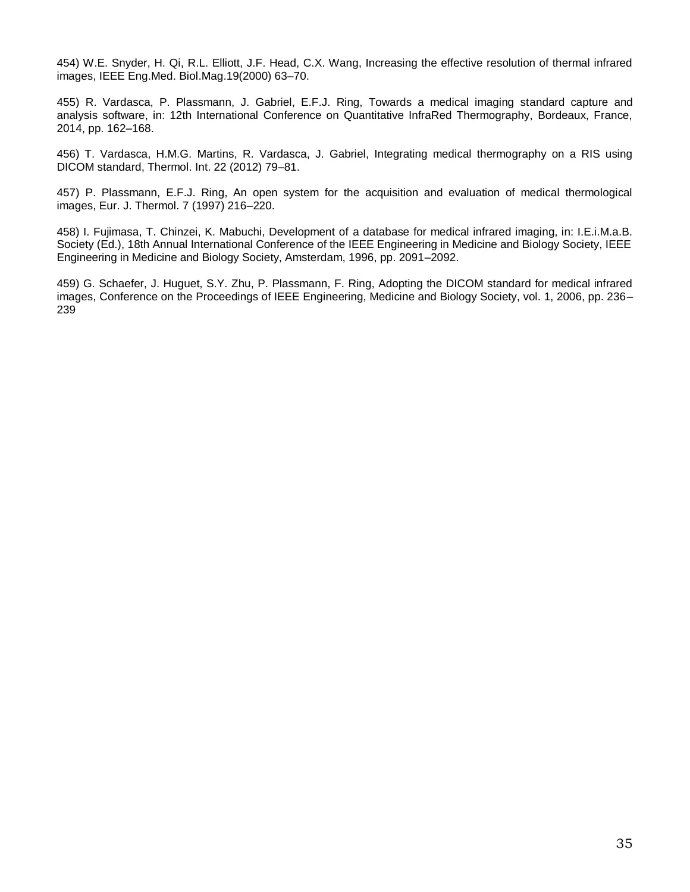454) W.E. Snyder, H. Qi, R.L. Elliott, J.F. Head, C.X. Wang, Increasing the effective resolution of thermal infrared images, IEEE Eng.Med. Biol.Mag.19(2000) 63–70.

455) R. Vardasca, P. Plassmann, J. Gabriel, E.F.J. Ring, Towards a medical imaging standard capture and analysis software, in: 12th International Conference on Quantitative InfraRed Thermography, Bordeaux, France, 2014, pp. 162–168.

456) T. Vardasca, H.M.G. Martins, R. Vardasca, J. Gabriel, Integrating medical thermography on a RIS using DICOM standard, Thermol. Int. 22 (2012) 79–81.

457) P. Plassmann, E.F.J. Ring, An open system for the acquisition and evaluation of medical thermological images, Eur. J. Thermol. 7 (1997) 216–220.

458) I. Fujimasa, T. Chinzei, K. Mabuchi, Development of a database for medical infrared imaging, in: I.E.i.M.a.B. Society (Ed.), 18th Annual International Conference of the IEEE Engineering in Medicine and Biology Society, IEEE Engineering in Medicine and Biology Society, Amsterdam, 1996, pp. 2091–2092.

459) G. Schaefer, J. Huguet, S.Y. Zhu, P. Plassmann, F. Ring, Adopting the DICOM standard for medical infrared images, Conference on the Proceedings of IEEE Engineering, Medicine and Biology Society, vol. 1, 2006, pp. 236–239